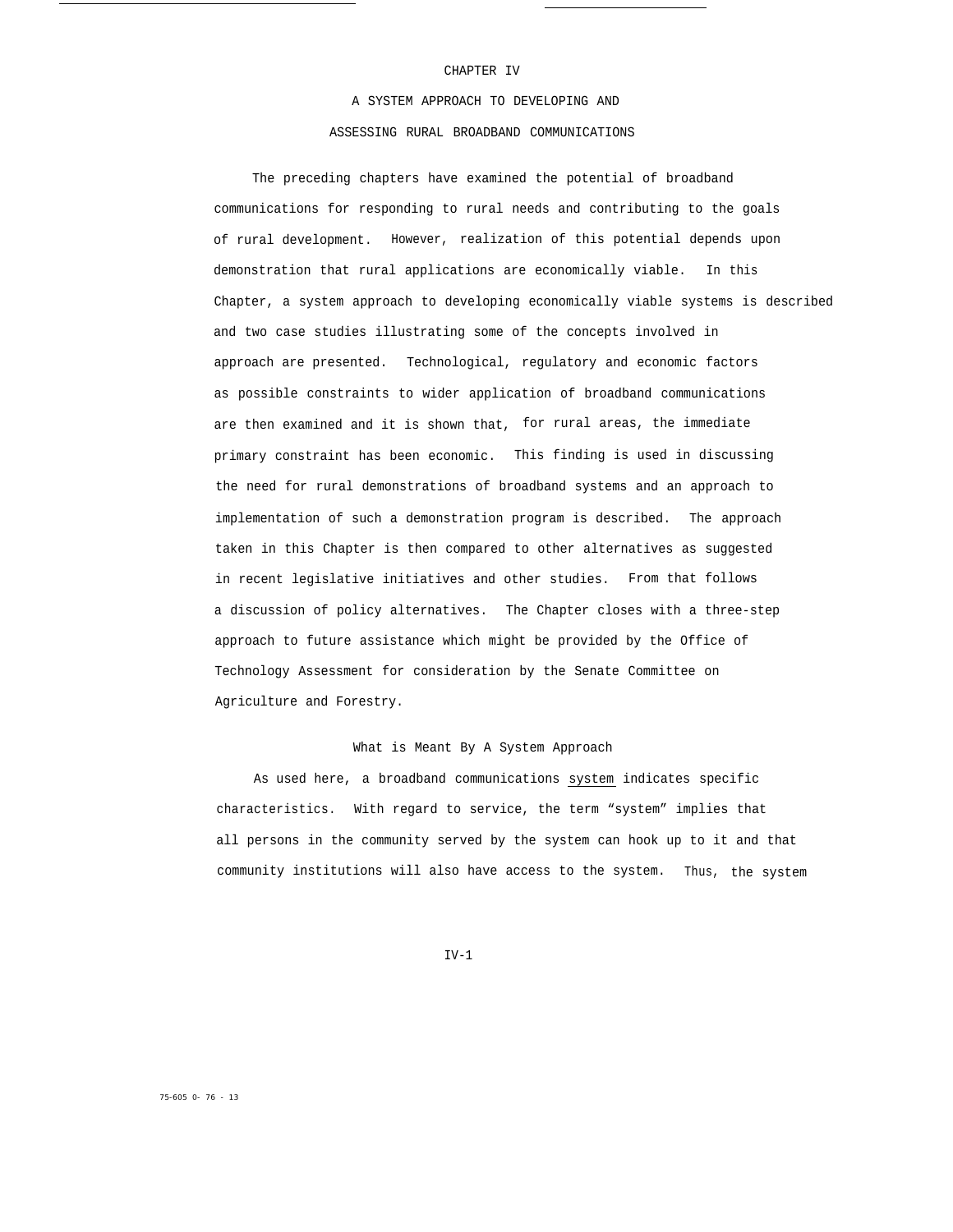# CHAPTER IV

## A SYSTEM APPROACH TO DEVELOPING AND ASSESSING RURAL BROADBAND COMMUNICATIONS

The preceding chapters have examined the potential of broadband communications for responding to rural needs and contributing to the goals of rural development. However, realization of this potential depends upon demonstration that rural applications are economically viable. In this Chapter, a system approach to developing economically viable systems is described and two case studies illustrating some of the concepts involved in approach are presented. Technological, regulatory and economic factors as possible constraints to wider application of broadband communications are then examined and it is shown that, for rural areas, the immediate primary constraint has been economic. This finding is used in discussing the need for rural demonstrations of broadband systems and an approach to implementation of such a demonstration program is described. The approach taken in this Chapter is then compared to other alternatives as suggested in recent legislative initiatives and other studies. From that follows a discussion of policy alternatives. The Chapter closes with a three-step approach to future assistance which might be provided by the Office of Technology Assessment for consideration by the Senate Committee on Agriculture and Forestry.

### What is Meant By A System Approach

As used here, a broadband communications system indicates specific characteristics. With regard to service, the term "system" implies that all persons in the community served by the system can hook up to it and that community institutions will also have access to the system. Thus, the system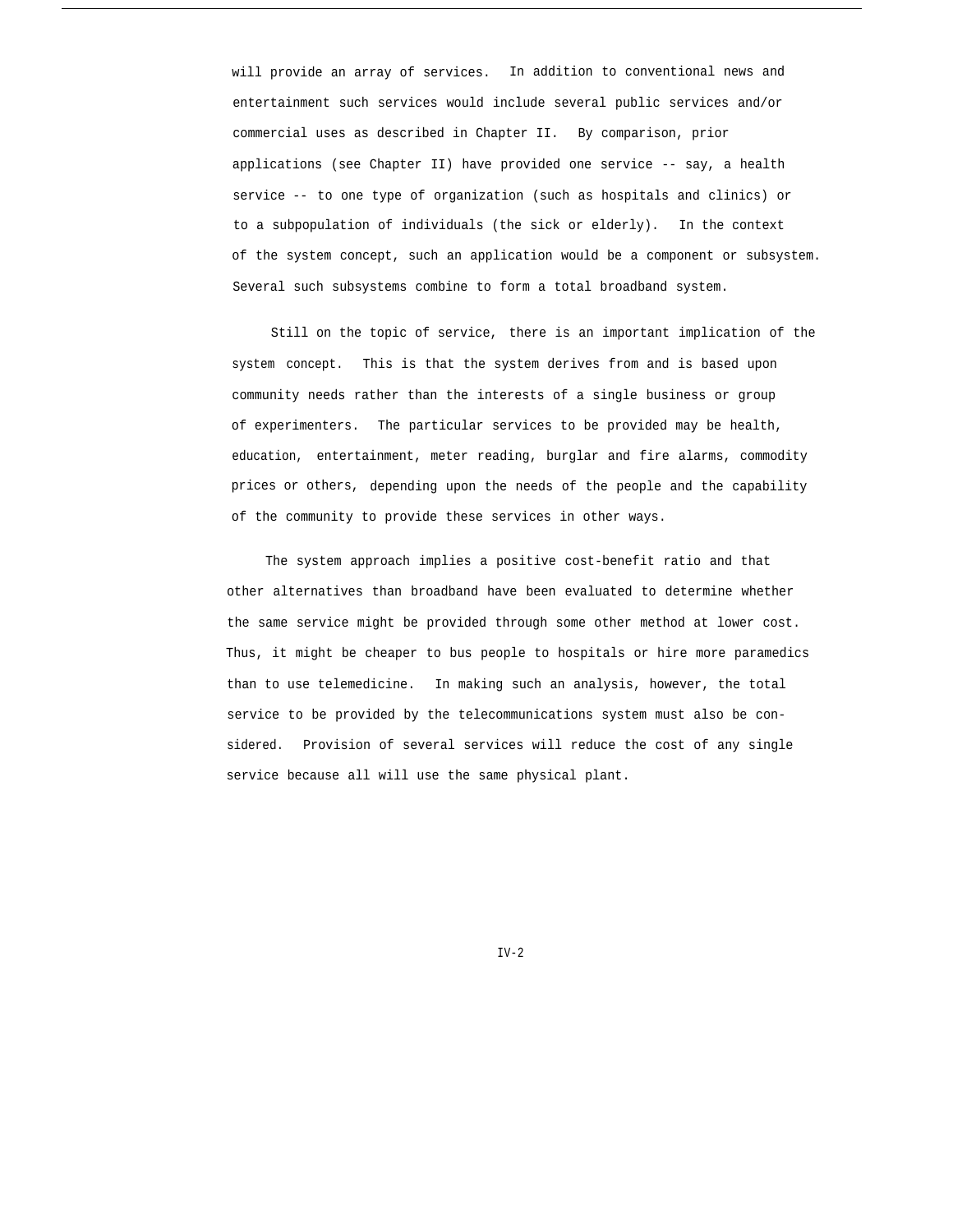will provide an array of services. In addition to conventional news and entertainment such services would include several public services and/or commercial uses as described in Chapter II. By comparison, prior applications (see Chapter II) have provided one service -- say, a health service -- to one type of organization (such as hospitals and clinics) or to a subpopulation of individuals (the sick or elderly). In the context of the system concept, such an application would be a component or subsystem. Several such subsystems combine to form a total broadband system.

Still on the topic of service, there is an important implication of the system concept. This is that the system derives from and is based upon community needs rather than the interests of a single business or group of experimenters. The particular services to be provided may be health, education, entertainment, meter reading, burglar and fire alarms, commodity prices or others, depending upon the needs of the people and the capability of the community to provide these services in other ways.

The system approach implies a positive cost-benefit ratio and that other alternatives than broadband have been evaluated to determine whether the same service might be provided through some other method at lower cost. Thus, it might be cheaper to bus people to hospitals or hire more paramedics than to use telemedicine. In making such an analysis, however, the total service to be provided by the telecommunications system must also be considered. Provision of several services will reduce the cost of any single service because all will use the same physical plant.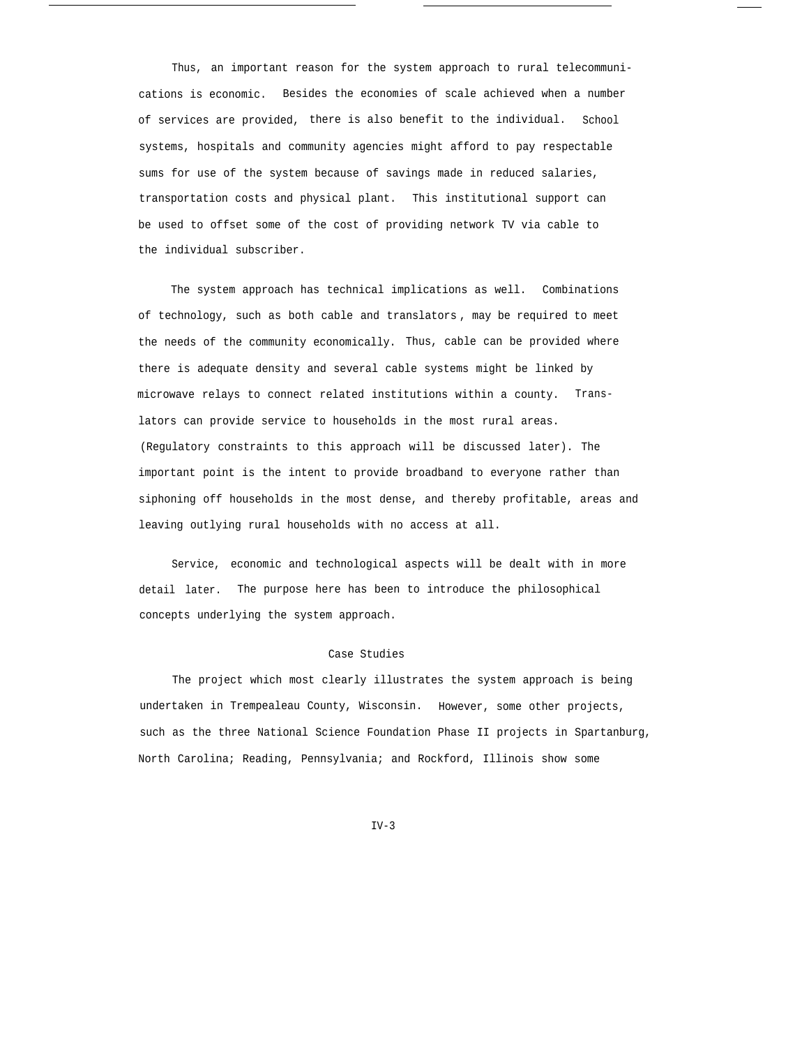Thus, an important reason for the system approach to rural telecommunications is economic. Besides the economies of scale achieved when a number of services are provided, there is also benefit to the individual. School systems, hospitals and community agencies might afford to pay respectable sums for use of the system because of savings made in reduced salaries, transportation costs and physical plant. This institutional support can be used to offset some of the cost of providing network TV via cable to the individual subscriber.

The system approach has technical implications as well. Combinations of technology, such as both cable and translators, may be required to meet the needs of the community economically. Thus, cable can be provided where there is adequate density and several cable systems might be linked by microwave relays to connect related institutions within a county. Translators can provide service to households in the most rural areas. (Regulatory constraints to this approach will be discussed later). The important point is the intent to provide broadband to everyone rather than siphoning off households in the most dense, and thereby profitable, areas and leaving outlying rural households with no access at all.

Service, economic and technological aspects will be dealt with in more detail later. The purpose here has been to introduce the philosophical concepts underlying the system approach.

## Case Studies

The project which most clearly illustrates the system approach is being undertaken in Trempealeau County, Wisconsin. However, some other projects, such as the three National Science Foundation Phase II projects in Spartanburg, North Carolina; Reading, Pennsylvania; and Rockford, Illinois show some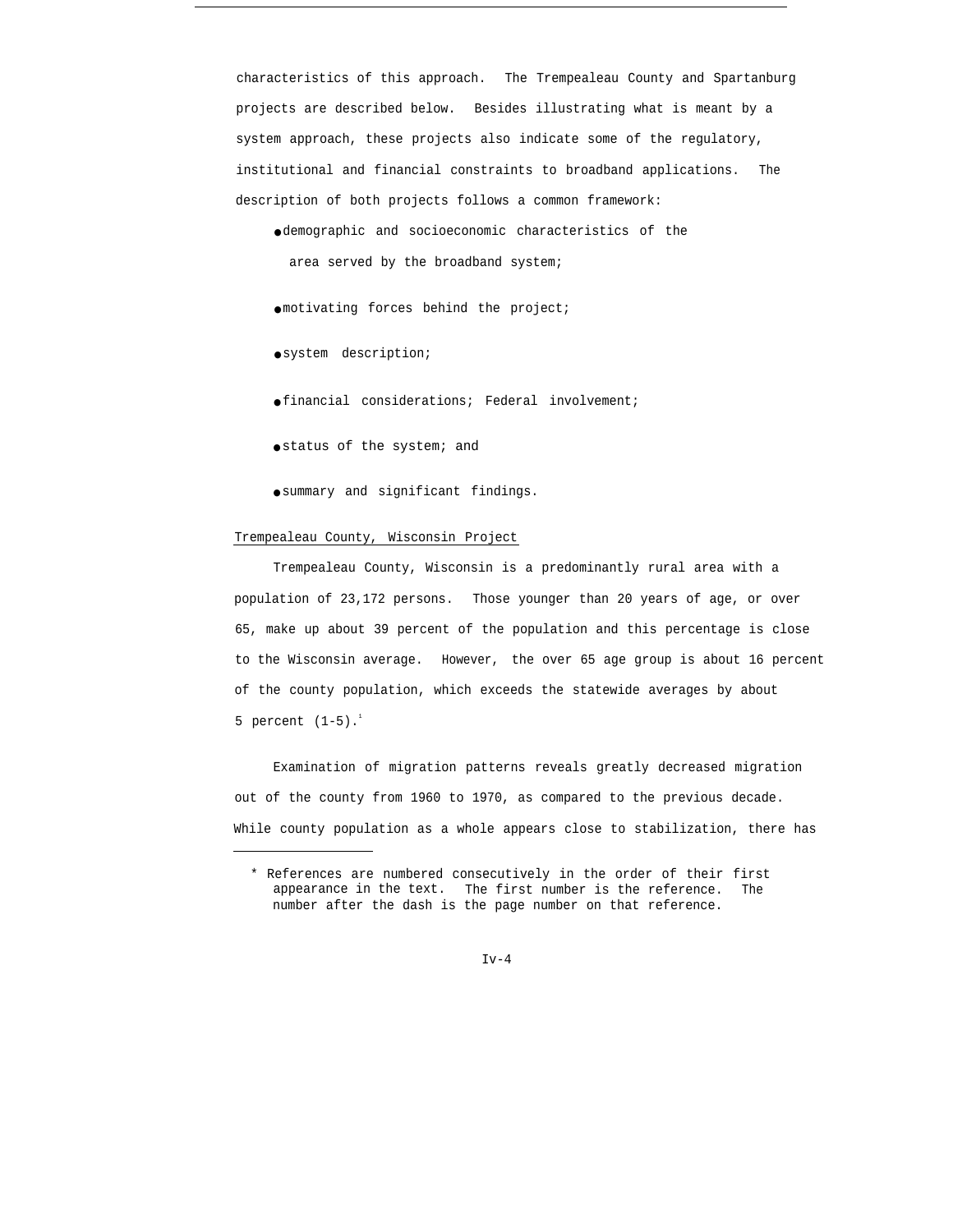characteristics of this approach. The Trempealeau County and Spartanburg projects are described below. Besides illustrating what is meant by a system approach, these projects also indicate some of the regulatory, institutional and financial constraints to broadband applications. The description of both projects follows a common framework:

- demographic and socioeconomic characteristics of the area served by the broadband system;
- motivating forces behind the project;
- system description;
- financial considerations; Federal involvement;
- status of the system; and
- summary and significant findings.

## Trempealeau County, Wisconsin Project

Trempealeau County, Wisconsin is a predominantly rural area with a population of 23,172 persons. Those younger than 20 years of age, or over 65, make up about 39 percent of the population and this percentage is close to the Wisconsin average. However, the over 65 age group is about 16 percent of the county population, which exceeds the statewide averages by about 5 percent (1-5).*

Examination of migration patterns reveals greatly decreased migration out of the county from 1960 to 1970, as compared to the previous decade. While county population as a whole appears close to stabilization, there has

---

* References are numbered consecutively in the order of their first appearance in the text. The first number is the reference. The number after the dash is the page number on that reference.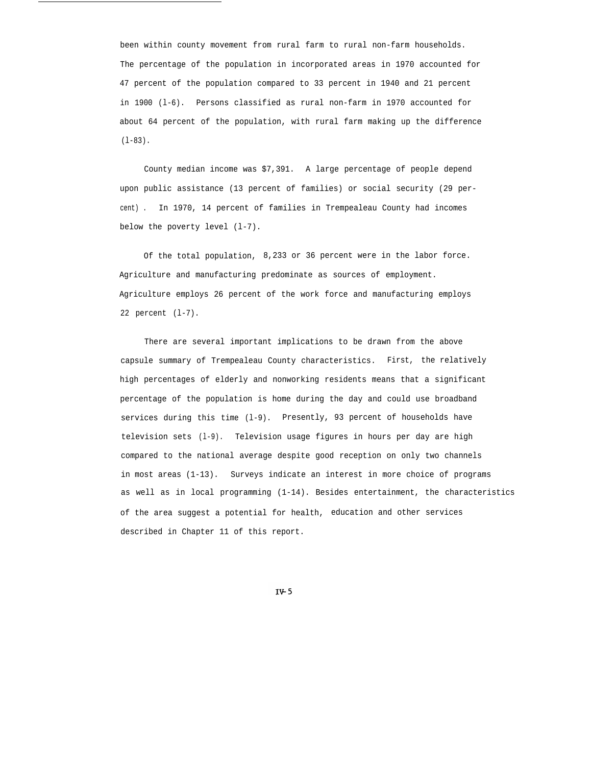been within county movement from rural farm to rural non-farm households. The percentage of the population in incorporated areas in 1970 accounted for 47 percent of the population compared to 33 percent in 1940 and 21 percent in 1900 (l-6). Persons classified as rural non-farm in 1970 accounted for about 64 percent of the population, with rural farm making up the difference (l-83).

County median income was $7,391. A large percentage of people depend upon public assistance (13 percent of families) or social security (29 percent). In 1970, 14 percent of families in Trempealeau County had incomes below the poverty level (l-7).

Of the total population, 8,233 or 36 percent were in the labor force. Agriculture and manufacturing predominate as sources of employment. Agriculture employs 26 percent of the work force and manufacturing employs 22 percent (l-7).

There are several important implications to be drawn from the above capsule summary of Trempealeau County characteristics. First, the relatively high percentages of elderly and nonworking residents means that a significant percentage of the population is home during the day and could use broadband services during this time (l-9). Presently, 93 percent of households have television sets (l-9). Television usage figures in hours per day are high compared to the national average despite good reception on only two channels in most areas (1-13). Surveys indicate an interest in more choice of programs as well as in local programming (1-14). Besides entertainment, the characteristics of the area suggest a potential for health, education and other services described in Chapter 11 of this report.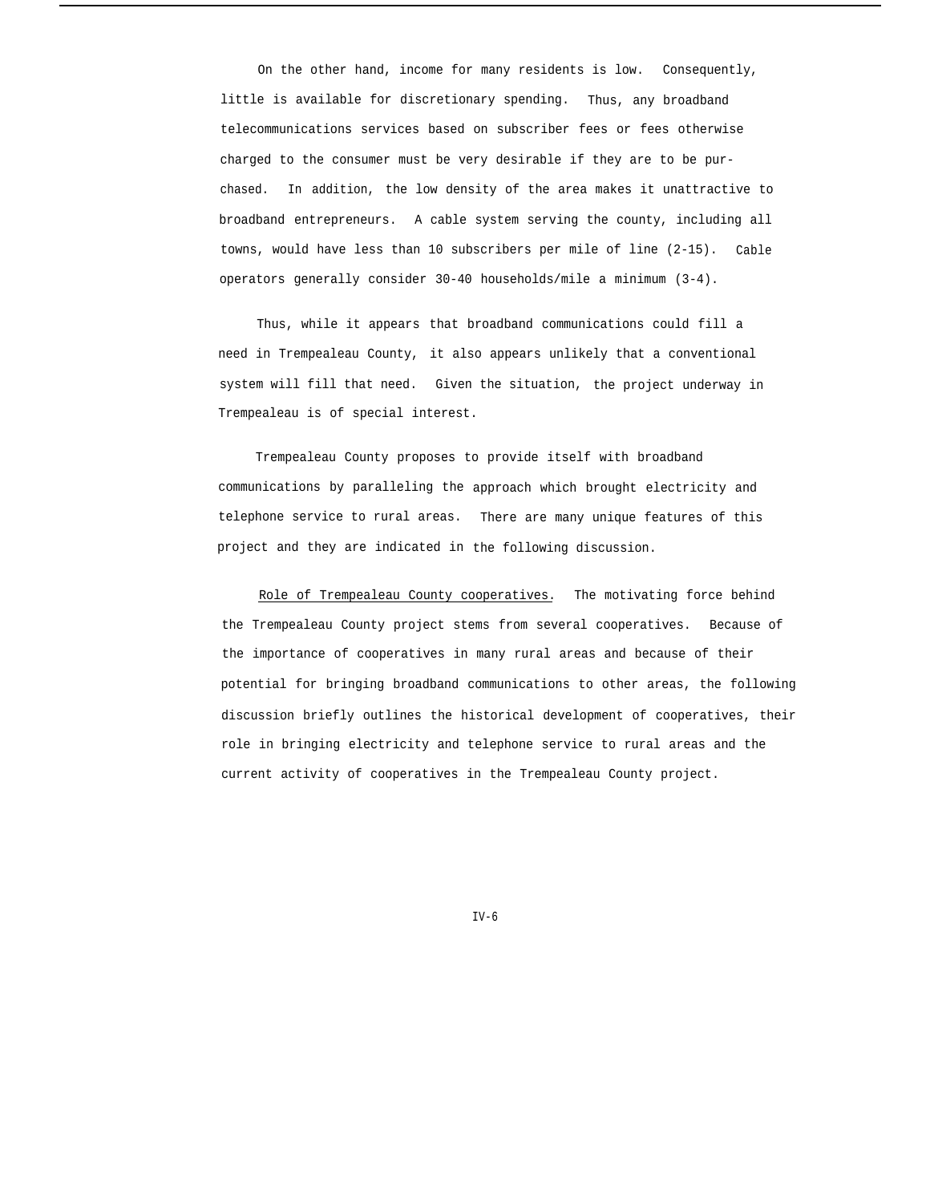On the other hand, income for many residents is low. Consequently, little is available for discretionary spending. Thus, any broadband telecommunications services based on subscriber fees or fees otherwise charged to the consumer must be very desirable if they are to be purchased. In addition, the low density of the area makes it unattractive to broadband entrepreneurs. A cable system serving the county, including all towns, would have less than 10 subscribers per mile of line (2-15). Cable operators generally consider 30-40 households/mile a minimum (3-4).

Thus, while it appears that broadband communications could fill a need in Trempealeau County, it also appears unlikely that a conventional system will fill that need. Given the situation, the project underway in Trempealeau is of special interest.

Trempealeau County proposes to provide itself with broadband communications by paralleling the approach which brought electricity and telephone service to rural areas. There are many unique features of this project and they are indicated in the following discussion.

Role of Trempealeau County cooperatives. The motivating force behind the Trempealeau County project stems from several cooperatives. Because of the importance of cooperatives in many rural areas and because of their potential for bringing broadband communications to other areas, the following discussion briefly outlines the historical development of cooperatives, their role in bringing electricity and telephone service to rural areas and the current activity of cooperatives in the Trempealeau County project.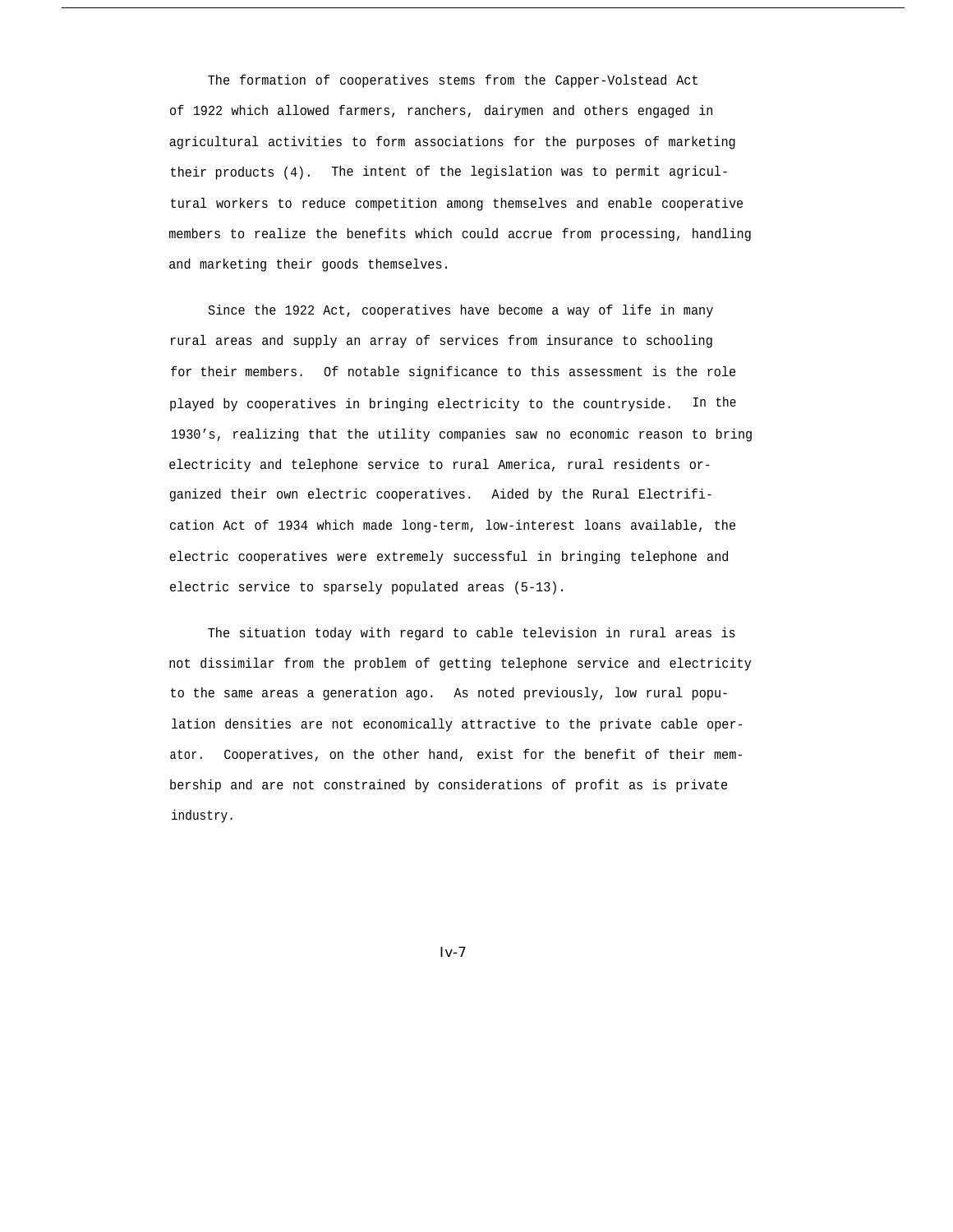The formation of cooperatives stems from the Capper-Volstead Act of 1922 which allowed farmers, ranchers, dairymen and others engaged in agricultural activities to form associations for the purposes of marketing their products (4). The intent of the legislation was to permit agricultural workers to reduce competition among themselves and enable cooperative members to realize the benefits which could accrue from processing, handling and marketing their goods themselves.

Since the 1922 Act, cooperatives have become a way of life in many rural areas and supply an array of services from insurance to schooling for their members. Of notable significance to this assessment is the role played by cooperatives in bringing electricity to the countryside. In the 1930's, realizing that the utility companies saw no economic reason to bring electricity and telephone service to rural America, rural residents organized their own electric cooperatives. Aided by the Rural Electrification Act of 1934 which made long-term, low-interest loans available, the electric cooperatives were extremely successful in bringing telephone and electric service to sparsely populated areas (5-13).

The situation today with regard to cable television in rural areas is not dissimilar from the problem of getting telephone service and electricity to the same areas a generation ago. As noted previously, low rural population densities are not economically attractive to the private cable operator. Cooperatives, on the other hand, exist for the benefit of their membership and are not constrained by considerations of profit as is private industry.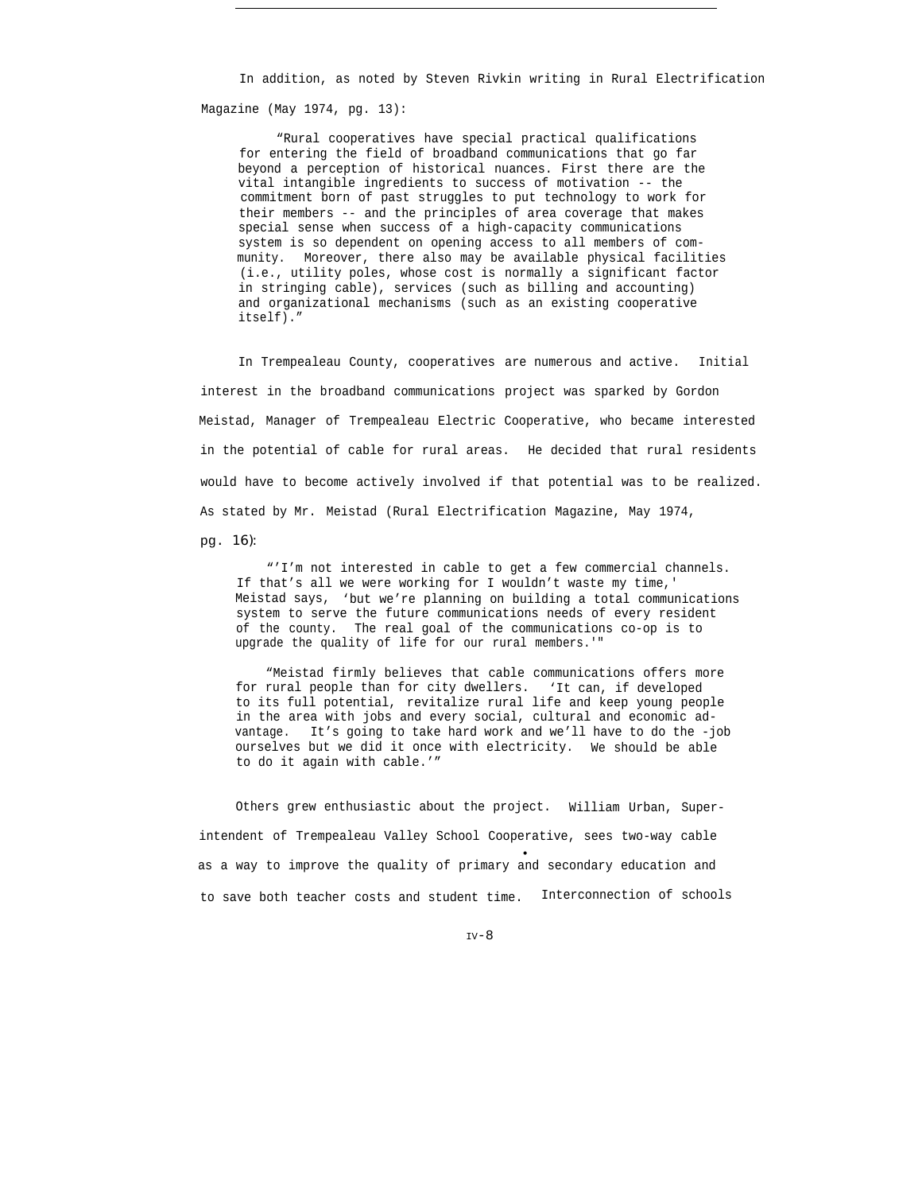In addition, as noted by Steven Rivkin writing in Rural Electrification Magazine (May 1974, pg. 13):

> "Rural cooperatives have special practical qualifications for entering the field of broadband communications that go far beyond a perception of historical nuances. First there are the vital intangible ingredients to success of motivation -- the commitment born of past struggles to put technology to work for their members -- and the principles of area coverage that makes special sense when success of a high-capacity communications system is so dependent on opening access to all members of community. Moreover, there also may be available physical facilities (i.e., utility poles, whose cost is normally a significant factor in stringing cable), services (such as billing and accounting) and organizational mechanisms (such as an existing cooperative itself)."

In Trempealeau County, cooperatives are numerous and active. Initial interest in the broadband communications project was sparked by Gordon Meistad, Manager of Trempealeau Electric Cooperative, who became interested in the potential of cable for rural areas. He decided that rural residents would have to become actively involved if that potential was to be realized. As stated by Mr. Meistad (Rural Electrification Magazine, May 1974, pg. 16):

> "'I'm not interested in cable to get a few commercial channels. If that's all we were working for I wouldn't waste my time,' Meistad says, 'but we're planning on building a total communications system to serve the future communications needs of every resident of the county. The real goal of the communications co-op is to upgrade the quality of life for our rural members.'"
>
> "Meistad firmly believes that cable communications offers more for rural people than for city dwellers. 'It can, if developed to its full potential, revitalize rural life and keep young people in the area with jobs and every social, cultural and economic advantage. It's going to take hard work and we'll have to do the job ourselves but we did it once with electricity. We should be able to do it again with cable.'"

Others grew enthusiastic about the project. William Urban, Superintendent of Trempealeau Valley School Cooperative, sees two-way cable as a way to improve the quality of primary and secondary education and to save both teacher costs and student time. Interconnection of schools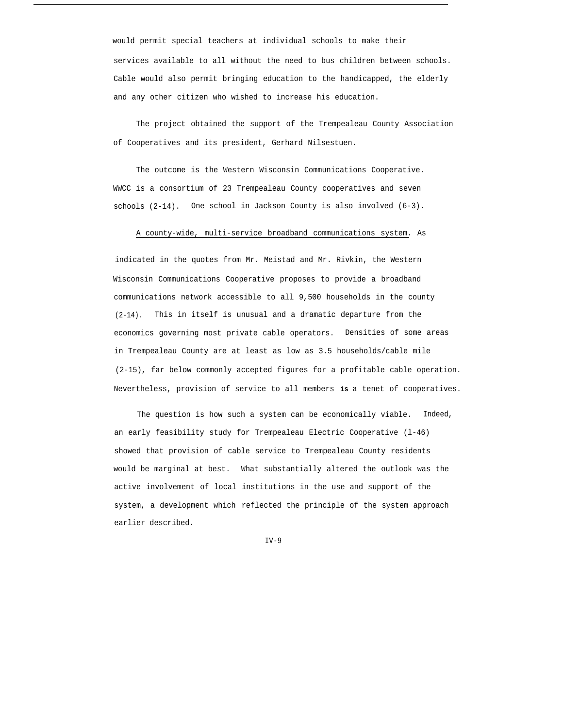would permit special teachers at individual schools to make their services available to all without the need to bus children between schools. Cable would also permit bringing education to the handicapped, the elderly and any other citizen who wished to increase his education.

The project obtained the support of the Trempealeau County Association of Cooperatives and its president, Gerhard Nilsestuen.

The outcome is the Western Wisconsin Communications Cooperative. WWCC is a consortium of 23 Trempealeau County cooperatives and seven schools (2-14). One school in Jackson County is also involved (6-3).

A county-wide, multi-service broadband communications system. As indicated in the quotes from Mr. Meistad and Mr. Rivkin, the Western Wisconsin Communications Cooperative proposes to provide a broadband communications network accessible to all 9,500 households in the county (2-14). This in itself is unusual and a dramatic departure from the economics governing most private cable operators. Densities of some areas in Trempealeau County are at least as low as 3.5 households/cable mile (2-15), far below commonly accepted figures for a profitable cable operation. Nevertheless, provision of service to all members **is** a tenet of cooperatives.

The question is how such a system can be economically viable. Indeed, an early feasibility study for Trempealeau Electric Cooperative (l-46) showed that provision of cable service to Trempealeau County residents would be marginal at best. What substantially altered the outlook was the active involvement of local institutions in the use and support of the system, a development which reflected the principle of the system approach earlier described.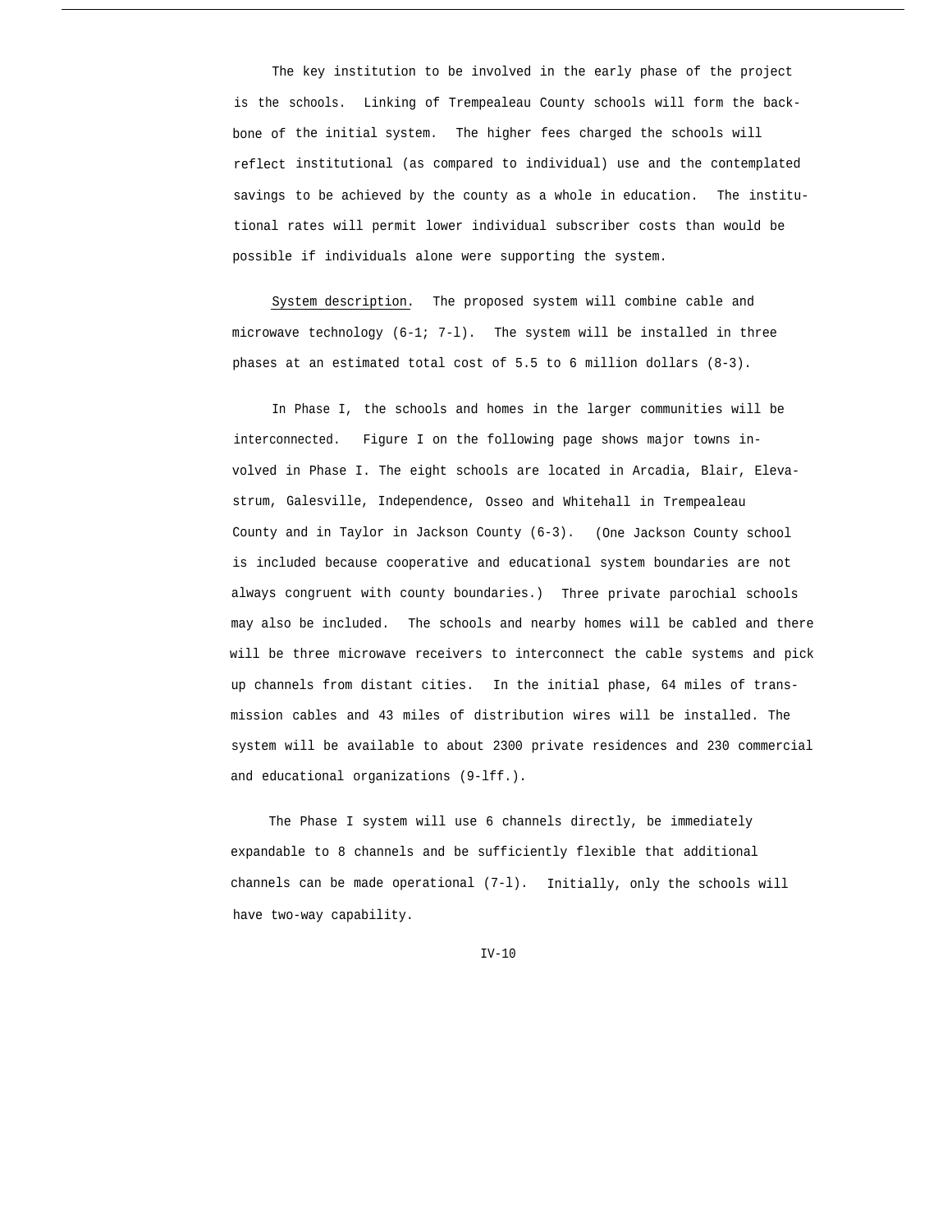The key institution to be involved in the early phase of the project is the schools. Linking of Trempealeau County schools will form the backbone of the initial system. The higher fees charged the schools will reflect institutional (as compared to individual) use and the contemplated savings to be achieved by the county as a whole in education. The institutional rates will permit lower individual subscriber costs than would be possible if individuals alone were supporting the system.

System description. The proposed system will combine cable and microwave technology (6-1; 7-l). The system will be installed in three phases at an estimated total cost of 5.5 to 6 million dollars (8-3).

In Phase I, the schools and homes in the larger communities will be interconnected. Figure I on the following page shows major towns involved in Phase I. The eight schools are located in Arcadia, Blair, Eleva-strum, Galesville, Independence, Osseo and Whitehall in Trempealeau County and in Taylor in Jackson County (6-3). (One Jackson County school is included because cooperative and educational system boundaries are not always congruent with county boundaries.) Three private parochial schools may also be included. The schools and nearby homes will be cabled and there will be three microwave receivers to interconnect the cable systems and pick up channels from distant cities. In the initial phase, 64 miles of transmission cables and 43 miles of distribution wires will be installed. The system will be available to about 2300 private residences and 230 commercial and educational organizations (9-lff.).

The Phase I system will use 6 channels directly, be immediately expandable to 8 channels and be sufficiently flexible that additional channels can be made operational (7-l). Initially, only the schools will have two-way capability.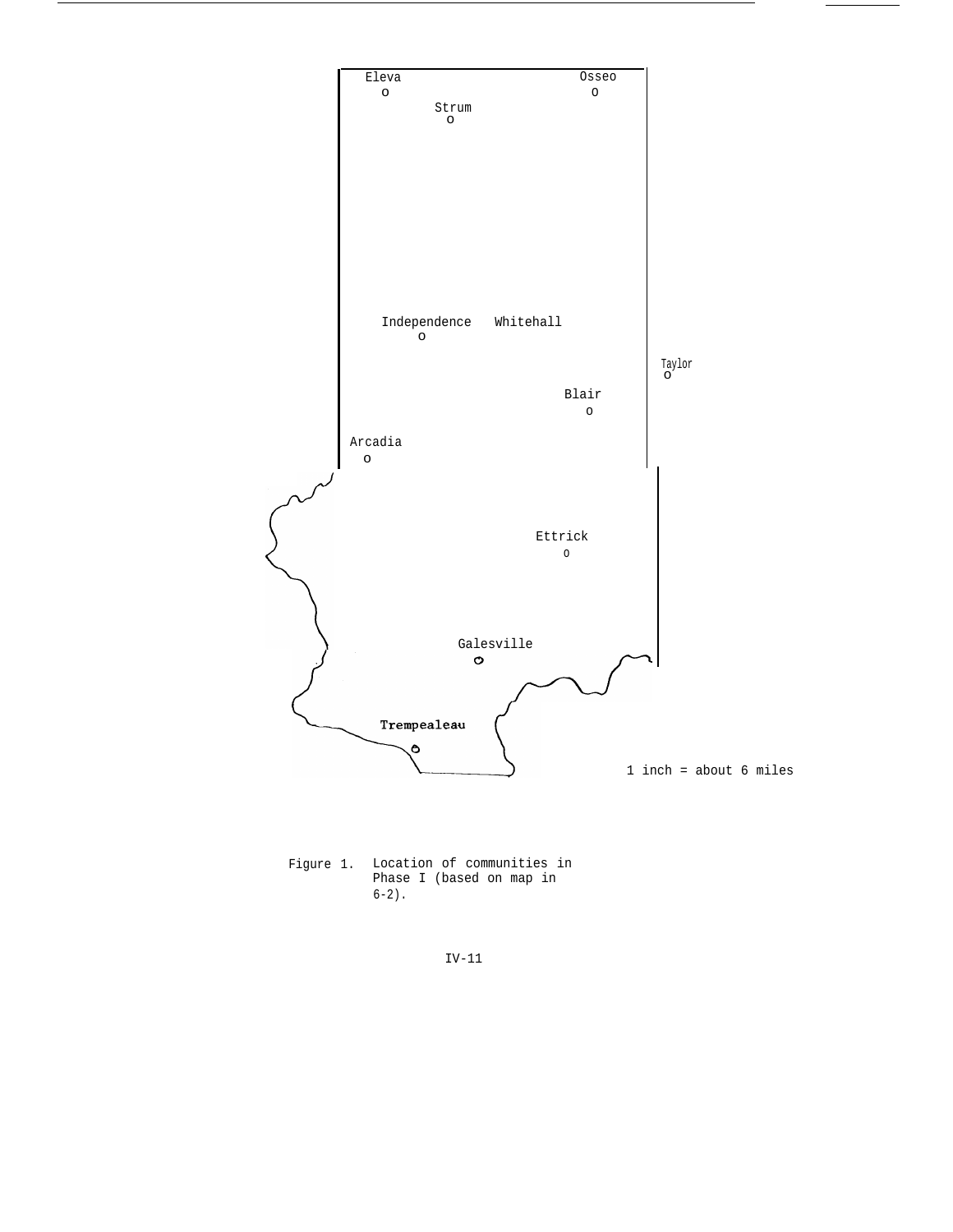Eleva

Osseo

Strum

Independence

Whitehall

Taylor

Blair

Arcadia

Ettrick

Galesville

**Trempealeau**

1 inch = about 6 miles

Figure 1. Location of communities in Phase I (based on map in 6-2).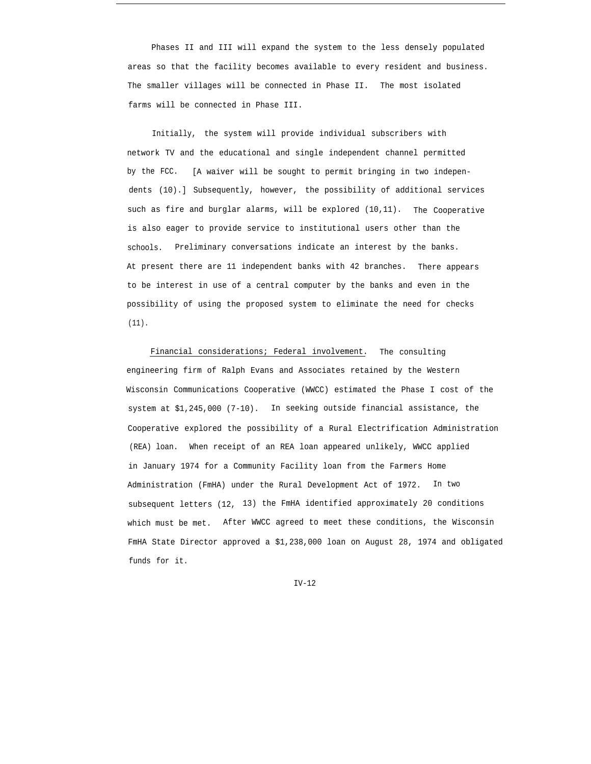Phases II and III will expand the system to the less densely populated areas so that the facility becomes available to every resident and business. The smaller villages will be connected in Phase II. The most isolated farms will be connected in Phase III.

Initially, the system will provide individual subscribers with network TV and the educational and single independent channel permitted by the FCC. [A waiver will be sought to permit bringing in two independents (10).] Subsequently, however, the possibility of additional services such as fire and burglar alarms, will be explored (10,11). The Cooperative is also eager to provide service to institutional users other than the schools. Preliminary conversations indicate an interest by the banks. At present there are 11 independent banks with 42 branches. There appears to be interest in use of a central computer by the banks and even in the possibility of using the proposed system to eliminate the need for checks (11).

<u>Financial considerations; Federal involvement</u>. The consulting engineering firm of Ralph Evans and Associates retained by the Western Wisconsin Communications Cooperative (WWCC) estimated the Phase I cost of the system at $1,245,000 (7-10). In seeking outside financial assistance, the Cooperative explored the possibility of a Rural Electrification Administration (REA) loan. When receipt of an REA loan appeared unlikely, WWCC applied in January 1974 for a Community Facility loan from the Farmers Home Administration (FmHA) under the Rural Development Act of 1972. In two subsequent letters (12, 13) the FmHA identified approximately 20 conditions which must be met. After WWCC agreed to meet these conditions, the Wisconsin FmHA State Director approved a $1,238,000 loan on August 28, 1974 and obligated funds for it.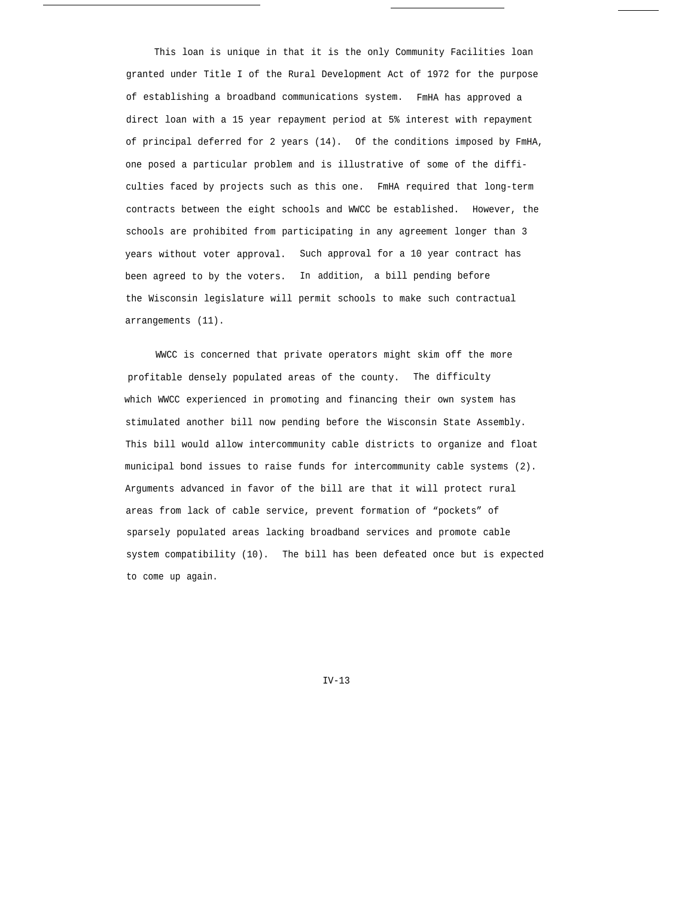This loan is unique in that it is the only Community Facilities loan granted under Title I of the Rural Development Act of 1972 for the purpose of establishing a broadband communications system. FmHA has approved a direct loan with a 15 year repayment period at 5% interest with repayment of principal deferred for 2 years (14). Of the conditions imposed by FmHA, one posed a particular problem and is illustrative of some of the difficulties faced by projects such as this one. FmHA required that long-term contracts between the eight schools and WWCC be established. However, the schools are prohibited from participating in any agreement longer than 3 years without voter approval. Such approval for a 10 year contract has been agreed to by the voters. In addition, a bill pending before the Wisconsin legislature will permit schools to make such contractual arrangements (11).

WWCC is concerned that private operators might skim off the more profitable densely populated areas of the county. The difficulty which WWCC experienced in promoting and financing their own system has stimulated another bill now pending before the Wisconsin State Assembly. This bill would allow intercommunity cable districts to organize and float municipal bond issues to raise funds for intercommunity cable systems (2). Arguments advanced in favor of the bill are that it will protect rural areas from lack of cable service, prevent formation of "pockets" of sparsely populated areas lacking broadband services and promote cable system compatibility (10). The bill has been defeated once but is expected to come up again.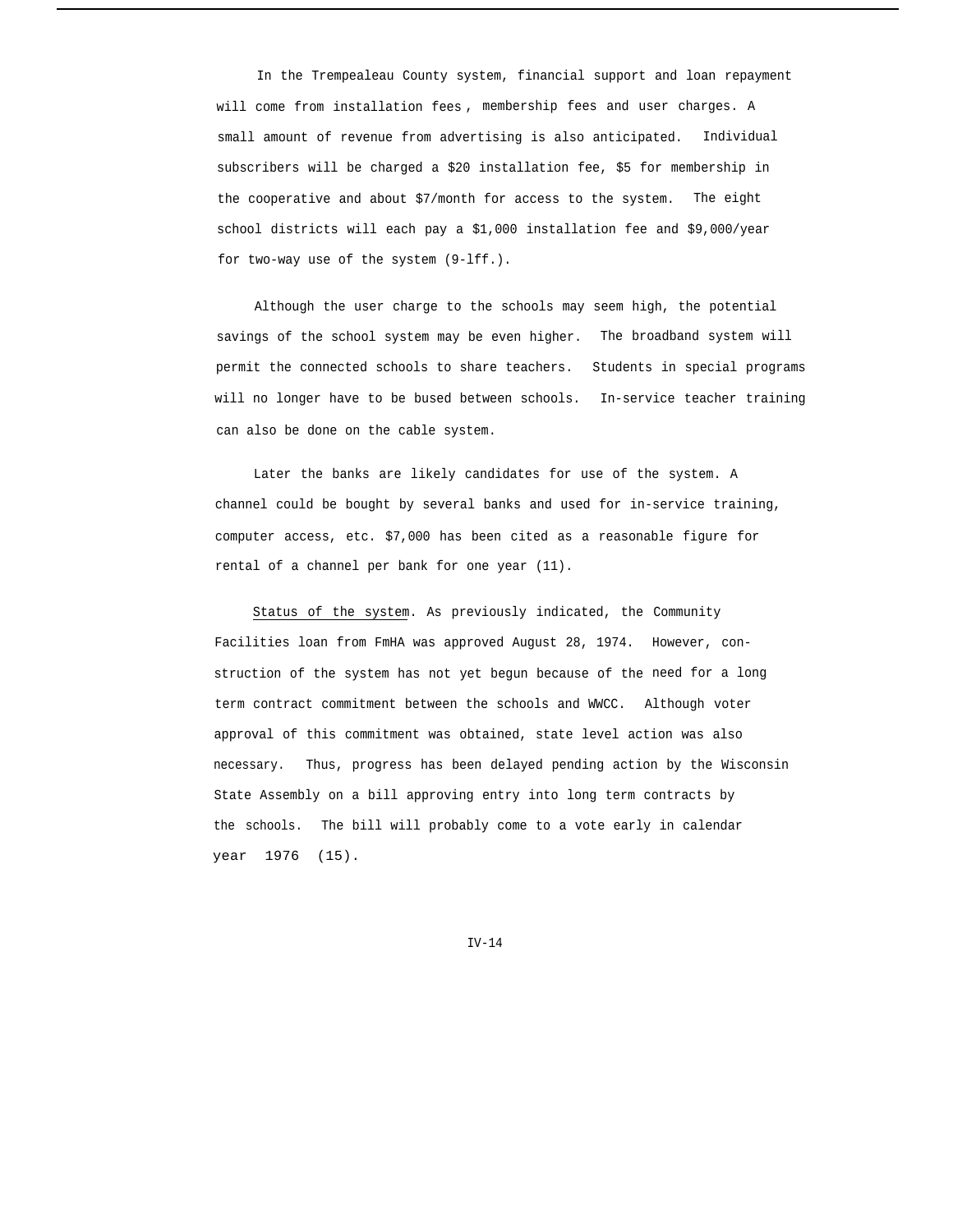In the Trempealeau County system, financial support and loan repayment will come from installation fees, membership fees and user charges. A small amount of revenue from advertising is also anticipated. Individual subscribers will be charged a $20 installation fee, $5 for membership in the cooperative and about $7/month for access to the system. The eight school districts will each pay a $1,000 installation fee and $9,000/year for two-way use of the system (9-lff.).

Although the user charge to the schools may seem high, the potential savings of the school system may be even higher. The broadband system will permit the connected schools to share teachers. Students in special programs will no longer have to be bused between schools. In-service teacher training can also be done on the cable system.

Later the banks are likely candidates for use of the system. A channel could be bought by several banks and used for in-service training, computer access, etc. $7,000 has been cited as a reasonable figure for rental of a channel per bank for one year (11).

<u>Status of the system</u>. As previously indicated, the Community Facilities loan from FmHA was approved August 28, 1974. However, construction of the system has not yet begun because of the need for a long term contract commitment between the schools and WWCC. Although voter approval of this commitment was obtained, state level action was also necessary. Thus, progress has been delayed pending action by the Wisconsin State Assembly on a bill approving entry into long term contracts by the schools. The bill will probably come to a vote early in calendar year 1976 (15).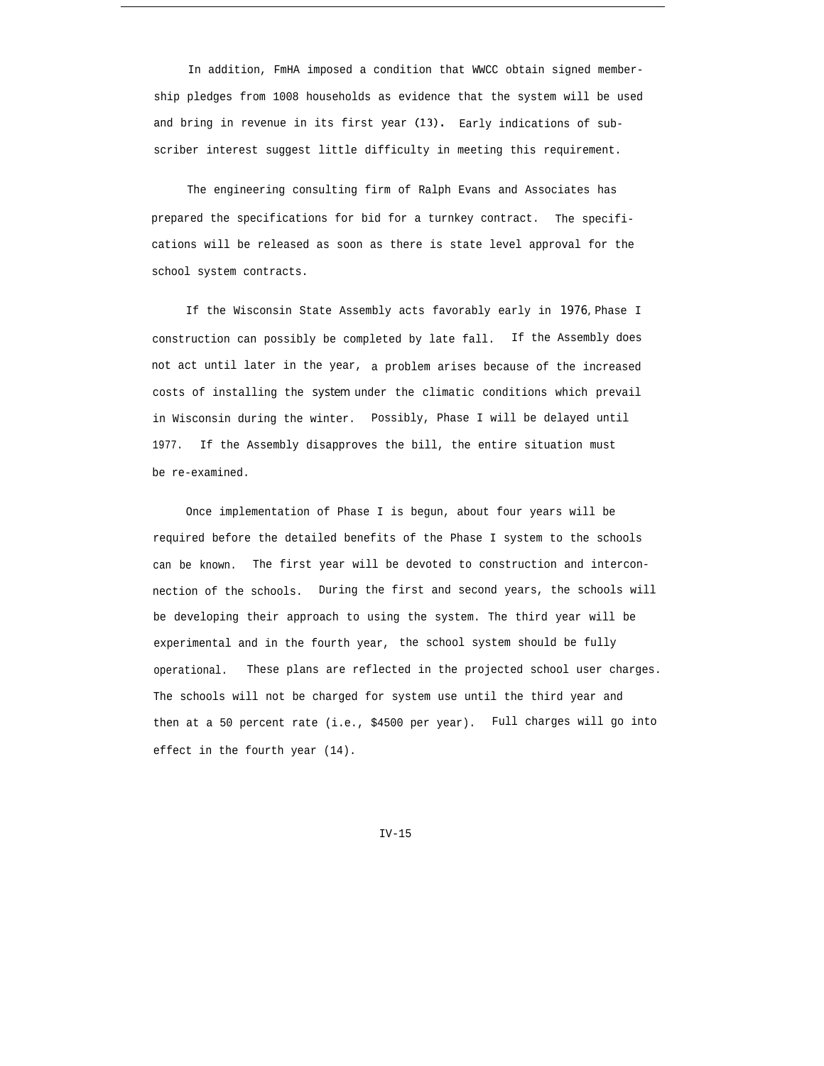In addition, FmHA imposed a condition that WWCC obtain signed membership pledges from 1008 households as evidence that the system will be used and bring in revenue in its first year (13). Early indications of subscriber interest suggest little difficulty in meeting this requirement.

The engineering consulting firm of Ralph Evans and Associates has prepared the specifications for bid for a turnkey contract. The specifications will be released as soon as there is state level approval for the school system contracts.

If the Wisconsin State Assembly acts favorably early in 1976, Phase I construction can possibly be completed by late fall. If the Assembly does not act until later in the year, a problem arises because of the increased costs of installing the system under the climatic conditions which prevail in Wisconsin during the winter. Possibly, Phase I will be delayed until 1977. If the Assembly disapproves the bill, the entire situation must be re-examined.

Once implementation of Phase I is begun, about four years will be required before the detailed benefits of the Phase I system to the schools can be known. The first year will be devoted to construction and interconnection of the schools. During the first and second years, the schools will be developing their approach to using the system. The third year will be experimental and in the fourth year, the school system should be fully operational. These plans are reflected in the projected school user charges. The schools will not be charged for system use until the third year and then at a 50 percent rate (i.e., $4500 per year). Full charges will go into effect in the fourth year (14).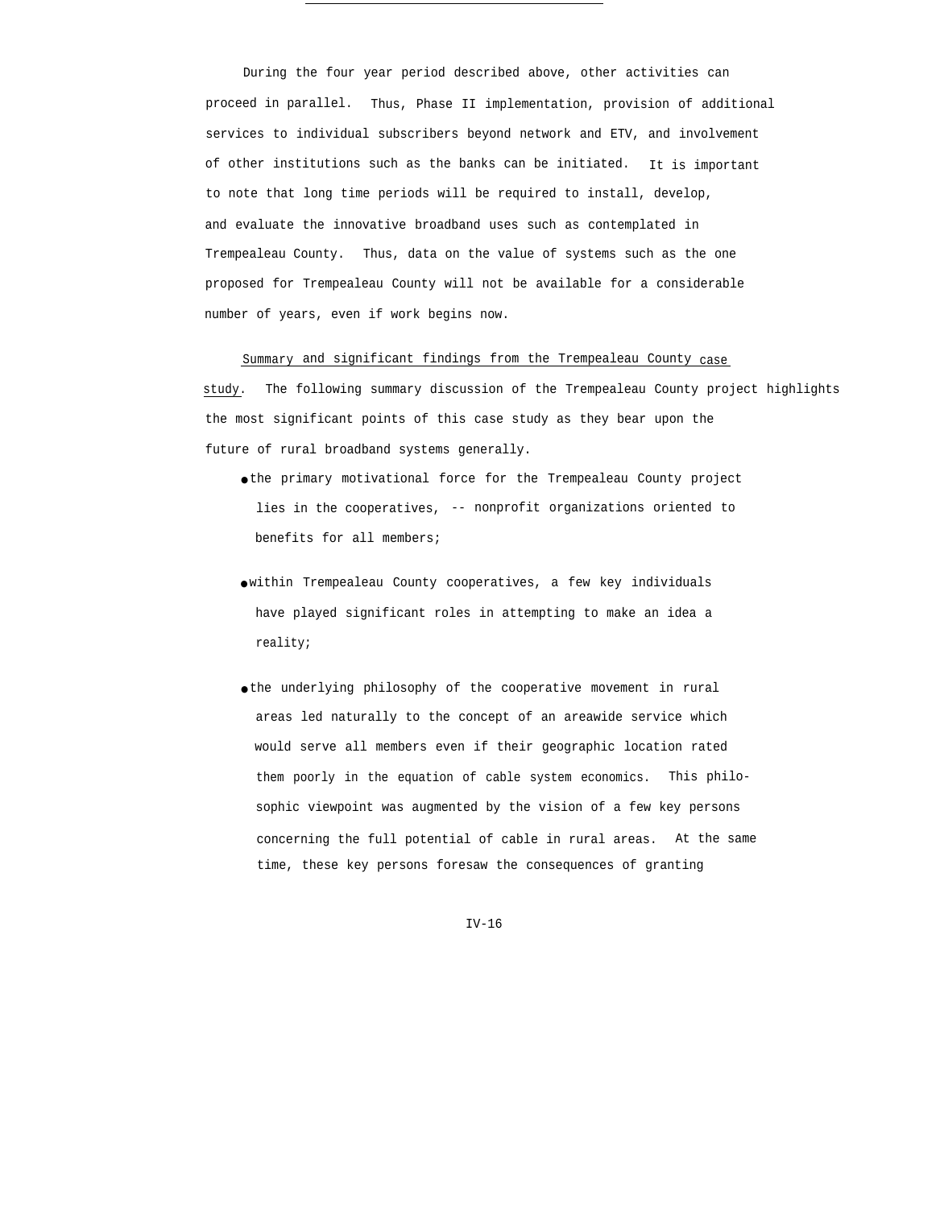During the four year period described above, other activities can proceed in parallel. Thus, Phase II implementation, provision of additional services to individual subscribers beyond network and ETV, and involvement of other institutions such as the banks can be initiated. It is important to note that long time periods will be required to install, develop, and evaluate the innovative broadband uses such as contemplated in Trempealeau County. Thus, data on the value of systems such as the one proposed for Trempealeau County will not be available for a considerable number of years, even if work begins now.

Summary and significant findings from the Trempealeau County case study. The following summary discussion of the Trempealeau County project highlights the most significant points of this case study as they bear upon the future of rural broadband systems generally.

- the primary motivational force for the Trempealeau County project lies in the cooperatives, -- nonprofit organizations oriented to benefits for all members;

- within Trempealeau County cooperatives, a few key individuals have played significant roles in attempting to make an idea a reality;

- the underlying philosophy of the cooperative movement in rural areas led naturally to the concept of an areawide service which would serve all members even if their geographic location rated them poorly in the equation of cable system economics. This philosophic viewpoint was augmented by the vision of a few key persons concerning the full potential of cable in rural areas. At the same time, these key persons foresaw the consequences of granting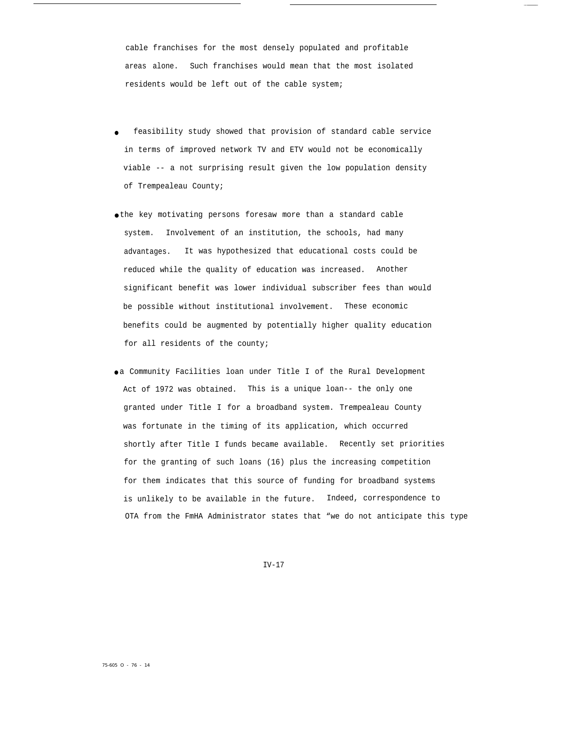cable franchises for the most densely populated and profitable areas alone. Such franchises would mean that the most isolated residents would be left out of the cable system;

- feasibility study showed that provision of standard cable service in terms of improved network TV and ETV would not be economically viable -- a not surprising result given the low population density of Trempealeau County;

- the key motivating persons foresaw more than a standard cable system. Involvement of an institution, the schools, had many advantages. It was hypothesized that educational costs could be reduced while the quality of education was increased. Another significant benefit was lower individual subscriber fees than would be possible without institutional involvement. These economic benefits could be augmented by potentially higher quality education for all residents of the county;

- a Community Facilities loan under Title I of the Rural Development Act of 1972 was obtained. This is a unique loan-- the only one granted under Title I for a broadband system. Trempealeau County was fortunate in the timing of its application, which occurred shortly after Title I funds became available. Recently set priorities for the granting of such loans (16) plus the increasing competition for them indicates that this source of funding for broadband systems is unlikely to be available in the future. Indeed, correspondence to OTA from the FmHA Administrator states that "we do not anticipate this type

75-605 O - 76 - 14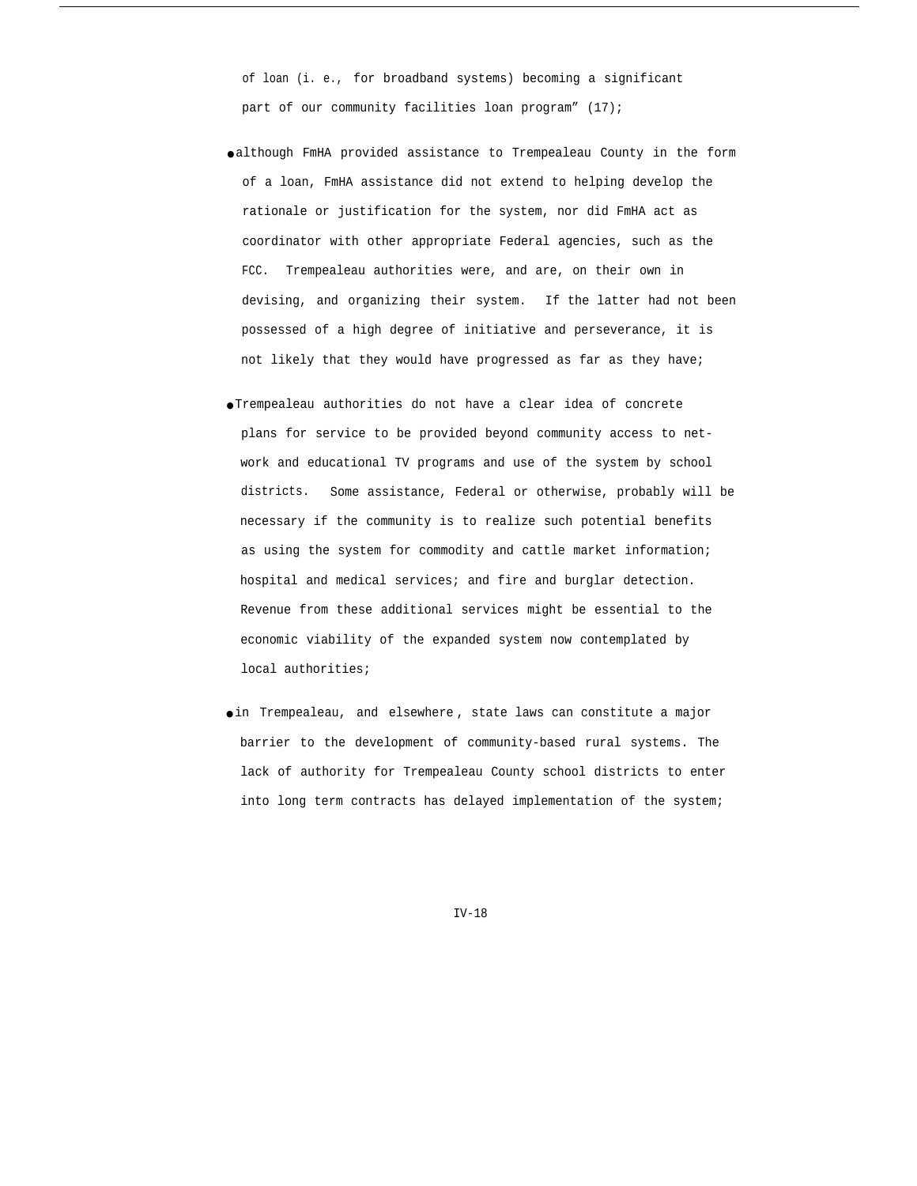of loan (i. e., for broadband systems) becoming a significant part of our community facilities loan program" (17);

- although FmHA provided assistance to Trempealeau County in the form of a loan, FmHA assistance did not extend to helping develop the rationale or justification for the system, nor did FmHA act as coordinator with other appropriate Federal agencies, such as the FCC. Trempealeau authorities were, and are, on their own in devising, and organizing their system. If the latter had not been possessed of a high degree of initiative and perseverance, it is not likely that they would have progressed as far as they have;

- Trempealeau authorities do not have a clear idea of concrete plans for service to be provided beyond community access to network and educational TV programs and use of the system by school districts. Some assistance, Federal or otherwise, probably will be necessary if the community is to realize such potential benefits as using the system for commodity and cattle market information; hospital and medical services; and fire and burglar detection. Revenue from these additional services might be essential to the economic viability of the expanded system now contemplated by local authorities;

- in Trempealeau, and elsewhere, state laws can constitute a major barrier to the development of community-based rural systems. The lack of authority for Trempealeau County school districts to enter into long term contracts has delayed implementation of the system;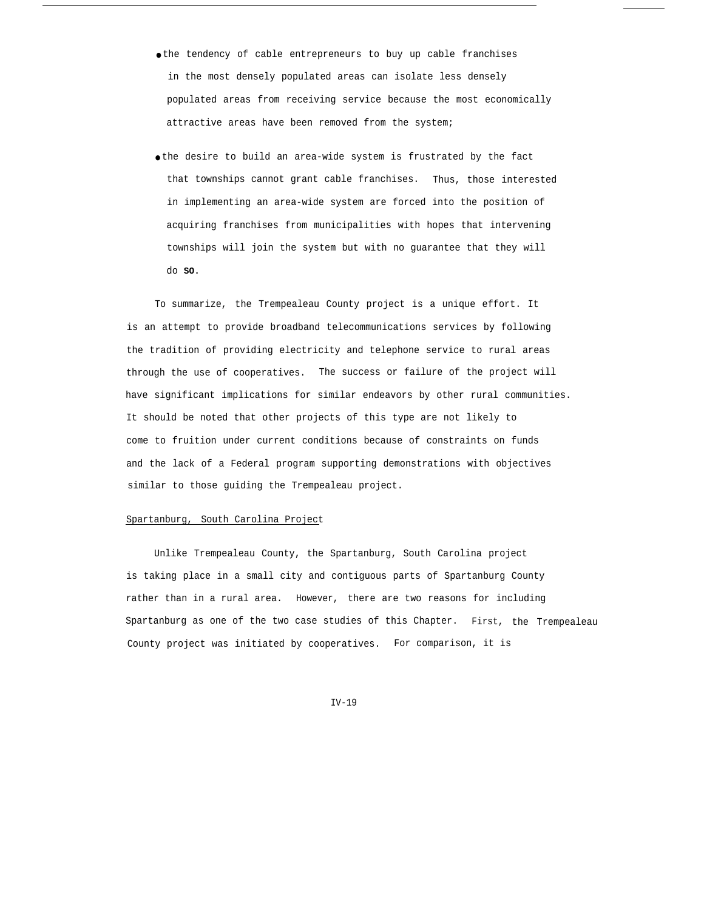- the tendency of cable entrepreneurs to buy up cable franchises in the most densely populated areas can isolate less densely populated areas from receiving service because the most economically attractive areas have been removed from the system;

- the desire to build an area-wide system is frustrated by the fact that townships cannot grant cable franchises. Thus, those interested in implementing an area-wide system are forced into the position of acquiring franchises from municipalities with hopes that intervening townships will join the system but with no guarantee that they will do so.

To summarize, the Trempealeau County project is a unique effort. It is an attempt to provide broadband telecommunications services by following the tradition of providing electricity and telephone service to rural areas through the use of cooperatives. The success or failure of the project will have significant implications for similar endeavors by other rural communities. It should be noted that other projects of this type are not likely to come to fruition under current conditions because of constraints on funds and the lack of a Federal program supporting demonstrations with objectives similar to those guiding the Trempealeau project.

Spartanburg, South Carolina Project

Unlike Trempealeau County, the Spartanburg, South Carolina project is taking place in a small city and contiguous parts of Spartanburg County rather than in a rural area. However, there are two reasons for including Spartanburg as one of the two case studies of this Chapter. First, the Trempealeau County project was initiated by cooperatives. For comparison, it is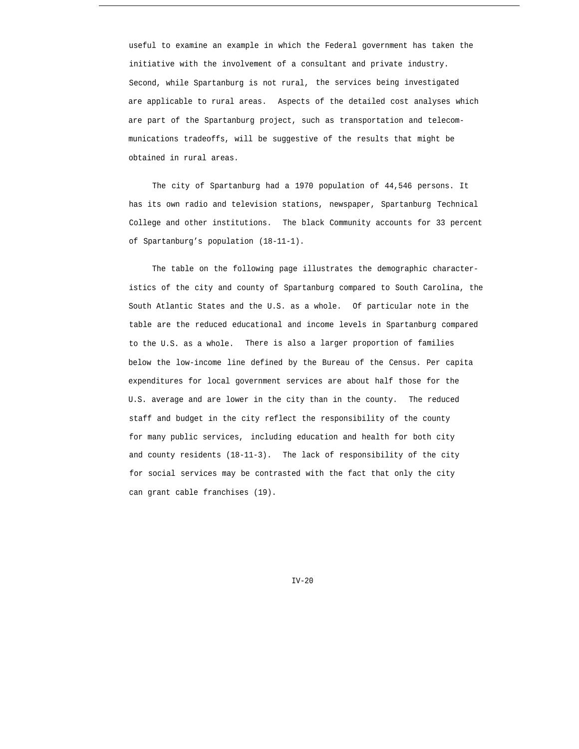useful to examine an example in which the Federal government has taken the initiative with the involvement of a consultant and private industry. Second, while Spartanburg is not rural, the services being investigated are applicable to rural areas. Aspects of the detailed cost analyses which are part of the Spartanburg project, such as transportation and telecommunications tradeoffs, will be suggestive of the results that might be obtained in rural areas.

The city of Spartanburg had a 1970 population of 44,546 persons. It has its own radio and television stations, newspaper, Spartanburg Technical College and other institutions. The black Community accounts for 33 percent of Spartanburg's population (18-11-1).

The table on the following page illustrates the demographic characteristics of the city and county of Spartanburg compared to South Carolina, the South Atlantic States and the U.S. as a whole. Of particular note in the table are the reduced educational and income levels in Spartanburg compared to the U.S. as a whole. There is also a larger proportion of families below the low-income line defined by the Bureau of the Census. Per capita expenditures for local government services are about half those for the U.S. average and are lower in the city than in the county. The reduced staff and budget in the city reflect the responsibility of the county for many public services, including education and health for both city and county residents (18-11-3). The lack of responsibility of the city for social services may be contrasted with the fact that only the city can grant cable franchises (19).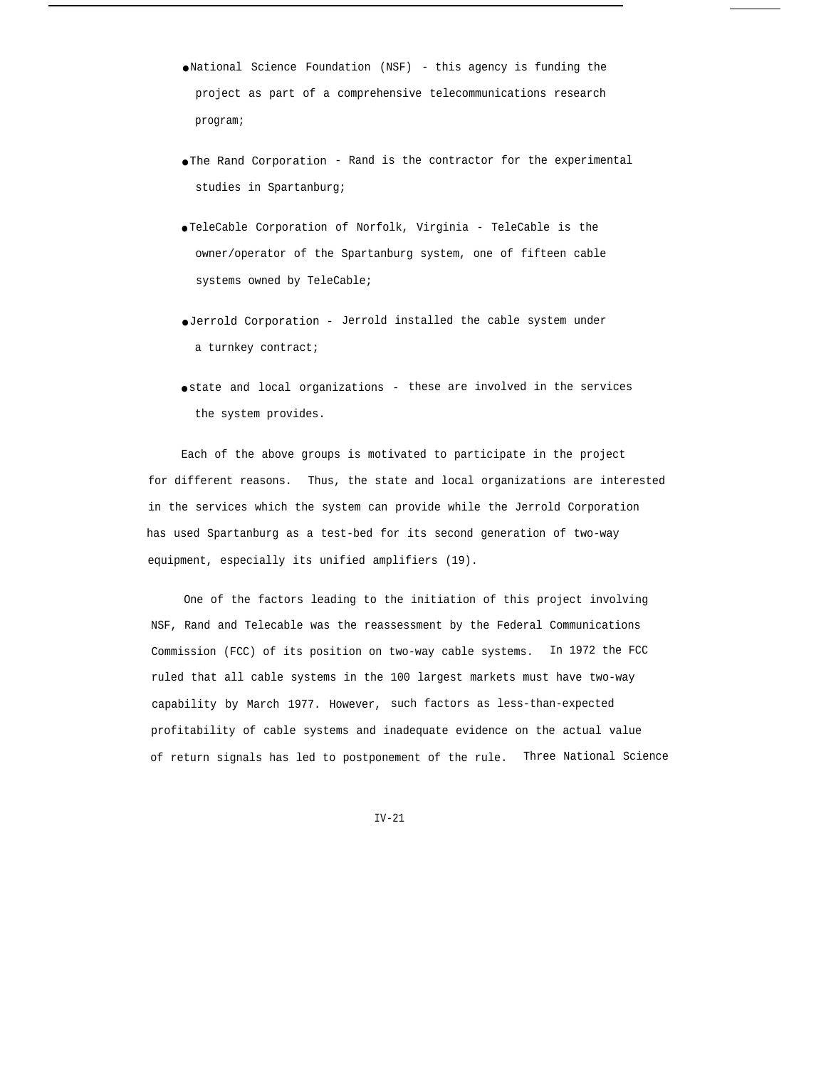- National Science Foundation (NSF) - this agency is funding the project as part of a comprehensive telecommunications research program;

- The Rand Corporation - Rand is the contractor for the experimental studies in Spartanburg;

- TeleCable Corporation of Norfolk, Virginia - TeleCable is the owner/operator of the Spartanburg system, one of fifteen cable systems owned by TeleCable;

- Jerrold Corporation - Jerrold installed the cable system under a turnkey contract;

- state and local organizations - these are involved in the services the system provides.

Each of the above groups is motivated to participate in the project for different reasons. Thus, the state and local organizations are interested in the services which the system can provide while the Jerrold Corporation has used Spartanburg as a test-bed for its second generation of two-way equipment, especially its unified amplifiers (19).

One of the factors leading to the initiation of this project involving NSF, Rand and Telecable was the reassessment by the Federal Communications Commission (FCC) of its position on two-way cable systems. In 1972 the FCC ruled that all cable systems in the 100 largest markets must have two-way capability by March 1977. However, such factors as less-than-expected profitability of cable systems and inadequate evidence on the actual value of return signals has led to postponement of the rule. Three National Science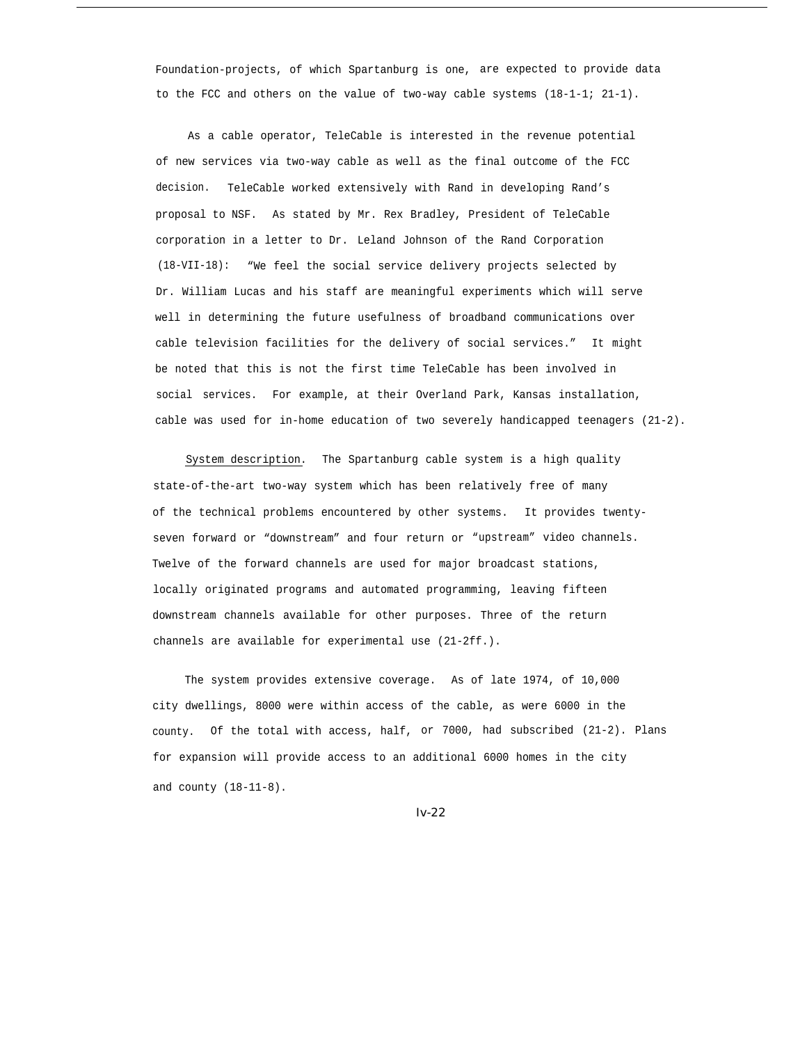Foundation-projects, of which Spartanburg is one, are expected to provide data to the FCC and others on the value of two-way cable systems (18-1-1; 21-1).

As a cable operator, TeleCable is interested in the revenue potential of new services via two-way cable as well as the final outcome of the FCC decision. TeleCable worked extensively with Rand in developing Rand's proposal to NSF. As stated by Mr. Rex Bradley, President of TeleCable corporation in a letter to Dr. Leland Johnson of the Rand Corporation (18-VII-18): "We feel the social service delivery projects selected by Dr. William Lucas and his staff are meaningful experiments which will serve well in determining the future usefulness of broadband communications over cable television facilities for the delivery of social services." It might be noted that this is not the first time TeleCable has been involved in social services. For example, at their Overland Park, Kansas installation, cable was used for in-home education of two severely handicapped teenagers (21-2).

System description. The Spartanburg cable system is a high quality state-of-the-art two-way system which has been relatively free of many of the technical problems encountered by other systems. It provides twenty-seven forward or "downstream" and four return or "upstream" video channels. Twelve of the forward channels are used for major broadcast stations, locally originated programs and automated programming, leaving fifteen downstream channels available for other purposes. Three of the return channels are available for experimental use (21-2ff.).

The system provides extensive coverage. As of late 1974, of 10,000 city dwellings, 8000 were within access of the cable, as were 6000 in the county. Of the total with access, half, or 7000, had subscribed (21-2). Plans for expansion will provide access to an additional 6000 homes in the city and county (18-11-8).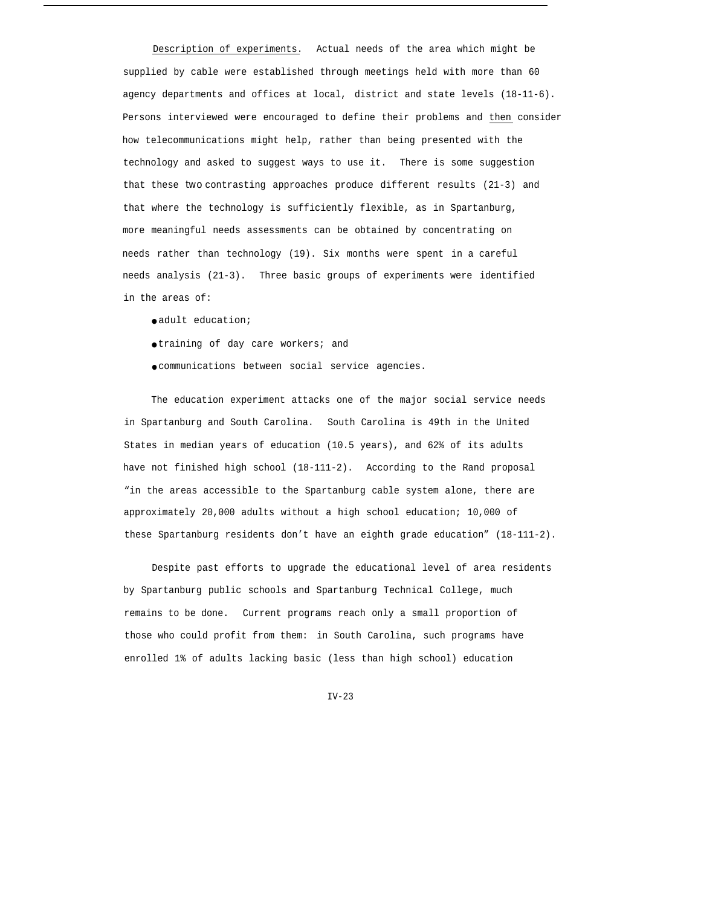Description of experiments. Actual needs of the area which might be supplied by cable were established through meetings held with more than 60 agency departments and offices at local, district and state levels (18-11-6). Persons interviewed were encouraged to define their problems and then consider how telecommunications might help, rather than being presented with the technology and asked to suggest ways to use it. There is some suggestion that these two contrasting approaches produce different results (21-3) and that where the technology is sufficiently flexible, as in Spartanburg, more meaningful needs assessments can be obtained by concentrating on needs rather than technology (19). Six months were spent in a careful needs analysis (21-3). Three basic groups of experiments were identified in the areas of:

- adult education;
- training of day care workers; and
- communications between social service agencies.

The education experiment attacks one of the major social service needs in Spartanburg and South Carolina. South Carolina is 49th in the United States in median years of education (10.5 years), and 62% of its adults have not finished high school (18-111-2). According to the Rand proposal "in the areas accessible to the Spartanburg cable system alone, there are approximately 20,000 adults without a high school education; 10,000 of these Spartanburg residents don't have an eighth grade education" (18-111-2).

Despite past efforts to upgrade the educational level of area residents by Spartanburg public schools and Spartanburg Technical College, much remains to be done. Current programs reach only a small proportion of those who could profit from them: in South Carolina, such programs have enrolled 1% of adults lacking basic (less than high school) education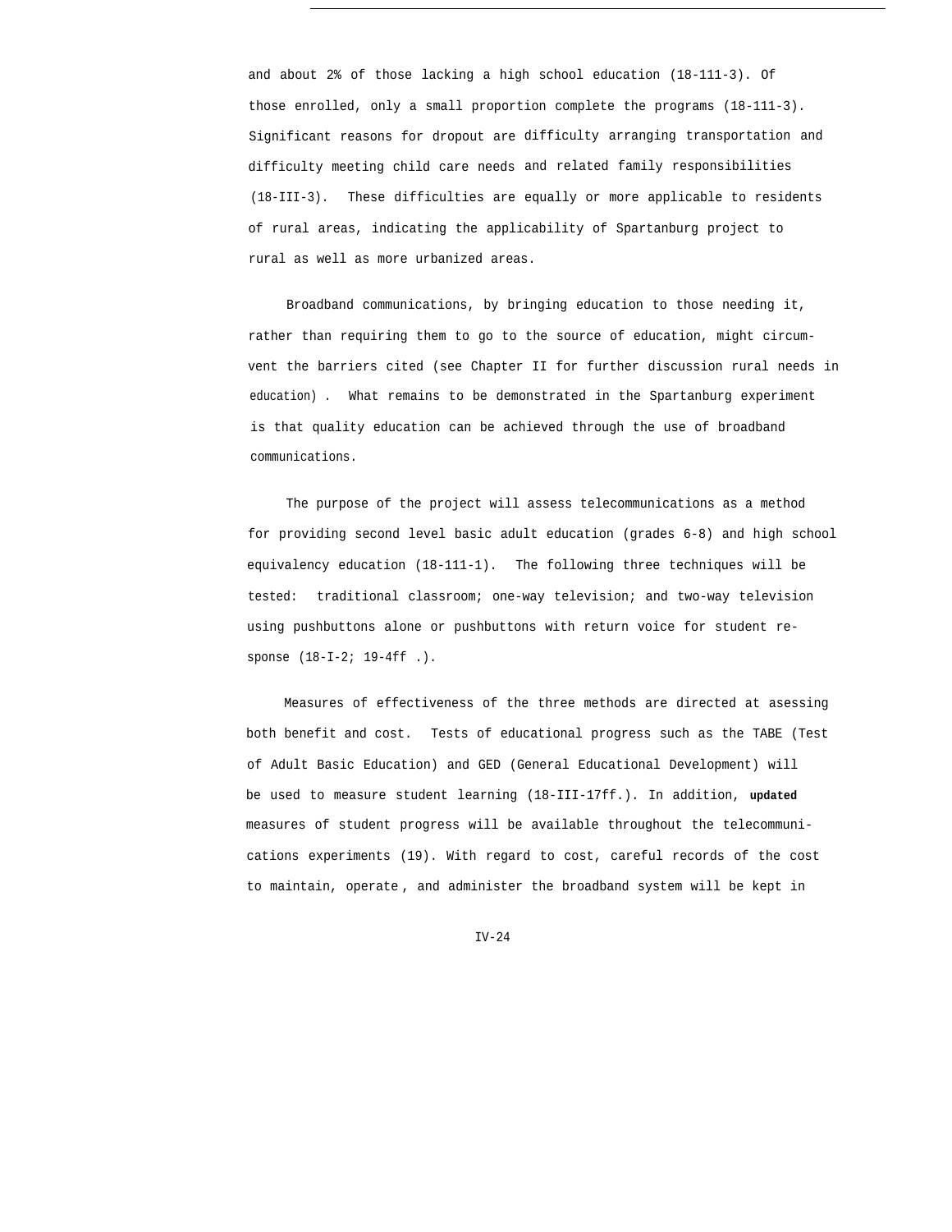and about 2% of those lacking a high school education (18-111-3). Of those enrolled, only a small proportion complete the programs (18-111-3). Significant reasons for dropout are difficulty arranging transportation and difficulty meeting child care needs and related family responsibilities (18-III-3). These difficulties are equally or more applicable to residents of rural areas, indicating the applicability of Spartanburg project to rural as well as more urbanized areas.

Broadband communications, by bringing education to those needing it, rather than requiring them to go to the source of education, might circumvent the barriers cited (see Chapter II for further discussion rural needs in education) . What remains to be demonstrated in the Spartanburg experiment is that quality education can be achieved through the use of broadband communications.

The purpose of the project will assess telecommunications as a method for providing second level basic adult education (grades 6-8) and high school equivalency education (18-111-1). The following three techniques will be tested: traditional classroom; one-way television; and two-way television using pushbuttons alone or pushbuttons with return voice for student response (18-I-2; 19-4ff .).

Measures of effectiveness of the three methods are directed at asessing both benefit and cost. Tests of educational progress such as the TABE (Test of Adult Basic Education) and GED (General Educational Development) will be used to measure student learning (18-III-17ff.). In addition, updated measures of student progress will be available throughout the telecommunications experiments (19). With regard to cost, careful records of the cost to maintain, operate , and administer the broadband system will be kept in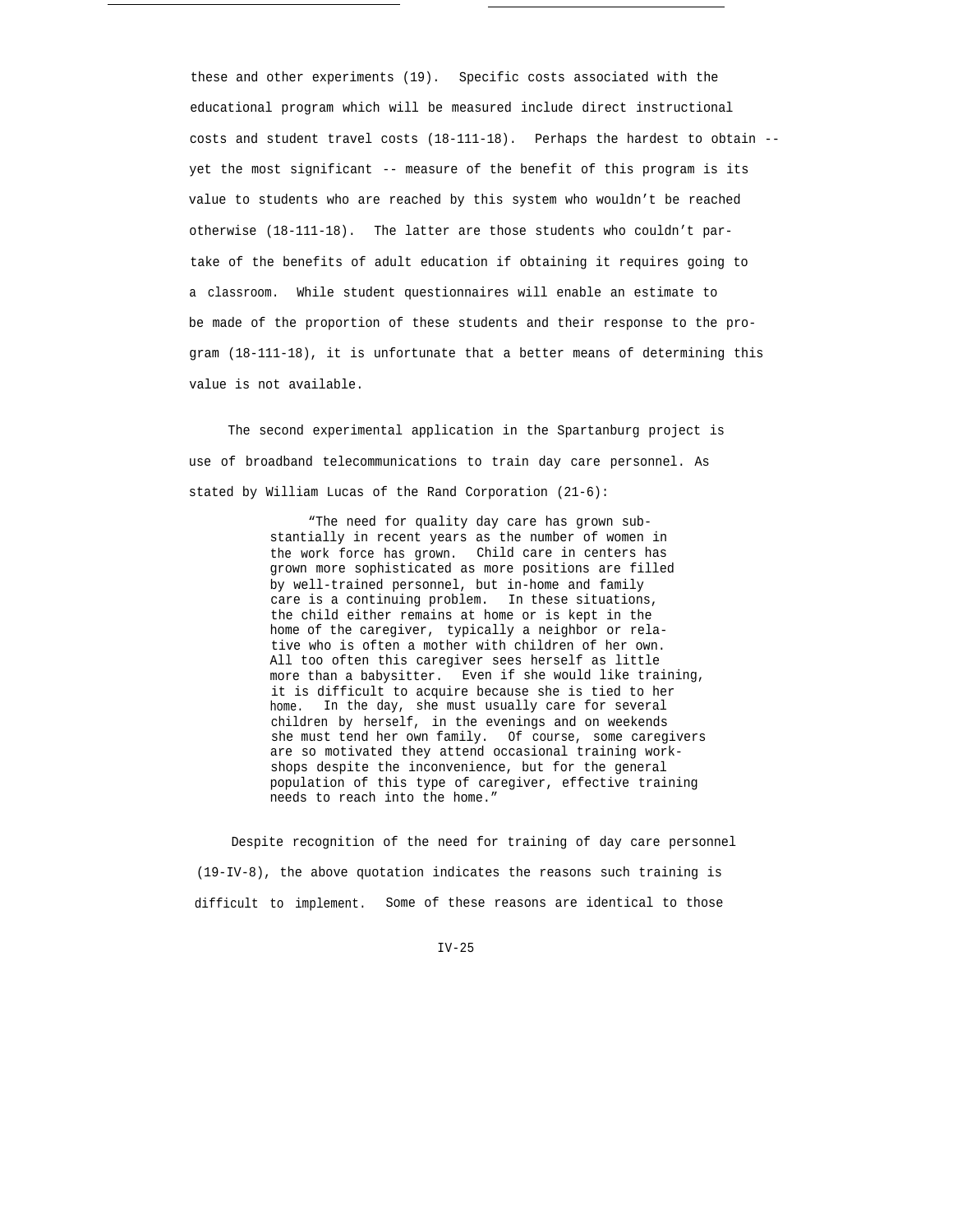these and other experiments (19). Specific costs associated with the educational program which will be measured include direct instructional costs and student travel costs (18-111-18). Perhaps the hardest to obtain -- yet the most significant -- measure of the benefit of this program is its value to students who are reached by this system who wouldn't be reached otherwise (18-111-18). The latter are those students who couldn't partake of the benefits of adult education if obtaining it requires going to a classroom. While student questionnaires will enable an estimate to be made of the proportion of these students and their response to the program (18-111-18), it is unfortunate that a better means of determining this value is not available.

The second experimental application in the Spartanburg project is use of broadband telecommunications to train day care personnel. As stated by William Lucas of the Rand Corporation (21-6):

> "The need for quality day care has grown substantially in recent years as the number of women in the work force has grown. Child care in centers has grown more sophisticated as more positions are filled by well-trained personnel, but in-home and family care is a continuing problem. In these situations, the child either remains at home or is kept in the home of the caregiver, typically a neighbor or relative who is often a mother with children of her own. All too often this caregiver sees herself as little more than a babysitter. Even if she would like training, it is difficult to acquire because she is tied to her home. In the day, she must usually care for several children by herself, in the evenings and on weekends she must tend her own family. Of course, some caregivers are so motivated they attend occasional training workshops despite the inconvenience, but for the general population of this type of caregiver, effective training needs to reach into the home."

Despite recognition of the need for training of day care personnel (19-IV-8), the above quotation indicates the reasons such training is difficult to implement. Some of these reasons are identical to those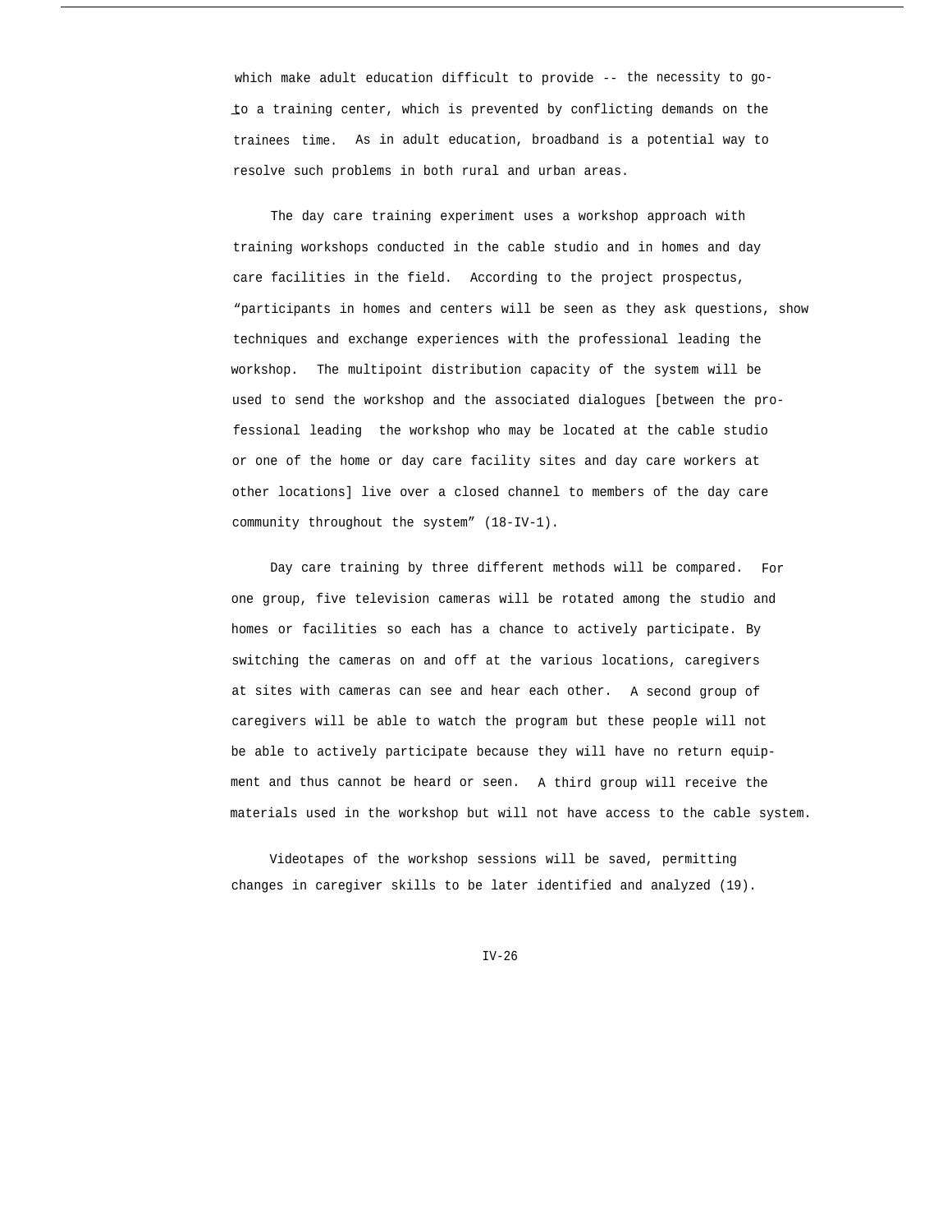which make adult education difficult to provide -- the necessity to go to a training center, which is prevented by conflicting demands on the trainees time. As in adult education, broadband is a potential way to resolve such problems in both rural and urban areas.

The day care training experiment uses a workshop approach with training workshops conducted in the cable studio and in homes and day care facilities in the field. According to the project prospectus, "participants in homes and centers will be seen as they ask questions, show techniques and exchange experiences with the professional leading the workshop. The multipoint distribution capacity of the system will be used to send the workshop and the associated dialogues [between the professional leading the workshop who may be located at the cable studio or one of the home or day care facility sites and day care workers at other locations] live over a closed channel to members of the day care community throughout the system" (18-IV-1).

Day care training by three different methods will be compared. For one group, five television cameras will be rotated among the studio and homes or facilities so each has a chance to actively participate. By switching the cameras on and off at the various locations, caregivers at sites with cameras can see and hear each other. A second group of caregivers will be able to watch the program but these people will not be able to actively participate because they will have no return equipment and thus cannot be heard or seen. A third group will receive the materials used in the workshop but will not have access to the cable system.

Videotapes of the workshop sessions will be saved, permitting changes in caregiver skills to be later identified and analyzed (19).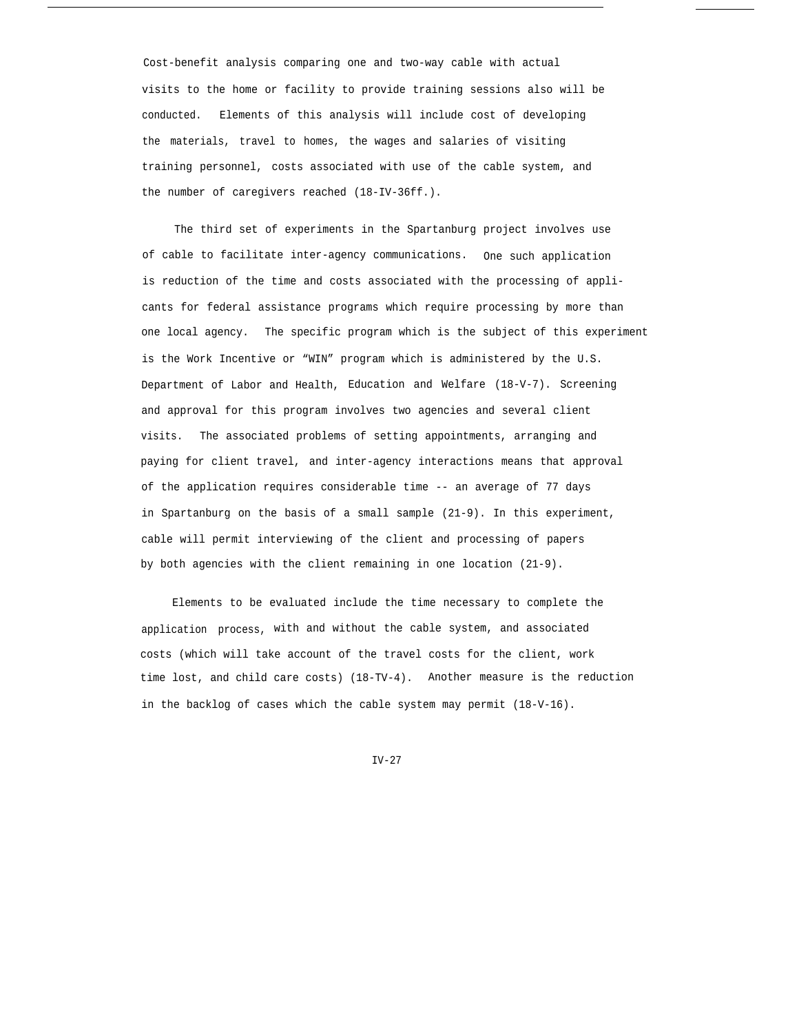Cost-benefit analysis comparing one and two-way cable with actual visits to the home or facility to provide training sessions also will be conducted. Elements of this analysis will include cost of developing the materials, travel to homes, the wages and salaries of visiting training personnel, costs associated with use of the cable system, and the number of caregivers reached (18-IV-36ff.).

The third set of experiments in the Spartanburg project involves use of cable to facilitate inter-agency communications. One such application is reduction of the time and costs associated with the processing of applicants for federal assistance programs which require processing by more than one local agency. The specific program which is the subject of this experiment is the Work Incentive or "WIN" program which is administered by the U.S. Department of Labor and Health, Education and Welfare (18-V-7). Screening and approval for this program involves two agencies and several client visits. The associated problems of setting appointments, arranging and paying for client travel, and inter-agency interactions means that approval of the application requires considerable time -- an average of 77 days in Spartanburg on the basis of a small sample (21-9). In this experiment, cable will permit interviewing of the client and processing of papers by both agencies with the client remaining in one location (21-9).

Elements to be evaluated include the time necessary to complete the application process, with and without the cable system, and associated costs (which will take account of the travel costs for the client, work time lost, and child care costs) (18-TV-4). Another measure is the reduction in the backlog of cases which the cable system may permit (18-V-16).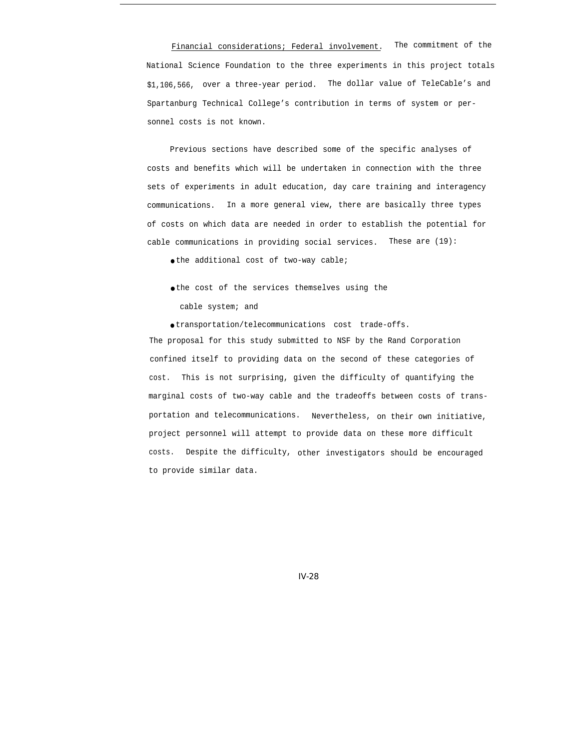<u>Financial considerations; Federal involvement</u>. The commitment of the National Science Foundation to the three experiments in this project totals $1,106,566, over a three-year period. The dollar value of TeleCable's and Spartanburg Technical College's contribution in terms of system or personnel costs is not known.

Previous sections have described some of the specific analyses of costs and benefits which will be undertaken in connection with the three sets of experiments in adult education, day care training and interagency communications. In a more general view, there are basically three types of costs on which data are needed in order to establish the potential for cable communications in providing social services. These are (19):

- the additional cost of two-way cable;
- the cost of the services themselves using the cable system; and
- transportation/telecommunications cost trade-offs.

The proposal for this study submitted to NSF by the Rand Corporation confined itself to providing data on the second of these categories of cost. This is not surprising, given the difficulty of quantifying the marginal costs of two-way cable and the tradeoffs between costs of transportation and telecommunications. Nevertheless, on their own initiative, project personnel will attempt to provide data on these more difficult costs. Despite the difficulty, other investigators should be encouraged to provide similar data.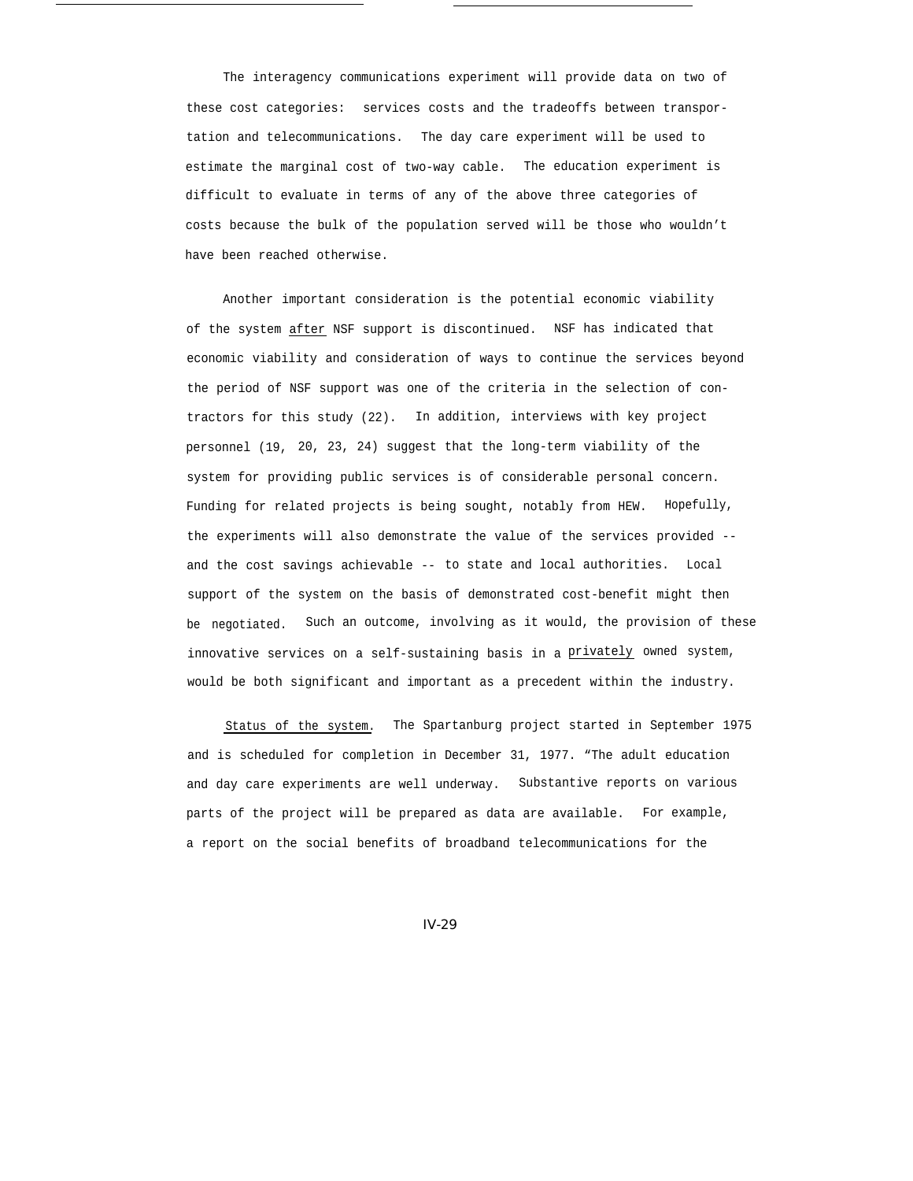The interagency communications experiment will provide data on two of these cost categories: services costs and the tradeoffs between transportation and telecommunications. The day care experiment will be used to estimate the marginal cost of two-way cable. The education experiment is difficult to evaluate in terms of any of the above three categories of costs because the bulk of the population served will be those who wouldn't have been reached otherwise.

Another important consideration is the potential economic viability of the system _after_ NSF support is discontinued. NSF has indicated that economic viability and consideration of ways to continue the services beyond the period of NSF support was one of the criteria in the selection of contractors for this study (22). In addition, interviews with key project personnel (19, 20, 23, 24) suggest that the long-term viability of the system for providing public services is of considerable personal concern. Funding for related projects is being sought, notably from HEW. Hopefully, the experiments will also demonstrate the value of the services provided -- and the cost savings achievable -- to state and local authorities. Local support of the system on the basis of demonstrated cost-benefit might then be negotiated. Such an outcome, involving as it would, the provision of these innovative services on a self-sustaining basis in a _privately_ owned system, would be both significant and important as a precedent within the industry.

_Status of the system_. The Spartanburg project started in September 1975 and is scheduled for completion in December 31, 1977. "The adult education and day care experiments are well underway. Substantive reports on various parts of the project will be prepared as data are available. For example, a report on the social benefits of broadband telecommunications for the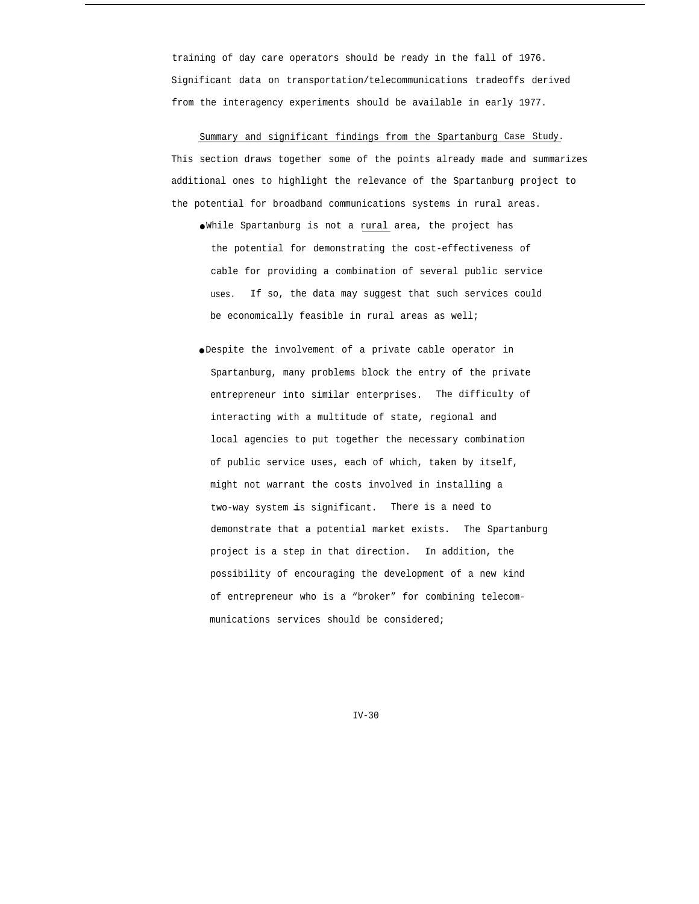training of day care operators should be ready in the fall of 1976. Significant data on transportation/telecommunications tradeoffs derived from the interagency experiments should be available in early 1977.

Summary and significant findings from the Spartanburg Case Study. This section draws together some of the points already made and summarizes additional ones to highlight the relevance of the Spartanburg project to the potential for broadband communications systems in rural areas.

- While Spartanburg is not a rural area, the project has the potential for demonstrating the cost-effectiveness of cable for providing a combination of several public service uses. If so, the data may suggest that such services could be economically feasible in rural areas as well;

- Despite the involvement of a private cable operator in Spartanburg, many problems block the entry of the private entrepreneur into similar enterprises. The difficulty of interacting with a multitude of state, regional and local agencies to put together the necessary combination of public service uses, each of which, taken by itself, might not warrant the costs involved in installing a two-way system is significant. There is a need to demonstrate that a potential market exists. The Spartanburg project is a step in that direction. In addition, the possibility of encouraging the development of a new kind of entrepreneur who is a "broker" for combining telecommunications services should be considered;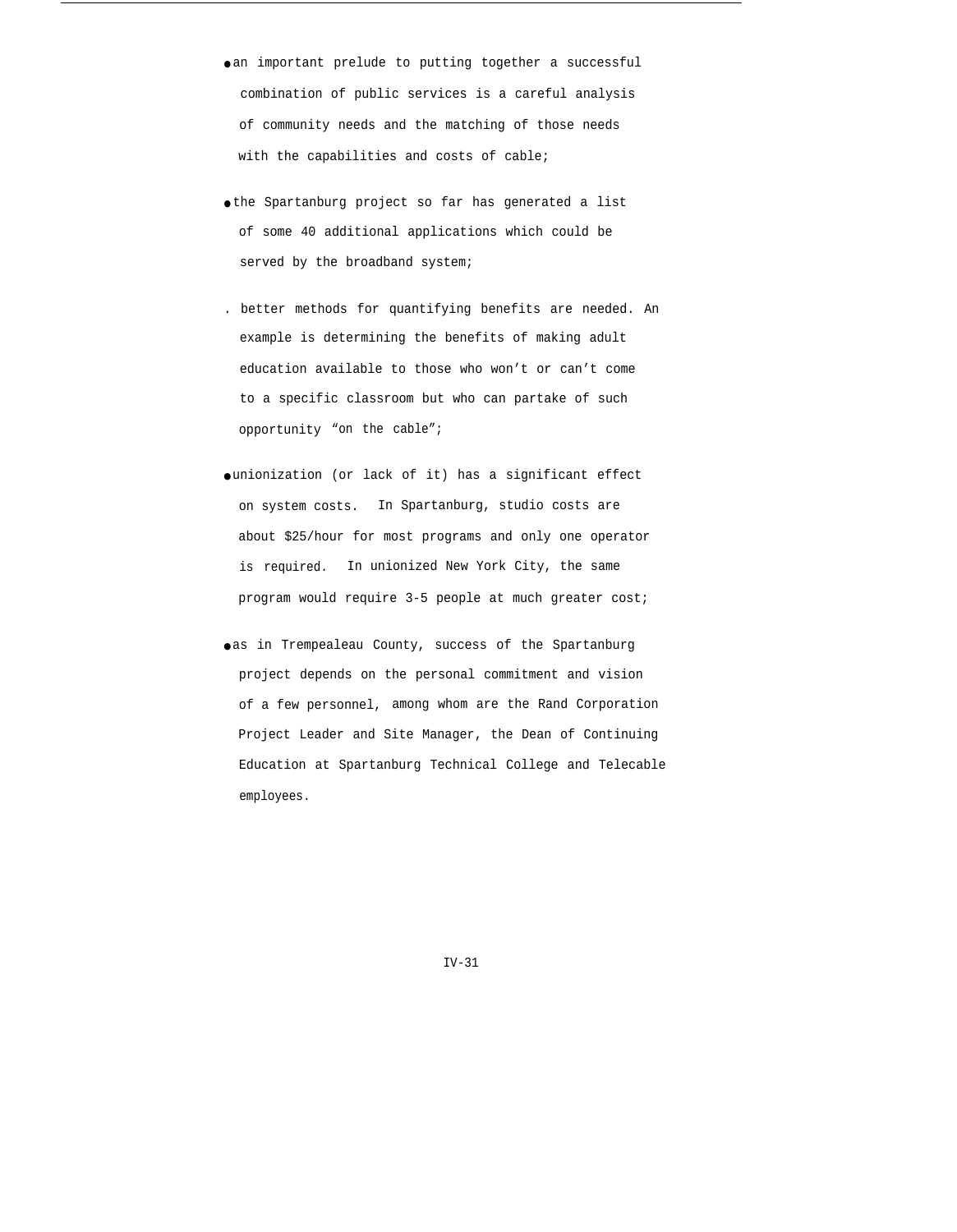- an important prelude to putting together a successful combination of public services is a careful analysis of community needs and the matching of those needs with the capabilities and costs of cable;

- the Spartanburg project so far has generated a list of some 40 additional applications which could be served by the broadband system;

- better methods for quantifying benefits are needed. An example is determining the benefits of making adult education available to those who won't or can't come to a specific classroom but who can partake of such opportunity "on the cable";

- unionization (or lack of it) has a significant effect on system costs. In Spartanburg, studio costs are about $25/hour for most programs and only one operator is required. In unionized New York City, the same program would require 3-5 people at much greater cost;

- as in Trempealeau County, success of the Spartanburg project depends on the personal commitment and vision of a few personnel, among whom are the Rand Corporation Project Leader and Site Manager, the Dean of Continuing Education at Spartanburg Technical College and Telecable employees.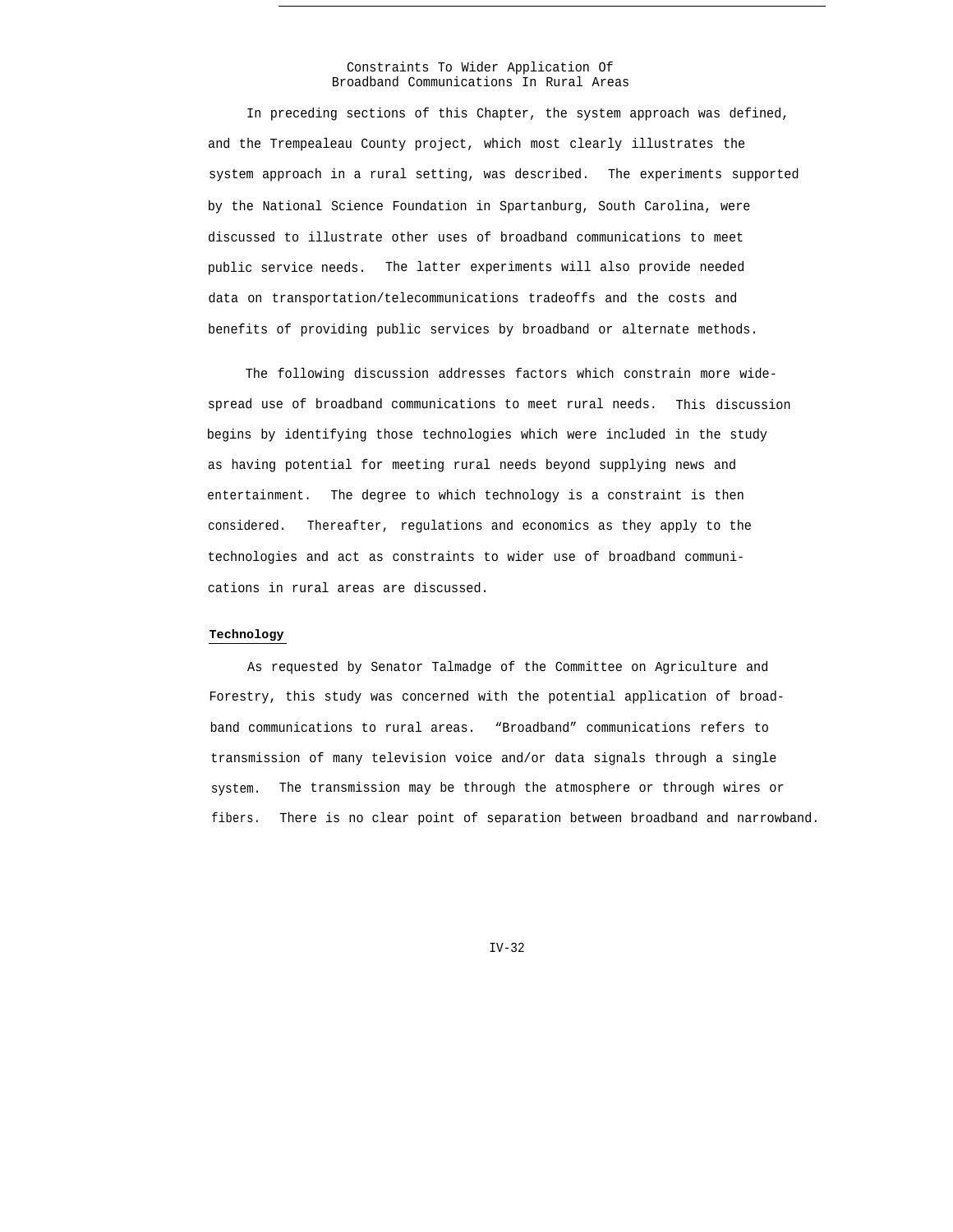## Constraints To Wider Application Of Broadband Communications In Rural Areas

In preceding sections of this Chapter, the system approach was defined, and the Trempealeau County project, which most clearly illustrates the system approach in a rural setting, was described. The experiments supported by the National Science Foundation in Spartanburg, South Carolina, were discussed to illustrate other uses of broadband communications to meet public service needs. The latter experiments will also provide needed data on transportation/telecommunications tradeoffs and the costs and benefits of providing public services by broadband or alternate methods.

The following discussion addresses factors which constrain more widespread use of broadband communications to meet rural needs. This discussion begins by identifying those technologies which were included in the study as having potential for meeting rural needs beyond supplying news and entertainment. The degree to which technology is a constraint is then considered. Thereafter, regulations and economics as they apply to the technologies and act as constraints to wider use of broadband communications in rural areas are discussed.

### Technology

As requested by Senator Talmadge of the Committee on Agriculture and Forestry, this study was concerned with the potential application of broadband communications to rural areas. "Broadband" communications refers to transmission of many television voice and/or data signals through a single system. The transmission may be through the atmosphere or through wires or fibers. There is no clear point of separation between broadband and narrowband.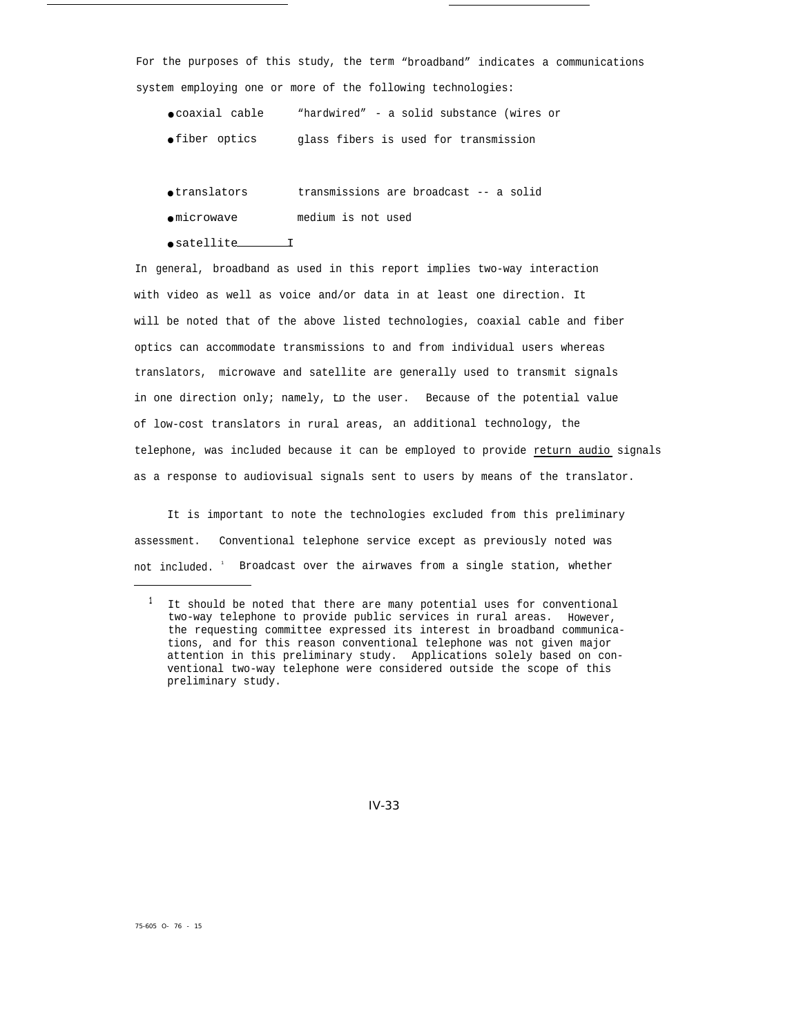For the purposes of this study, the term "broadband" indicates a communications system employing one or more of the following technologies:

- coaxial cable — "hardwired" - a solid substance (wires or
- fiber optics — glass fibers is used for transmission

- translators — transmissions are broadcast -- a solid
- microwave — medium is not used
- satellite

In general, broadband as used in this report implies two-way interaction with video as well as voice and/or data in at least one direction. It will be noted that of the above listed technologies, coaxial cable and fiber optics can accommodate transmissions to and from individual users whereas translators, microwave and satellite are generally used to transmit signals in one direction only; namely, to the user. Because of the potential value of low-cost translators in rural areas, an additional technology, the telephone, was included because it can be employed to provide return audio signals as a response to audiovisual signals sent to users by means of the translator.

It is important to note the technologies excluded from this preliminary assessment. Conventional telephone service except as previously noted was not included.[1] Broadcast over the airwaves from a single station, whether

---

[1] It should be noted that there are many potential uses for conventional two-way telephone to provide public services in rural areas. However, the requesting committee expressed its interest in broadband communications, and for this reason conventional telephone was not given major attention in this preliminary study. Applications solely based on conventional two-way telephone were considered outside the scope of this preliminary study.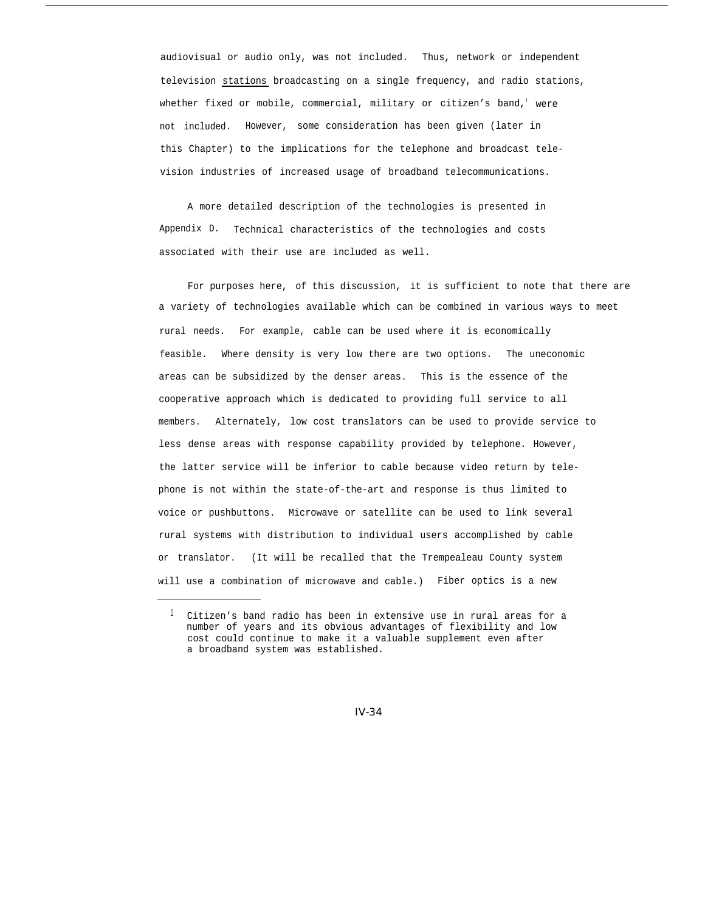audiovisual or audio only, was not included. Thus, network or independent television stations broadcasting on a single frequency, and radio stations, whether fixed or mobile, commercial, military or citizen's band,[1] were not included. However, some consideration has been given (later in this Chapter) to the implications for the telephone and broadcast television industries of increased usage of broadband telecommunications.

A more detailed description of the technologies is presented in Appendix D. Technical characteristics of the technologies and costs associated with their use are included as well.

For purposes here, of this discussion, it is sufficient to note that there are a variety of technologies available which can be combined in various ways to meet rural needs. For example, cable can be used where it is economically feasible. Where density is very low there are two options. The uneconomic areas can be subsidized by the denser areas. This is the essence of the cooperative approach which is dedicated to providing full service to all members. Alternately, low cost translators can be used to provide service to less dense areas with response capability provided by telephone. However, the latter service will be inferior to cable because video return by telephone is not within the state-of-the-art and response is thus limited to voice or pushbuttons. Microwave or satellite can be used to link several rural systems with distribution to individual users accomplished by cable or translator. (It will be recalled that the Trempealeau County system will use a combination of microwave and cable.) Fiber optics is a new

---

[1] Citizen's band radio has been in extensive use in rural areas for a number of years and its obvious advantages of flexibility and low cost could continue to make it a valuable supplement even after a broadband system was established.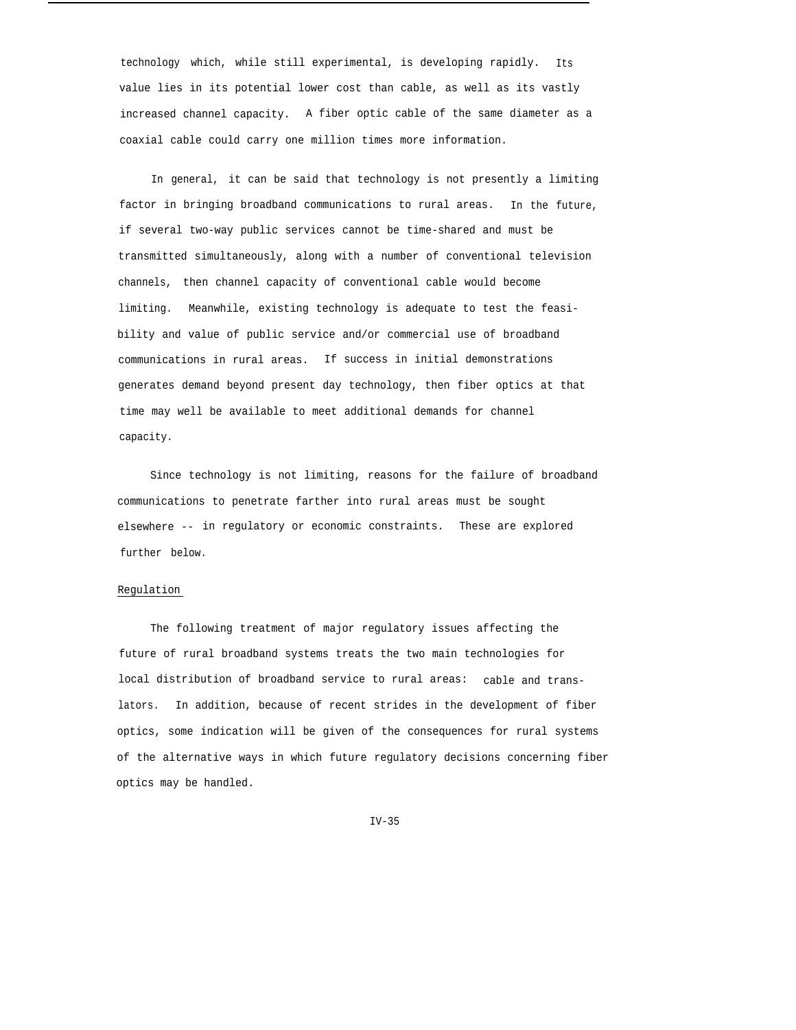technology which, while still experimental, is developing rapidly. Its value lies in its potential lower cost than cable, as well as its vastly increased channel capacity. A fiber optic cable of the same diameter as a coaxial cable could carry one million times more information.

In general, it can be said that technology is not presently a limiting factor in bringing broadband communications to rural areas. In the future, if several two-way public services cannot be time-shared and must be transmitted simultaneously, along with a number of conventional television channels, then channel capacity of conventional cable would become limiting. Meanwhile, existing technology is adequate to test the feasibility and value of public service and/or commercial use of broadband communications in rural areas. If success in initial demonstrations generates demand beyond present day technology, then fiber optics at that time may well be available to meet additional demands for channel capacity.

Since technology is not limiting, reasons for the failure of broadband communications to penetrate farther into rural areas must be sought elsewhere -- in regulatory or economic constraints. These are explored further below.

## Regulation

The following treatment of major regulatory issues affecting the future of rural broadband systems treats the two main technologies for local distribution of broadband service to rural areas: cable and translators. In addition, because of recent strides in the development of fiber optics, some indication will be given of the consequences for rural systems of the alternative ways in which future regulatory decisions concerning fiber optics may be handled.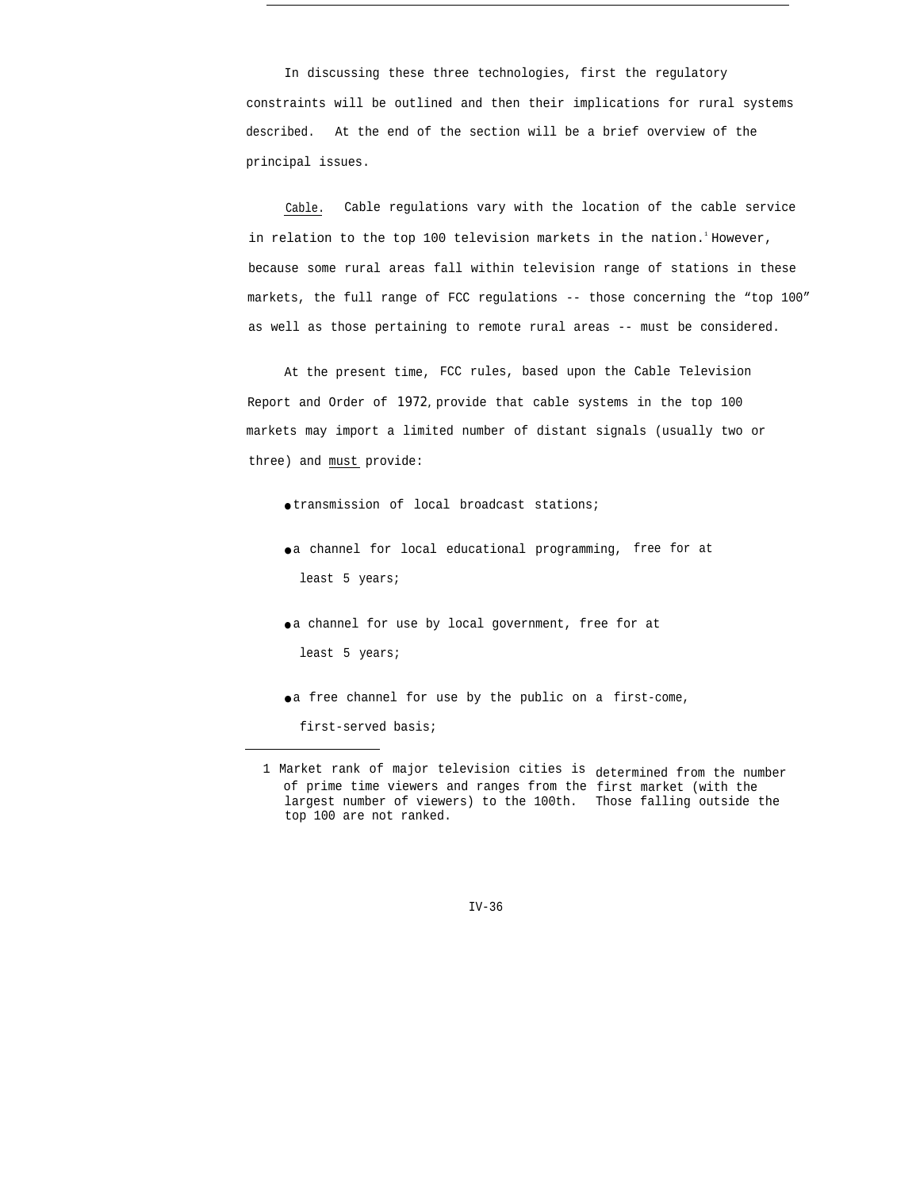In discussing these three technologies, first the regulatory constraints will be outlined and then their implications for rural systems described. At the end of the section will be a brief overview of the principal issues.

Cable. Cable regulations vary with the location of the cable service in relation to the top 100 television markets in the nation.[1] However, because some rural areas fall within television range of stations in these markets, the full range of FCC regulations -- those concerning the "top 100" as well as those pertaining to remote rural areas -- must be considered.

At the present time, FCC rules, based upon the Cable Television Report and Order of 1972, provide that cable systems in the top 100 markets may import a limited number of distant signals (usually two or three) and must provide:

- transmission of local broadcast stations;
- a channel for local educational programming, free for at least 5 years;
- a channel for use by local government, free for at least 5 years;
- a free channel for use by the public on a first-come, first-served basis;

---

1 Market rank of major television cities is determined from the number of prime time viewers and ranges from the first market (with the largest number of viewers) to the 100th. Those falling outside the top 100 are not ranked.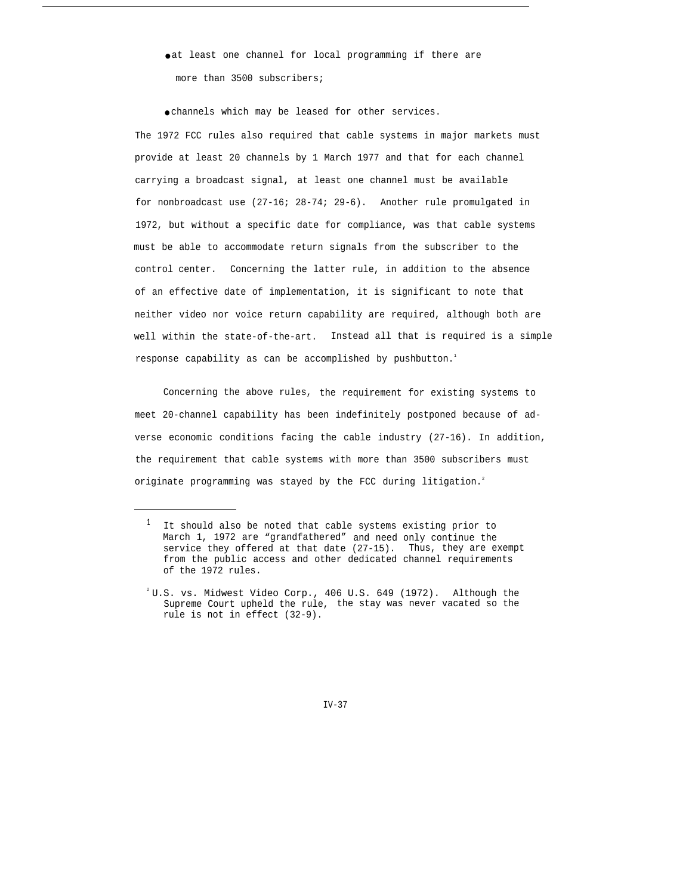- at least one channel for local programming if there are more than 3500 subscribers;

- channels which may be leased for other services.

The 1972 FCC rules also required that cable systems in major markets must provide at least 20 channels by 1 March 1977 and that for each channel carrying a broadcast signal, at least one channel must be available for nonbroadcast use (27-16; 28-74; 29-6). Another rule promulgated in 1972, but without a specific date for compliance, was that cable systems must be able to accommodate return signals from the subscriber to the control center. Concerning the latter rule, in addition to the absence of an effective date of implementation, it is significant to note that neither video nor voice return capability are required, although both are well within the state-of-the-art. Instead all that is required is a simple response capability as can be accomplished by pushbutton.[1]

Concerning the above rules, the requirement for existing systems to meet 20-channel capability has been indefinitely postponed because of adverse economic conditions facing the cable industry (27-16). In addition, the requirement that cable systems with more than 3500 subscribers must originate programming was stayed by the FCC during litigation.[2]

---

[1] It should also be noted that cable systems existing prior to March 1, 1972 are "grandfathered" and need only continue the service they offered at that date (27-15). Thus, they are exempt from the public access and other dedicated channel requirements of the 1972 rules.

[2] U.S. vs. Midwest Video Corp., 406 U.S. 649 (1972). Although the Supreme Court upheld the rule, the stay was never vacated so the rule is not in effect (32-9).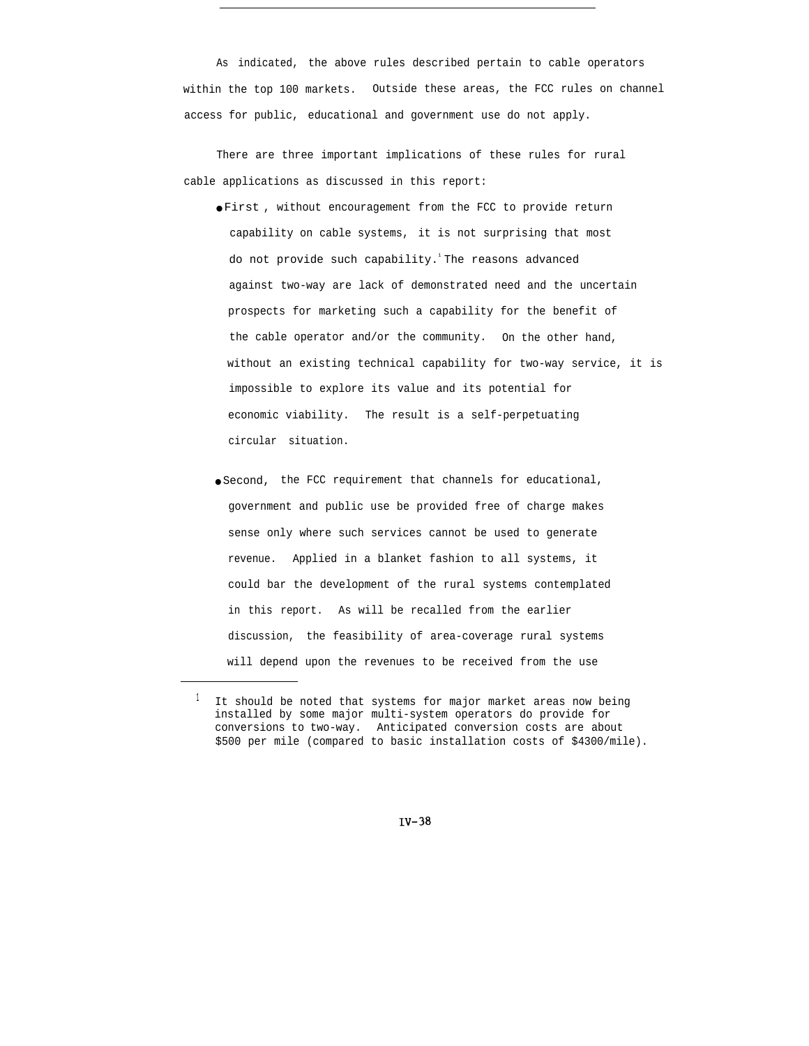As indicated, the above rules described pertain to cable operators within the top 100 markets. Outside these areas, the FCC rules on channel access for public, educational and government use do not apply.

There are three important implications of these rules for rural cable applications as discussed in this report:

- First, without encouragement from the FCC to provide return capability on cable systems, it is not surprising that most do not provide such capability.[1] The reasons advanced against two-way are lack of demonstrated need and the uncertain prospects for marketing such a capability for the benefit of the cable operator and/or the community. On the other hand, without an existing technical capability for two-way service, it is impossible to explore its value and its potential for economic viability. The result is a self-perpetuating circular situation.

- Second, the FCC requirement that channels for educational, government and public use be provided free of charge makes sense only where such services cannot be used to generate revenue. Applied in a blanket fashion to all systems, it could bar the development of the rural systems contemplated in this report. As will be recalled from the earlier discussion, the feasibility of area-coverage rural systems will depend upon the revenues to be received from the use

---

[1] It should be noted that systems for major market areas now being installed by some major multi-system operators do provide for conversions to two-way. Anticipated conversion costs are about $500 per mile (compared to basic installation costs of $4300/mile).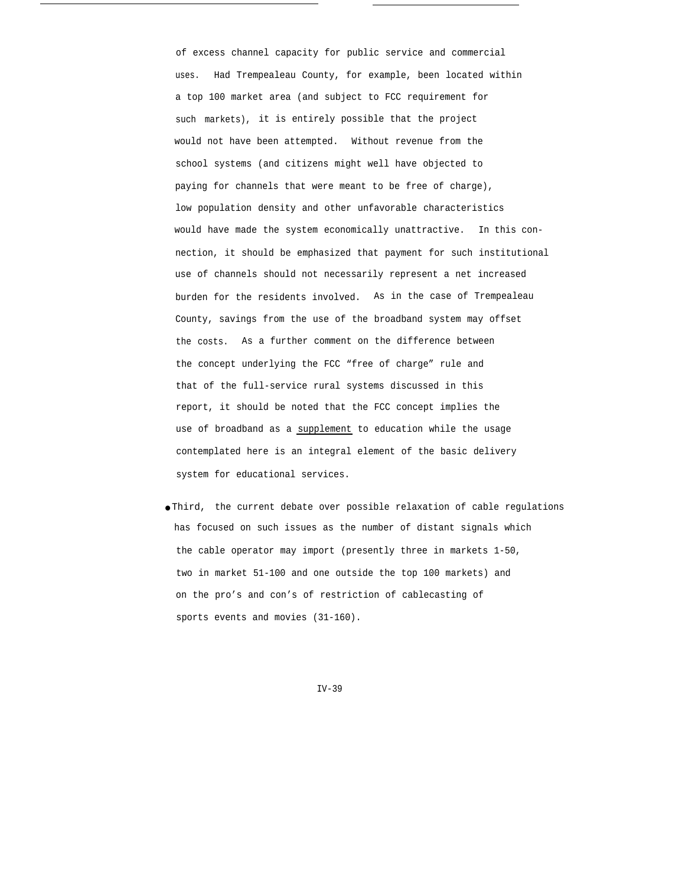of excess channel capacity for public service and commercial uses. Had Trempealeau County, for example, been located within a top 100 market area (and subject to FCC requirement for such markets), it is entirely possible that the project would not have been attempted. Without revenue from the school systems (and citizens might well have objected to paying for channels that were meant to be free of charge), low population density and other unfavorable characteristics would have made the system economically unattractive. In this connection, it should be emphasized that payment for such institutional use of channels should not necessarily represent a net increased burden for the residents involved. As in the case of Trempealeau County, savings from the use of the broadband system may offset the costs. As a further comment on the difference between the concept underlying the FCC "free of charge" rule and that of the full-service rural systems discussed in this report, it should be noted that the FCC concept implies the use of broadband as a supplement to education while the usage contemplated here is an integral element of the basic delivery system for educational services.

- Third, the current debate over possible relaxation of cable regulations has focused on such issues as the number of distant signals which the cable operator may import (presently three in markets 1-50, two in market 51-100 and one outside the top 100 markets) and on the pro's and con's of restriction of cablecasting of sports events and movies (31-160).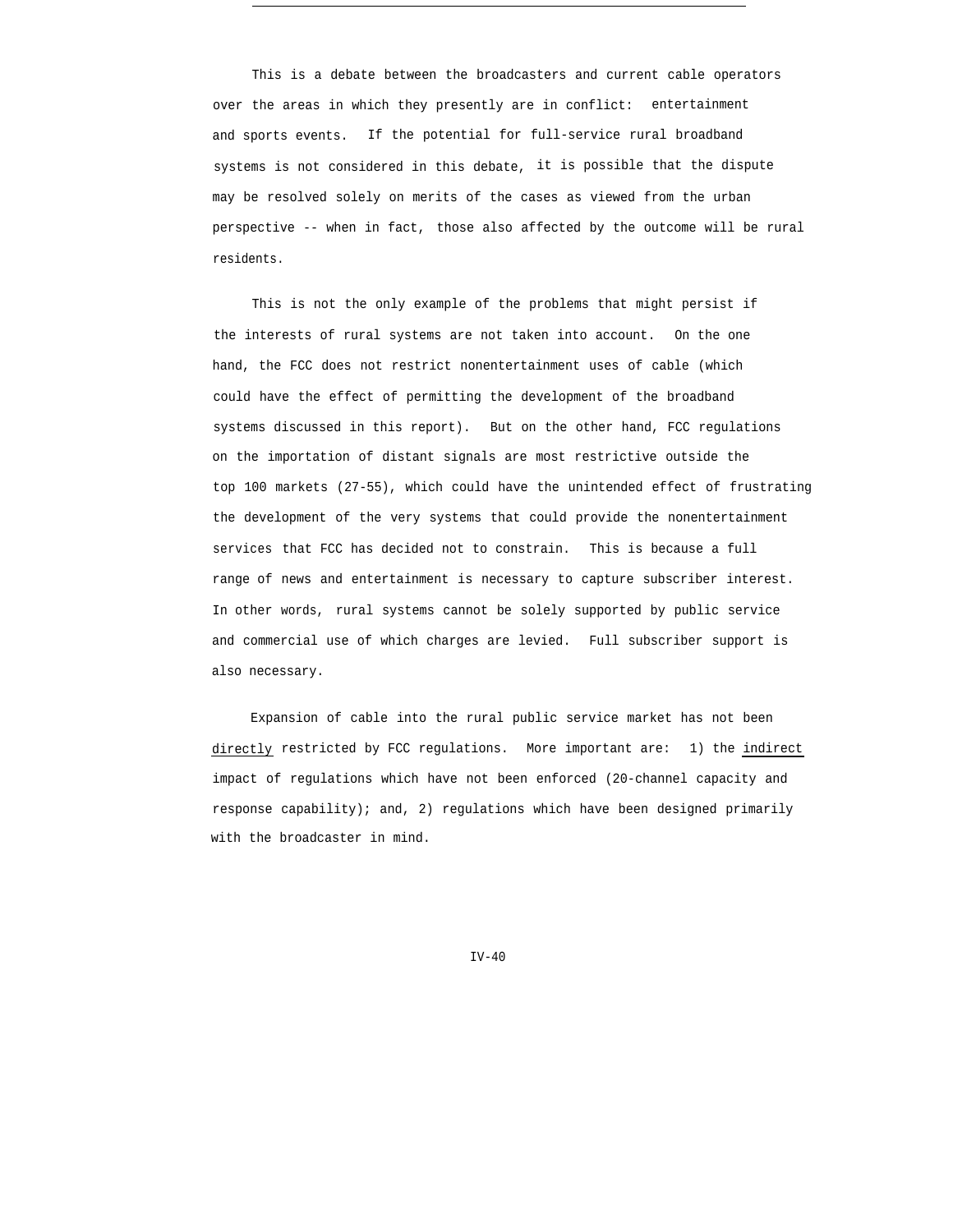This is a debate between the broadcasters and current cable operators over the areas in which they presently are in conflict: entertainment and sports events. If the potential for full-service rural broadband systems is not considered in this debate, it is possible that the dispute may be resolved solely on merits of the cases as viewed from the urban perspective -- when in fact, those also affected by the outcome will be rural residents.

This is not the only example of the problems that might persist if the interests of rural systems are not taken into account. On the one hand, the FCC does not restrict nonentertainment uses of cable (which could have the effect of permitting the development of the broadband systems discussed in this report). But on the other hand, FCC regulations on the importation of distant signals are most restrictive outside the top 100 markets (27-55), which could have the unintended effect of frustrating the development of the very systems that could provide the nonentertainment services that FCC has decided not to constrain. This is because a full range of news and entertainment is necessary to capture subscriber interest. In other words, rural systems cannot be solely supported by public service and commercial use of which charges are levied. Full subscriber support is also necessary.

Expansion of cable into the rural public service market has not been <u>directly</u> restricted by FCC regulations. More important are: 1) the <u>indirect</u> impact of regulations which have not been enforced (20-channel capacity and response capability); and, 2) regulations which have been designed primarily with the broadcaster in mind.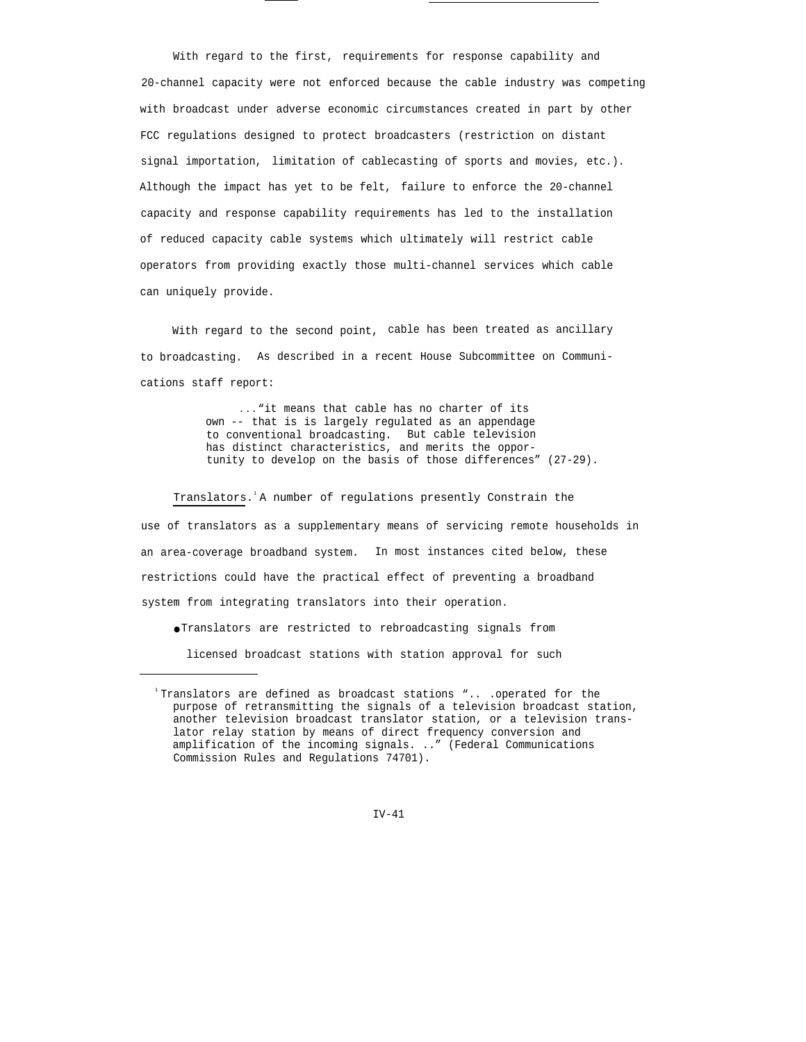With regard to the first, requirements for response capability and 20-channel capacity were not enforced because the cable industry was competing with broadcast under adverse economic circumstances created in part by other FCC regulations designed to protect broadcasters (restriction on distant signal importation, limitation of cablecasting of sports and movies, etc.). Although the impact has yet to be felt, failure to enforce the 20-channel capacity and response capability requirements has led to the installation of reduced capacity cable systems which ultimately will restrict cable operators from providing exactly those multi-channel services which cable can uniquely provide.

With regard to the second point, cable has been treated as ancillary to broadcasting. As described in a recent House Subcommittee on Communications staff report:

> ..."it means that cable has no charter of its own -- that is is largely regulated as an appendage to conventional broadcasting. But cable television has distinct characteristics, and merits the opportunity to develop on the basis of those differences" (27-29).

Translators.[1] A number of regulations presently Constrain the use of translators as a supplementary means of servicing remote households in an area-coverage broadband system. In most instances cited below, these restrictions could have the practical effect of preventing a broadband system from integrating translators into their operation.

- Translators are restricted to rebroadcasting signals from licensed broadcast stations with station approval for such

---

[1] Translators are defined as broadcast stations ".. .operated for the purpose of retransmitting the signals of a television broadcast station, another television broadcast translator station, or a television translator relay station by means of direct frequency conversion and amplification of the incoming signals. .." (Federal Communications Commission Rules and Regulations 74701).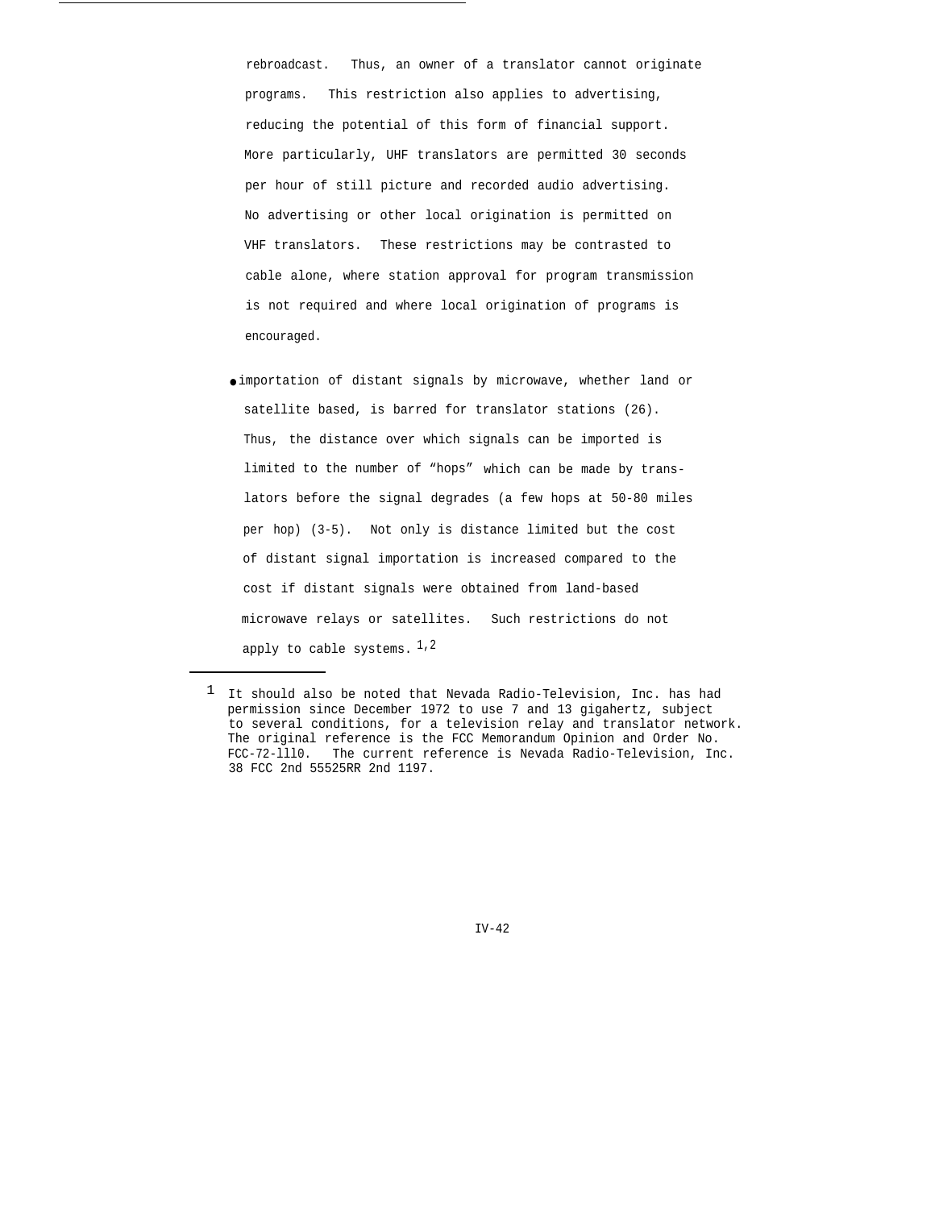rebroadcast. Thus, an owner of a translator cannot originate programs. This restriction also applies to advertising, reducing the potential of this form of financial support. More particularly, UHF translators are permitted 30 seconds per hour of still picture and recorded audio advertising. No advertising or other local origination is permitted on VHF translators. These restrictions may be contrasted to cable alone, where station approval for program transmission is not required and where local origination of programs is encouraged.

- importation of distant signals by microwave, whether land or satellite based, is barred for translator stations (26). Thus, the distance over which signals can be imported is limited to the number of "hops" which can be made by translators before the signal degrades (a few hops at 50-80 miles per hop) (3-5). Not only is distance limited but the cost of distant signal importation is increased compared to the cost if distant signals were obtained from land-based microwave relays or satellites. Such restrictions do not apply to cable systems. [1,2]

---

[1] It should also be noted that Nevada Radio-Television, Inc. has had permission since December 1972 to use 7 and 13 gigahertz, subject to several conditions, for a television relay and translator network. The original reference is the FCC Memorandum Opinion and Order No. FCC-72-1110. The current reference is Nevada Radio-Television, Inc. 38 FCC 2nd 55525RR 2nd 1197.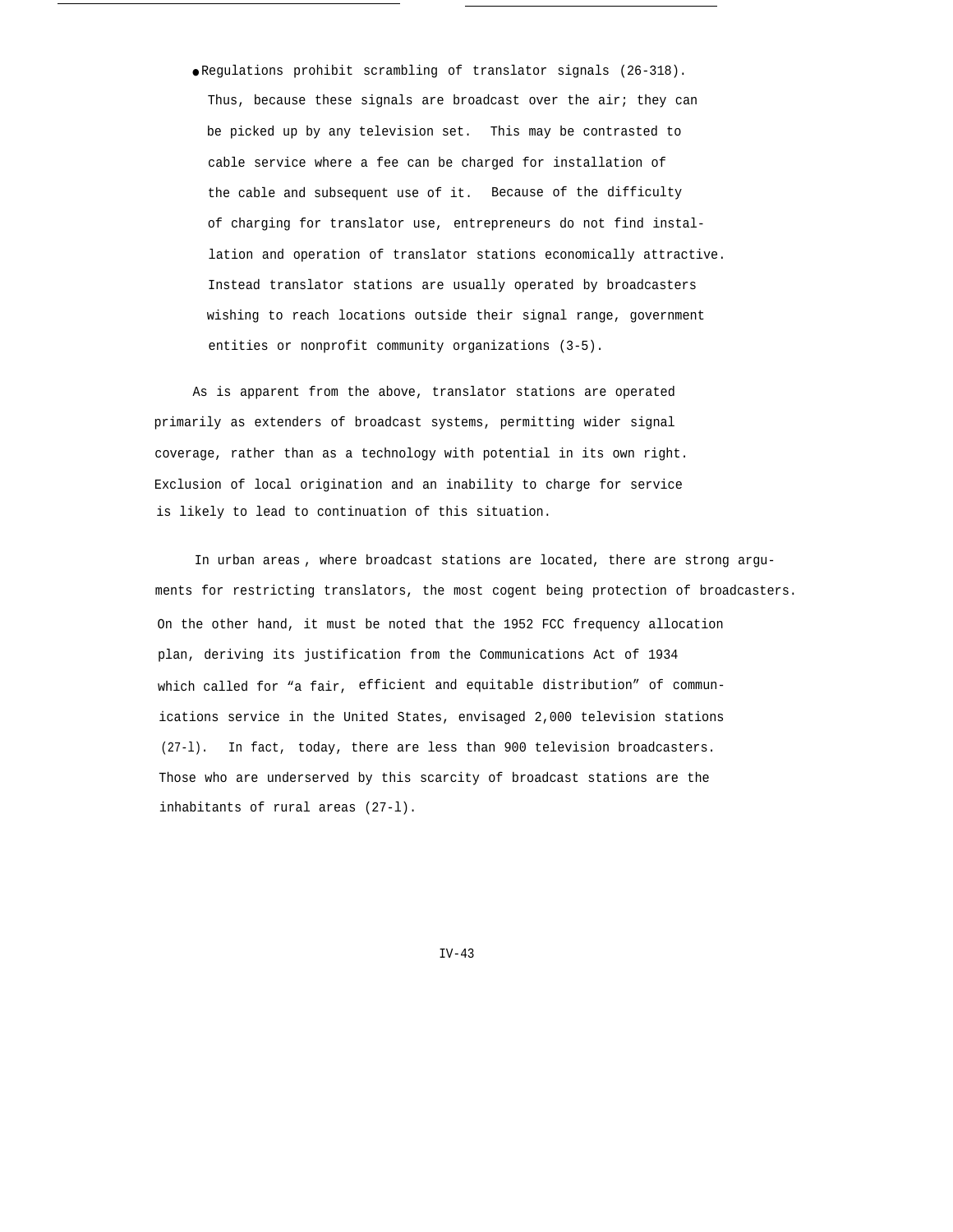- Regulations prohibit scrambling of translator signals (26-318). Thus, because these signals are broadcast over the air; they can be picked up by any television set. This may be contrasted to cable service where a fee can be charged for installation of the cable and subsequent use of it. Because of the difficulty of charging for translator use, entrepreneurs do not find installation and operation of translator stations economically attractive. Instead translator stations are usually operated by broadcasters wishing to reach locations outside their signal range, government entities or nonprofit community organizations (3-5).

As is apparent from the above, translator stations are operated primarily as extenders of broadcast systems, permitting wider signal coverage, rather than as a technology with potential in its own right. Exclusion of local origination and an inability to charge for service is likely to lead to continuation of this situation.

In urban areas, where broadcast stations are located, there are strong arguments for restricting translators, the most cogent being protection of broadcasters. On the other hand, it must be noted that the 1952 FCC frequency allocation plan, deriving its justification from the Communications Act of 1934 which called for "a fair, efficient and equitable distribution" of communications service in the United States, envisaged 2,000 television stations (27-l). In fact, today, there are less than 900 television broadcasters. Those who are underserved by this scarcity of broadcast stations are the inhabitants of rural areas (27-l).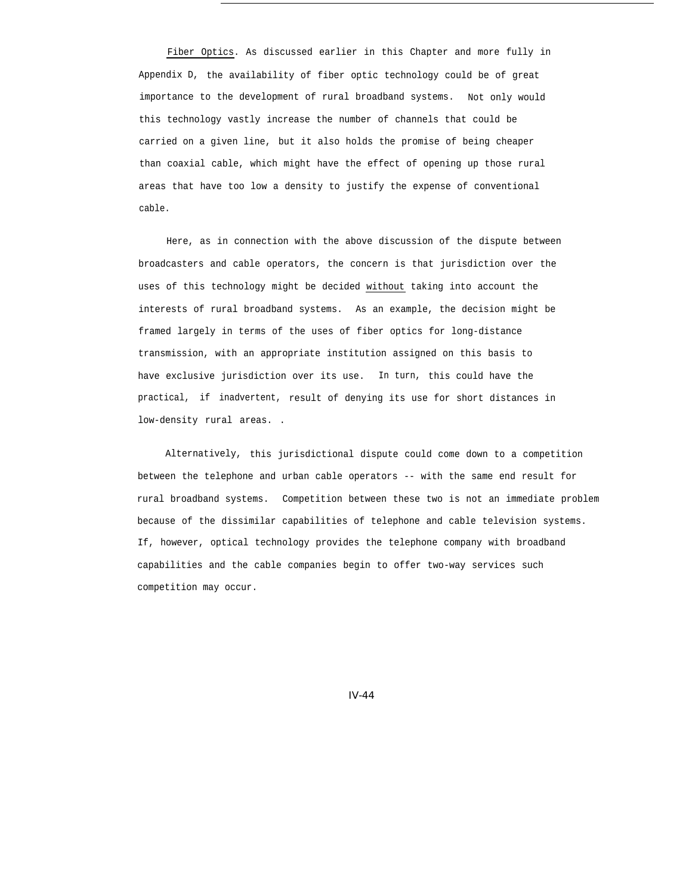Fiber Optics. As discussed earlier in this Chapter and more fully in Appendix D, the availability of fiber optic technology could be of great importance to the development of rural broadband systems. Not only would this technology vastly increase the number of channels that could be carried on a given line, but it also holds the promise of being cheaper than coaxial cable, which might have the effect of opening up those rural areas that have too low a density to justify the expense of conventional cable.

Here, as in connection with the above discussion of the dispute between broadcasters and cable operators, the concern is that jurisdiction over the uses of this technology might be decided without taking into account the interests of rural broadband systems. As an example, the decision might be framed largely in terms of the uses of fiber optics for long-distance transmission, with an appropriate institution assigned on this basis to have exclusive jurisdiction over its use. In turn, this could have the practical, if inadvertent, result of denying its use for short distances in low-density rural areas. .

Alternatively, this jurisdictional dispute could come down to a competition between the telephone and urban cable operators -- with the same end result for rural broadband systems. Competition between these two is not an immediate problem because of the dissimilar capabilities of telephone and cable television systems. If, however, optical technology provides the telephone company with broadband capabilities and the cable companies begin to offer two-way services such competition may occur.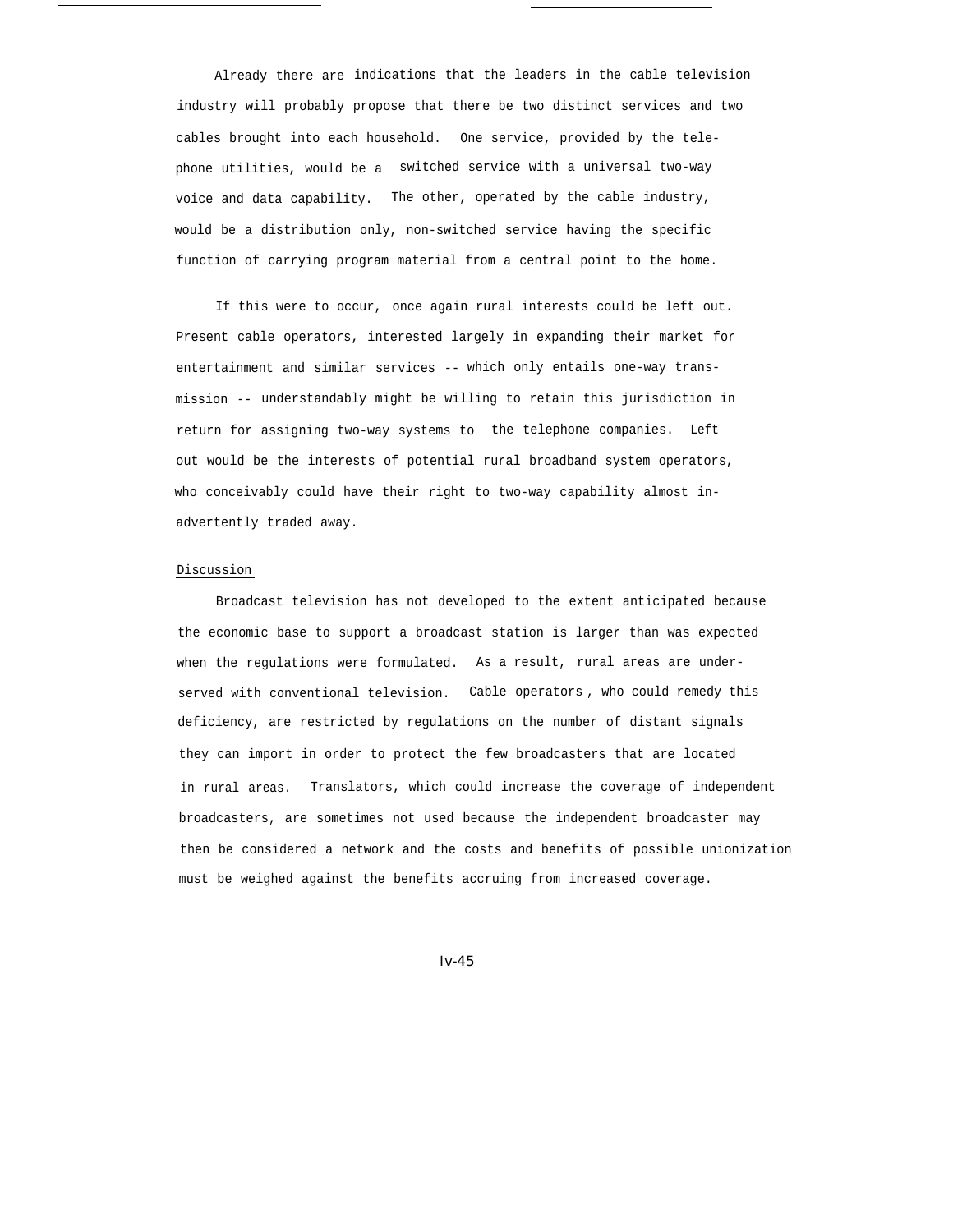Already there are indications that the leaders in the cable television industry will probably propose that there be two distinct services and two cables brought into each household. One service, provided by the telephone utilities, would be a switched service with a universal two-way voice and data capability. The other, operated by the cable industry, would be a <u>distribution only</u>, non-switched service having the specific function of carrying program material from a central point to the home.

If this were to occur, once again rural interests could be left out. Present cable operators, interested largely in expanding their market for entertainment and similar services -- which only entails one-way transmission -- understandably might be willing to retain this jurisdiction in return for assigning two-way systems to the telephone companies. Left out would be the interests of potential rural broadband system operators, who conceivably could have their right to two-way capability almost inadvertently traded away.

<u>Discussion</u>

Broadcast television has not developed to the extent anticipated because the economic base to support a broadcast station is larger than was expected when the regulations were formulated. As a result, rural areas are underserved with conventional television. Cable operators, who could remedy this deficiency, are restricted by regulations on the number of distant signals they can import in order to protect the few broadcasters that are located in rural areas. Translators, which could increase the coverage of independent broadcasters, are sometimes not used because the independent broadcaster may then be considered a network and the costs and benefits of possible unionization must be weighed against the benefits accruing from increased coverage.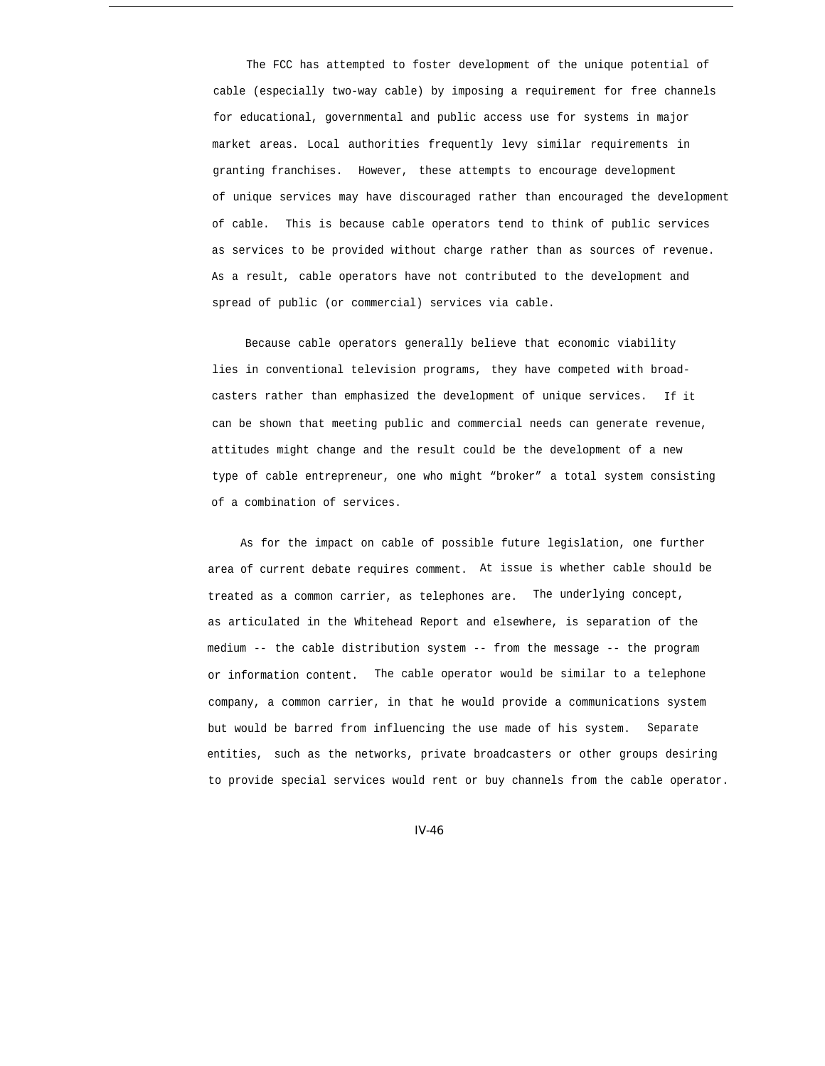The FCC has attempted to foster development of the unique potential of cable (especially two-way cable) by imposing a requirement for free channels for educational, governmental and public access use for systems in major market areas. Local authorities frequently levy similar requirements in granting franchises. However, these attempts to encourage development of unique services may have discouraged rather than encouraged the development of cable. This is because cable operators tend to think of public services as services to be provided without charge rather than as sources of revenue. As a result, cable operators have not contributed to the development and spread of public (or commercial) services via cable.

Because cable operators generally believe that economic viability lies in conventional television programs, they have competed with broadcasters rather than emphasized the development of unique services. If it can be shown that meeting public and commercial needs can generate revenue, attitudes might change and the result could be the development of a new type of cable entrepreneur, one who might "broker" a total system consisting of a combination of services.

As for the impact on cable of possible future legislation, one further area of current debate requires comment. At issue is whether cable should be treated as a common carrier, as telephones are. The underlying concept, as articulated in the Whitehead Report and elsewhere, is separation of the medium -- the cable distribution system -- from the message -- the program or information content. The cable operator would be similar to a telephone company, a common carrier, in that he would provide a communications system but would be barred from influencing the use made of his system. Separate entities, such as the networks, private broadcasters or other groups desiring to provide special services would rent or buy channels from the cable operator.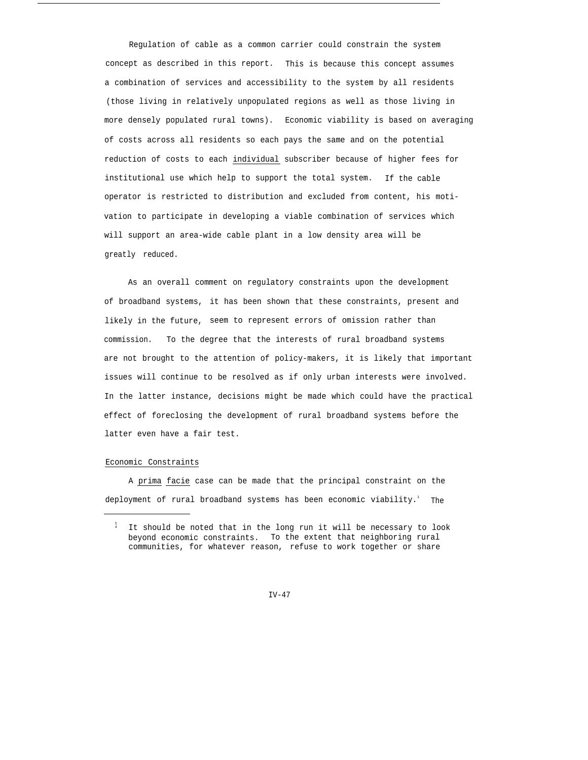Regulation of cable as a common carrier could constrain the system concept as described in this report. This is because this concept assumes a combination of services and accessibility to the system by all residents (those living in relatively unpopulated regions as well as those living in more densely populated rural towns). Economic viability is based on averaging of costs across all residents so each pays the same and on the potential reduction of costs to each _individual_ subscriber because of higher fees for institutional use which help to support the total system. If the cable operator is restricted to distribution and excluded from content, his motivation to participate in developing a viable combination of services which will support an area-wide cable plant in a low density area will be greatly reduced.

As an overall comment on regulatory constraints upon the development of broadband systems, it has been shown that these constraints, present and likely in the future, seem to represent errors of omission rather than commission. To the degree that the interests of rural broadband systems are not brought to the attention of policy-makers, it is likely that important issues will continue to be resolved as if only urban interests were involved. In the latter instance, decisions might be made which could have the practical effect of foreclosing the development of rural broadband systems before the latter even have a fair test.

## Economic Constraints

A _prima facie_ case can be made that the principal constraint on the deployment of rural broadband systems has been economic viability.[1] The

---

[1] It should be noted that in the long run it will be necessary to look beyond economic constraints. To the extent that neighboring rural communities, for whatever reason, refuse to work together or share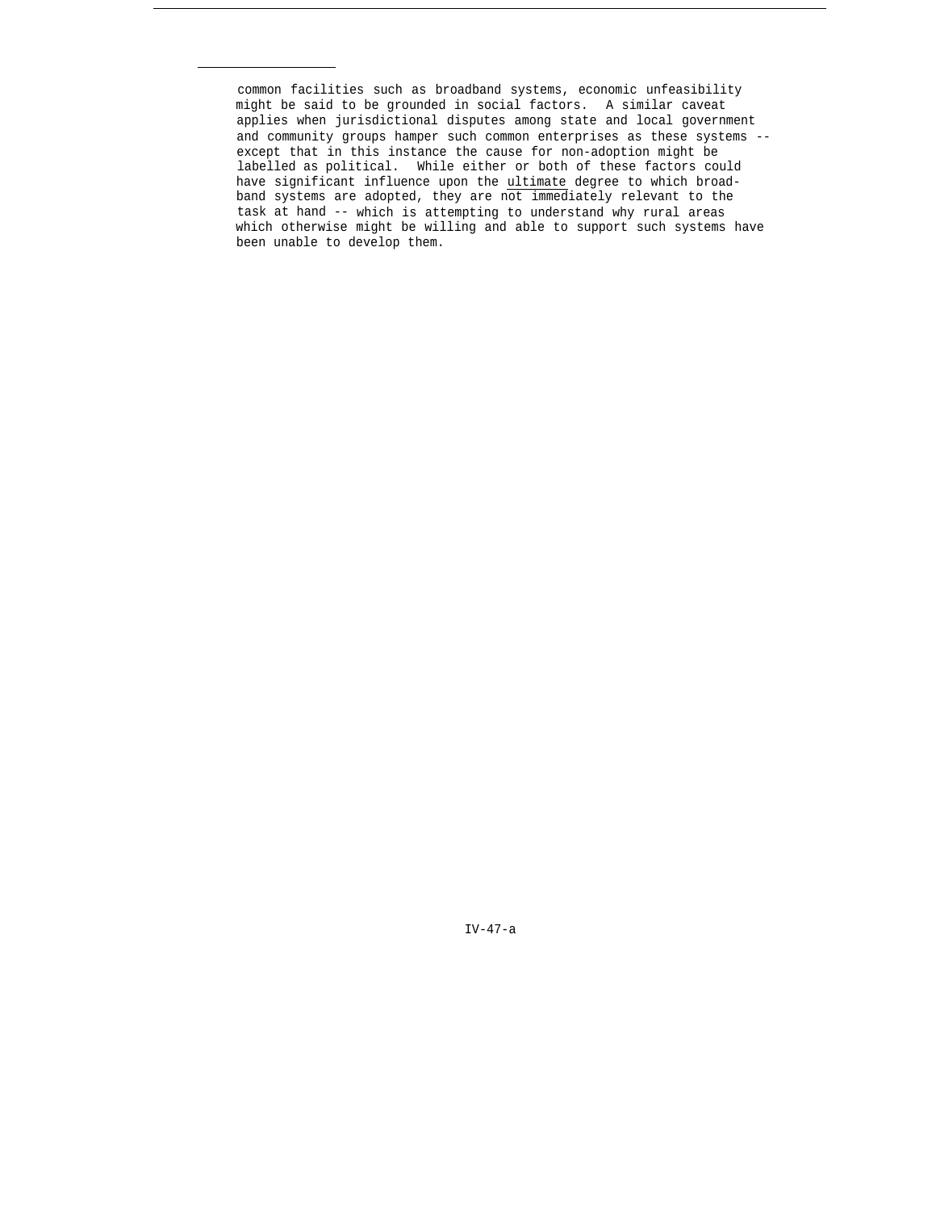---

common facilities such as broadband systems, economic unfeasibility might be said to be grounded in social factors. A similar caveat applies when jurisdictional disputes among state and local government and community groups hamper such common enterprises as these systems -- except that in this instance the cause for non-adoption might be labelled as political. While either or both of these factors could have significant influence upon the <u>ultimate</u> degree to which broadband systems are adopted, they are not immediately relevant to the task at hand -- which is attempting to understand why rural areas which otherwise might be willing and able to support such systems have been unable to develop them.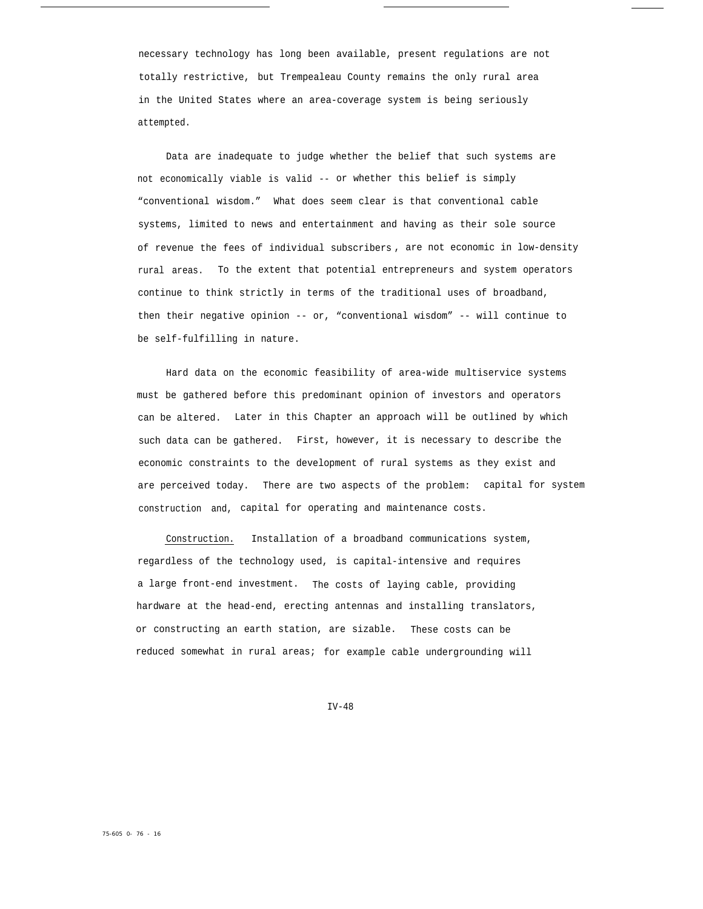necessary technology has long been available, present regulations are not totally restrictive, but Trempealeau County remains the only rural area in the United States where an area-coverage system is being seriously attempted.

Data are inadequate to judge whether the belief that such systems are not economically viable is valid -- or whether this belief is simply "conventional wisdom." What does seem clear is that conventional cable systems, limited to news and entertainment and having as their sole source of revenue the fees of individual subscribers, are not economic in low-density rural areas. To the extent that potential entrepreneurs and system operators continue to think strictly in terms of the traditional uses of broadband, then their negative opinion -- or, "conventional wisdom" -- will continue to be self-fulfilling in nature.

Hard data on the economic feasibility of area-wide multiservice systems must be gathered before this predominant opinion of investors and operators can be altered. Later in this Chapter an approach will be outlined by which such data can be gathered. First, however, it is necessary to describe the economic constraints to the development of rural systems as they exist and are perceived today. There are two aspects of the problem: capital for system construction and, capital for operating and maintenance costs.

Construction. Installation of a broadband communications system, regardless of the technology used, is capital-intensive and requires a large front-end investment. The costs of laying cable, providing hardware at the head-end, erecting antennas and installing translators, or constructing an earth station, are sizable. These costs can be reduced somewhat in rural areas; for example cable undergrounding will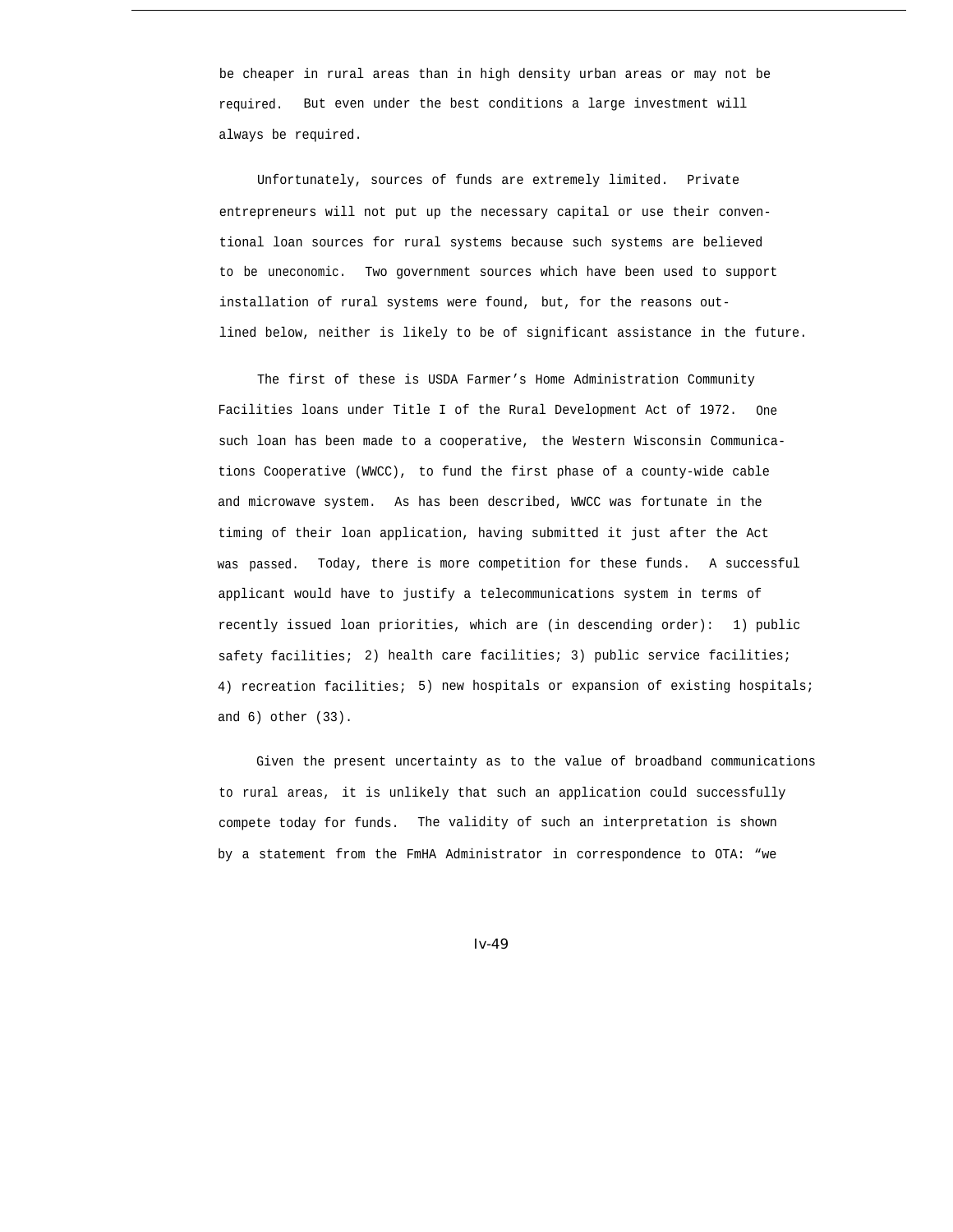be cheaper in rural areas than in high density urban areas or may not be required. But even under the best conditions a large investment will always be required.

Unfortunately, sources of funds are extremely limited. Private entrepreneurs will not put up the necessary capital or use their conventional loan sources for rural systems because such systems are believed to be uneconomic. Two government sources which have been used to support installation of rural systems were found, but, for the reasons outlined below, neither is likely to be of significant assistance in the future.

The first of these is USDA Farmer's Home Administration Community Facilities loans under Title I of the Rural Development Act of 1972. One such loan has been made to a cooperative, the Western Wisconsin Communications Cooperative (WWCC), to fund the first phase of a county-wide cable and microwave system. As has been described, WWCC was fortunate in the timing of their loan application, having submitted it just after the Act was passed. Today, there is more competition for these funds. A successful applicant would have to justify a telecommunications system in terms of recently issued loan priorities, which are (in descending order): 1) public safety facilities; 2) health care facilities; 3) public service facilities; 4) recreation facilities; 5) new hospitals or expansion of existing hospitals; and 6) other (33).

Given the present uncertainty as to the value of broadband communications to rural areas, it is unlikely that such an application could successfully compete today for funds. The validity of such an interpretation is shown by a statement from the FmHA Administrator in correspondence to OTA: "we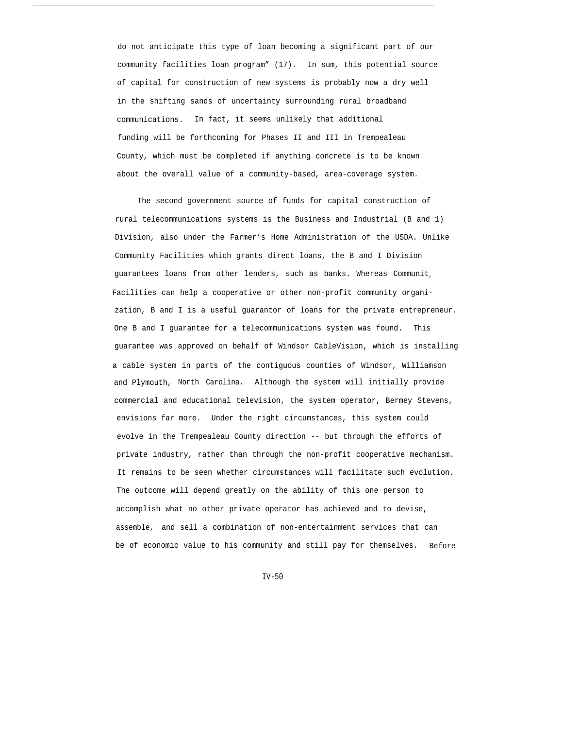do not anticipate this type of loan becoming a significant part of our community facilities loan program" (17). In sum, this potential source of capital for construction of new systems is probably now a dry well in the shifting sands of uncertainty surrounding rural broadband communications. In fact, it seems unlikely that additional funding will be forthcoming for Phases II and III in Trempealeau County, which must be completed if anything concrete is to be known about the overall value of a community-based, area-coverage system.

The second government source of funds for capital construction of rural telecommunications systems is the Business and Industrial (B and 1) Division, also under the Farmer's Home Administration of the USDA. Unlike Community Facilities which grants direct loans, the B and I Division guarantees loans from other lenders, such as banks. Whereas Communit, Facilities can help a cooperative or other non-profit community organization, B and I is a useful guarantor of loans for the private entrepreneur. One B and I guarantee for a telecommunications system was found. This guarantee was approved on behalf of Windsor CableVision, which is installing a cable system in parts of the contiguous counties of Windsor, Williamson and Plymouth, North Carolina. Although the system will initially provide commercial and educational television, the system operator, Bermey Stevens, envisions far more. Under the right circumstances, this system could evolve in the Trempealeau County direction -- but through the efforts of private industry, rather than through the non-profit cooperative mechanism. It remains to be seen whether circumstances will facilitate such evolution. The outcome will depend greatly on the ability of this one person to accomplish what no other private operator has achieved and to devise, assemble, and sell a combination of non-entertainment services that can be of economic value to his community and still pay for themselves. Before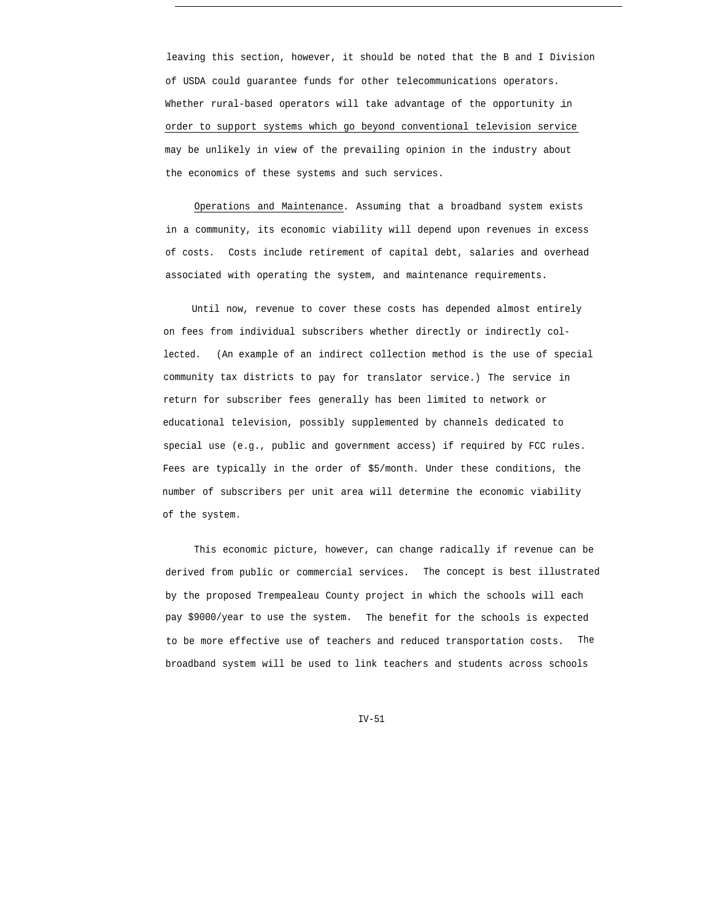leaving this section, however, it should be noted that the B and I Division of USDA could guarantee funds for other telecommunications operators. Whether rural-based operators will take advantage of the opportunity in order to support systems which go beyond conventional television service may be unlikely in view of the prevailing opinion in the industry about the economics of these systems and such services.

Operations and Maintenance. Assuming that a broadband system exists in a community, its economic viability will depend upon revenues in excess of costs. Costs include retirement of capital debt, salaries and overhead associated with operating the system, and maintenance requirements.

Until now, revenue to cover these costs has depended almost entirely on fees from individual subscribers whether directly or indirectly collected. (An example of an indirect collection method is the use of special community tax districts to pay for translator service.) The service in return for subscriber fees generally has been limited to network or educational television, possibly supplemented by channels dedicated to special use (e.g., public and government access) if required by FCC rules. Fees are typically in the order of $5/month. Under these conditions, the number of subscribers per unit area will determine the economic viability of the system.

This economic picture, however, can change radically if revenue can be derived from public or commercial services. The concept is best illustrated by the proposed Trempealeau County project in which the schools will each pay $9000/year to use the system. The benefit for the schools is expected to be more effective use of teachers and reduced transportation costs. The broadband system will be used to link teachers and students across schools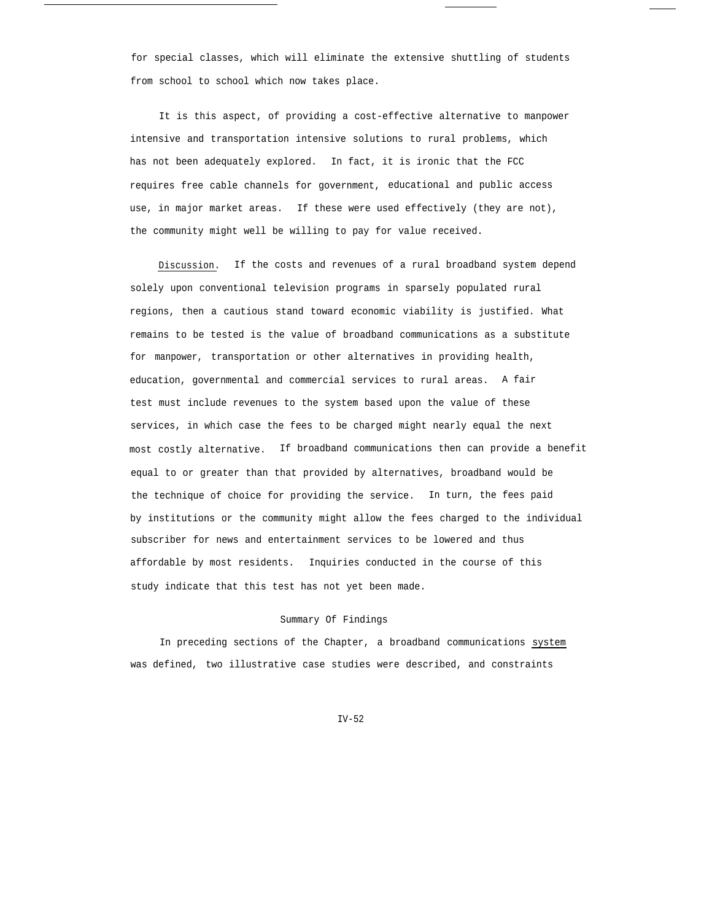for special classes, which will eliminate the extensive shuttling of students from school to school which now takes place.

It is this aspect, of providing a cost-effective alternative to manpower intensive and transportation intensive solutions to rural problems, which has not been adequately explored. In fact, it is ironic that the FCC requires free cable channels for government, educational and public access use, in major market areas. If these were used effectively (they are not), the community might well be willing to pay for value received.

Discussion. If the costs and revenues of a rural broadband system depend solely upon conventional television programs in sparsely populated rural regions, then a cautious stand toward economic viability is justified. What remains to be tested is the value of broadband communications as a substitute for manpower, transportation or other alternatives in providing health, education, governmental and commercial services to rural areas. A fair test must include revenues to the system based upon the value of these services, in which case the fees to be charged might nearly equal the next most costly alternative. If broadband communications then can provide a benefit equal to or greater than that provided by alternatives, broadband would be the technique of choice for providing the service. In turn, the fees paid by institutions or the community might allow the fees charged to the individual subscriber for news and entertainment services to be lowered and thus affordable by most residents. Inquiries conducted in the course of this study indicate that this test has not yet been made.

## Summary Of Findings

In preceding sections of the Chapter, a broadband communications system was defined, two illustrative case studies were described, and constraints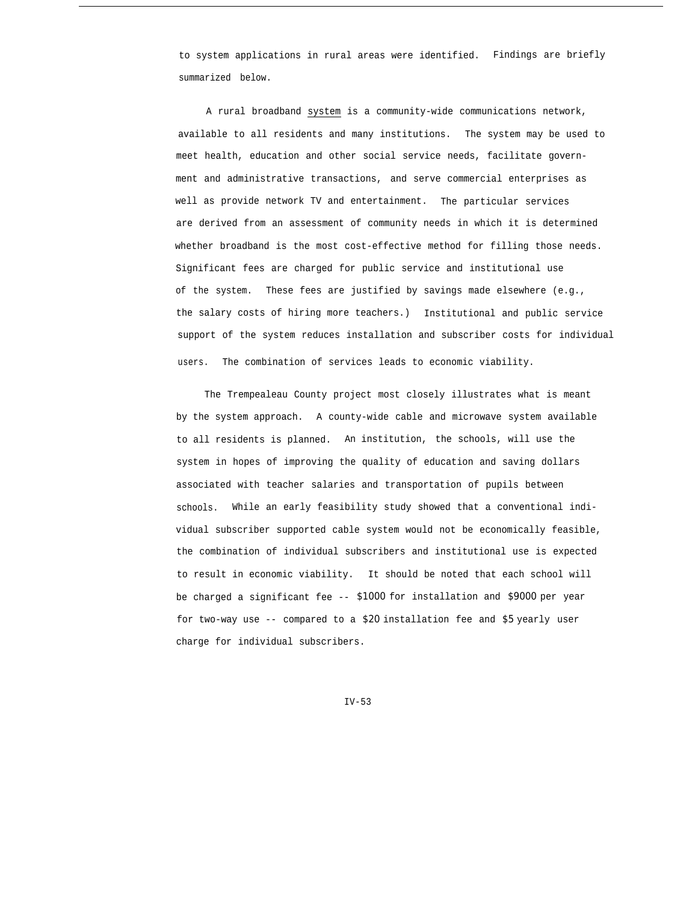to system applications in rural areas were identified. Findings are briefly summarized below.

A rural broadband <u>system</u> is a community-wide communications network, available to all residents and many institutions. The system may be used to meet health, education and other social service needs, facilitate government and administrative transactions, and serve commercial enterprises as well as provide network TV and entertainment. The particular services are derived from an assessment of community needs in which it is determined whether broadband is the most cost-effective method for filling those needs. Significant fees are charged for public service and institutional use of the system. These fees are justified by savings made elsewhere (e.g., the salary costs of hiring more teachers.) Institutional and public service support of the system reduces installation and subscriber costs for individual users. The combination of services leads to economic viability.

The Trempealeau County project most closely illustrates what is meant by the system approach. A county-wide cable and microwave system available to all residents is planned. An institution, the schools, will use the system in hopes of improving the quality of education and saving dollars associated with teacher salaries and transportation of pupils between schools. While an early feasibility study showed that a conventional individual subscriber supported cable system would not be economically feasible, the combination of individual subscribers and institutional use is expected to result in economic viability. It should be noted that each school will be charged a significant fee -- $1000 for installation and $9000 per year for two-way use -- compared to a $20 installation fee and $5 yearly user charge for individual subscribers.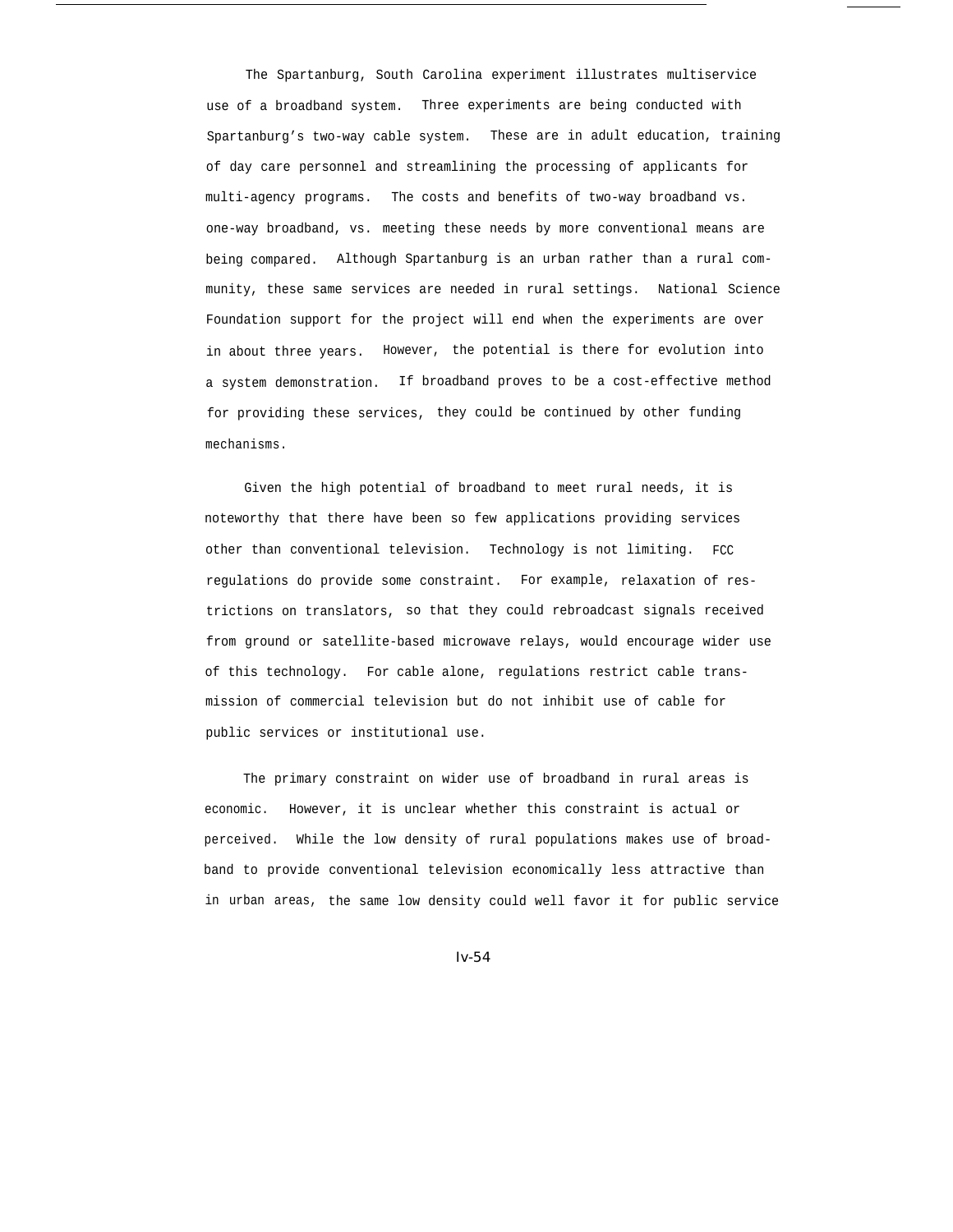The Spartanburg, South Carolina experiment illustrates multiservice use of a broadband system. Three experiments are being conducted with Spartanburg's two-way cable system. These are in adult education, training of day care personnel and streamlining the processing of applicants for multi-agency programs. The costs and benefits of two-way broadband vs. one-way broadband, vs. meeting these needs by more conventional means are being compared. Although Spartanburg is an urban rather than a rural community, these same services are needed in rural settings. National Science Foundation support for the project will end when the experiments are over in about three years. However, the potential is there for evolution into a system demonstration. If broadband proves to be a cost-effective method for providing these services, they could be continued by other funding mechanisms.

Given the high potential of broadband to meet rural needs, it is noteworthy that there have been so few applications providing services other than conventional television. Technology is not limiting. FCC regulations do provide some constraint. For example, relaxation of restrictions on translators, so that they could rebroadcast signals received from ground or satellite-based microwave relays, would encourage wider use of this technology. For cable alone, regulations restrict cable transmission of commercial television but do not inhibit use of cable for public services or institutional use.

The primary constraint on wider use of broadband in rural areas is economic. However, it is unclear whether this constraint is actual or perceived. While the low density of rural populations makes use of broadband to provide conventional television economically less attractive than in urban areas, the same low density could well favor it for public service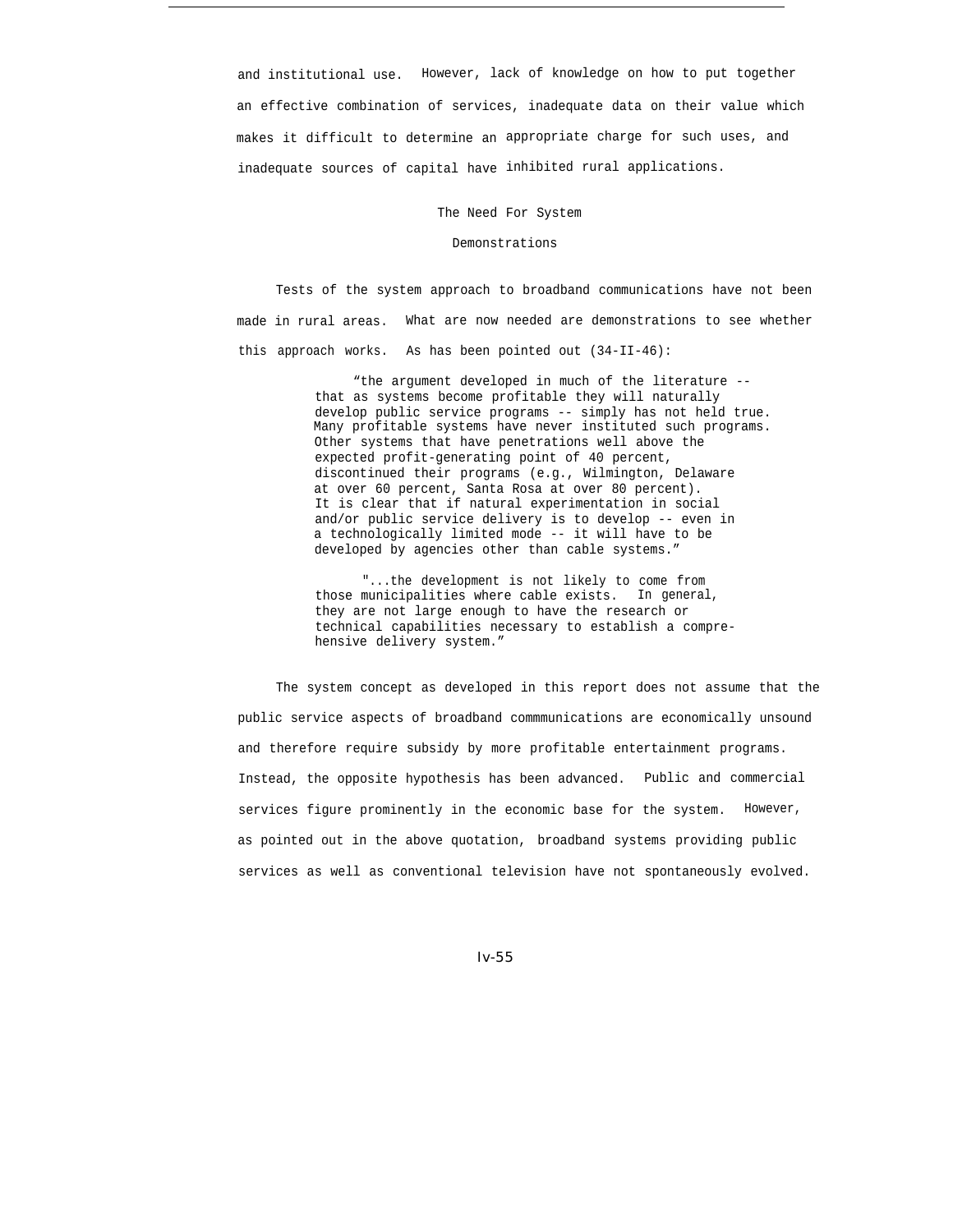and institutional use. However, lack of knowledge on how to put together an effective combination of services, inadequate data on their value which makes it difficult to determine an appropriate charge for such uses, and inadequate sources of capital have inhibited rural applications.

## The Need For System Demonstrations

Tests of the system approach to broadband communications have not been made in rural areas. What are now needed are demonstrations to see whether this approach works. As has been pointed out (34-II-46):

> "the argument developed in much of the literature -- that as systems become profitable they will naturally develop public service programs -- simply has not held true. Many profitable systems have never instituted such programs. Other systems that have penetrations well above the expected profit-generating point of 40 percent, discontinued their programs (e.g., Wilmington, Delaware at over 60 percent, Santa Rosa at over 80 percent). It is clear that if natural experimentation in social and/or public service delivery is to develop -- even in a technologically limited mode -- it will have to be developed by agencies other than cable systems."
>
> "...the development is not likely to come from those municipalities where cable exists. In general, they are not large enough to have the research or technical capabilities necessary to establish a comprehensive delivery system."

The system concept as developed in this report does not assume that the public service aspects of broadband commmunications are economically unsound and therefore require subsidy by more profitable entertainment programs. Instead, the opposite hypothesis has been advanced. Public and commercial services figure prominently in the economic base for the system. However, as pointed out in the above quotation, broadband systems providing public services as well as conventional television have not spontaneously evolved.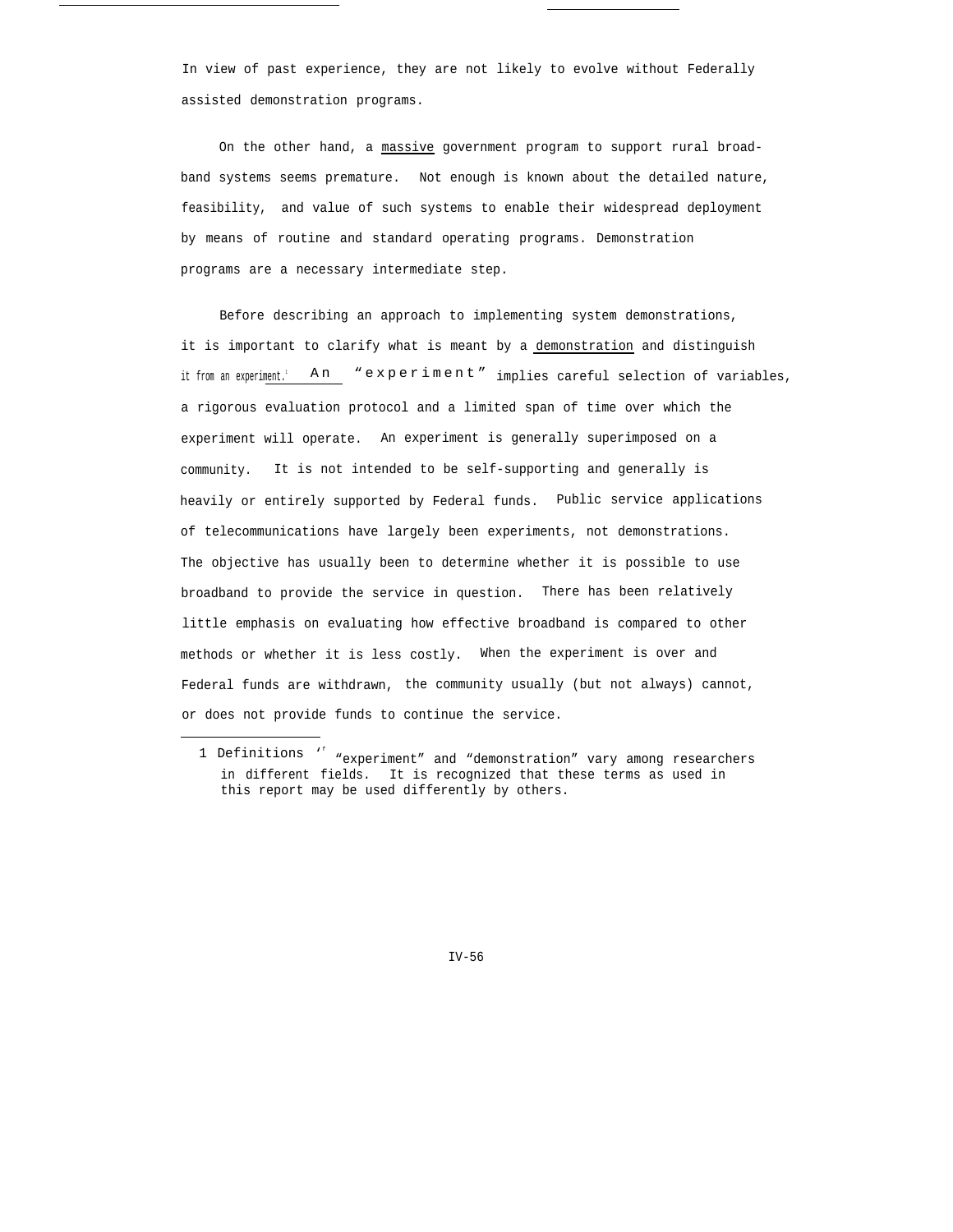In view of past experience, they are not likely to evolve without Federally assisted demonstration programs.

On the other hand, a massive government program to support rural broadband systems seems premature. Not enough is known about the detailed nature, feasibility, and value of such systems to enable their widespread deployment by means of routine and standard operating programs. Demonstration programs are a necessary intermediate step.

Before describing an approach to implementing system demonstrations, it is important to clarify what is meant by a demonstration and distinguish it from an experiment.[1] An "experiment" implies careful selection of variables, a rigorous evaluation protocol and a limited span of time over which the experiment will operate. An experiment is generally superimposed on a community. It is not intended to be self-supporting and generally is heavily or entirely supported by Federal funds. Public service applications of telecommunications have largely been experiments, not demonstrations. The objective has usually been to determine whether it is possible to use broadband to provide the service in question. There has been relatively little emphasis on evaluating how effective broadband is compared to other methods or whether it is less costly. When the experiment is over and Federal funds are withdrawn, the community usually (but not always) cannot, or does not provide funds to continue the service.

---

1 Definitions of "experiment" and "demonstration" vary among researchers in different fields. It is recognized that these terms as used in this report may be used differently by others.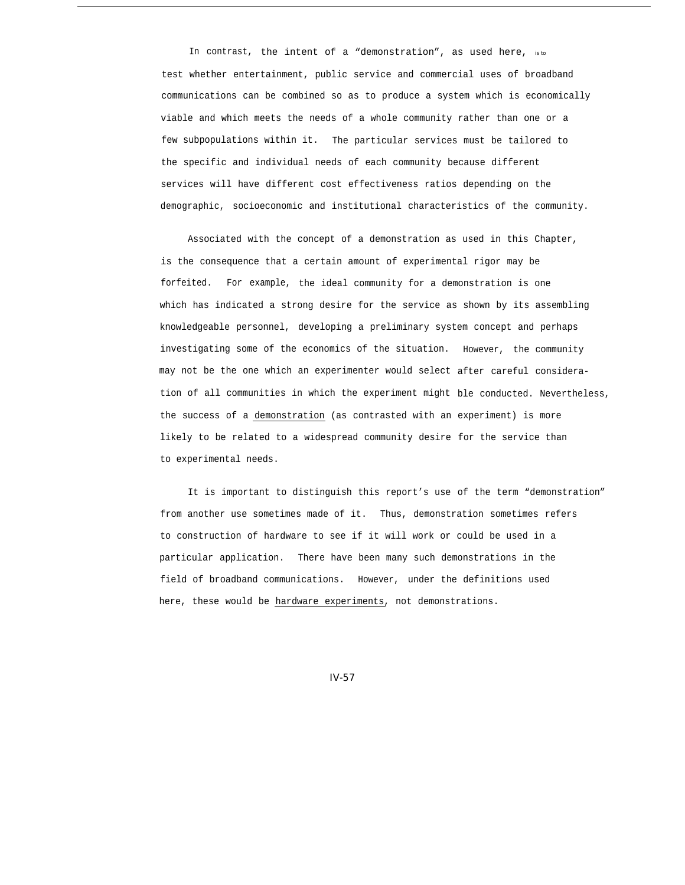In contrast, the intent of a "demonstration", as used here, is to test whether entertainment, public service and commercial uses of broadband communications can be combined so as to produce a system which is economically viable and which meets the needs of a whole community rather than one or a few subpopulations within it. The particular services must be tailored to the specific and individual needs of each community because different services will have different cost effectiveness ratios depending on the demographic, socioeconomic and institutional characteristics of the community.

Associated with the concept of a demonstration as used in this Chapter, is the consequence that a certain amount of experimental rigor may be forfeited. For example, the ideal community for a demonstration is one which has indicated a strong desire for the service as shown by its assembling knowledgeable personnel, developing a preliminary system concept and perhaps investigating some of the economics of the situation. However, the community may not be the one which an experimenter would select after careful consideration of all communities in which the experiment might ble conducted. Nevertheless, the success of a demonstration (as contrasted with an experiment) is more likely to be related to a widespread community desire for the service than to experimental needs.

It is important to distinguish this report's use of the term "demonstration" from another use sometimes made of it. Thus, demonstration sometimes refers to construction of hardware to see if it will work or could be used in a particular application. There have been many such demonstrations in the field of broadband communications. However, under the definitions used here, these would be hardware experiments, not demonstrations.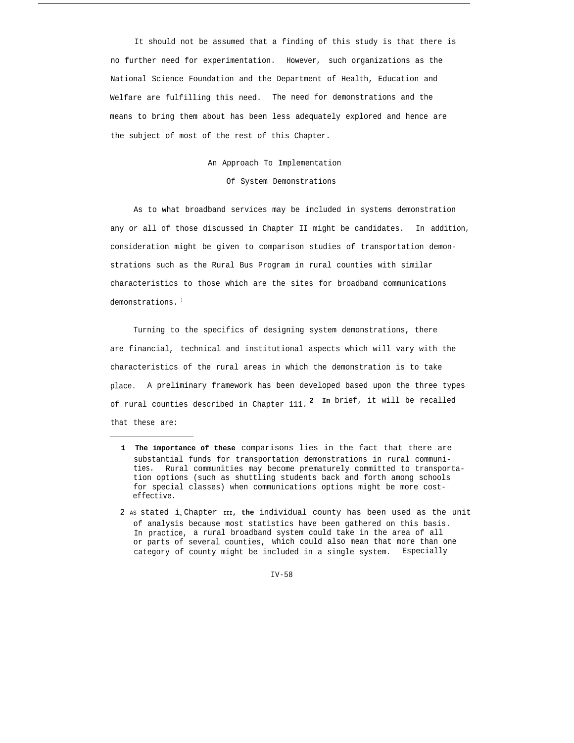It should not be assumed that a finding of this study is that there is no further need for experimentation. However, such organizations as the National Science Foundation and the Department of Health, Education and Welfare are fulfilling this need. The need for demonstrations and the means to bring them about has been less adequately explored and hence are the subject of most of the rest of this Chapter.

## An Approach To Implementation Of System Demonstrations

As to what broadband services may be included in systems demonstration any or all of those discussed in Chapter II might be candidates. In addition, consideration might be given to comparison studies of transportation demonstrations such as the Rural Bus Program in rural counties with similar characteristics to those which are the sites for broadband communications demonstrations.[1]

Turning to the specifics of designing system demonstrations, there are financial, technical and institutional aspects which will vary with the characteristics of the rural areas in which the demonstration is to take place. A preliminary framework has been developed based upon the three types of rural counties described in Chapter III.[2] In brief, it will be recalled that these are:

---

1 The importance of these comparisons lies in the fact that there are substantial funds for transportation demonstrations in rural communities. Rural communities may become prematurely committed to transportation options (such as shuttling students back and forth among schools for special classes) when communications options might be more cost-effective.

2 As stated in Chapter III, the individual county has been used as the unit of analysis because most statistics have been gathered on this basis. In practice, a rural broadband system could take in the area of all or parts of several counties, which could also mean that more than one <u>category</u> of county might be included in a single system. Especially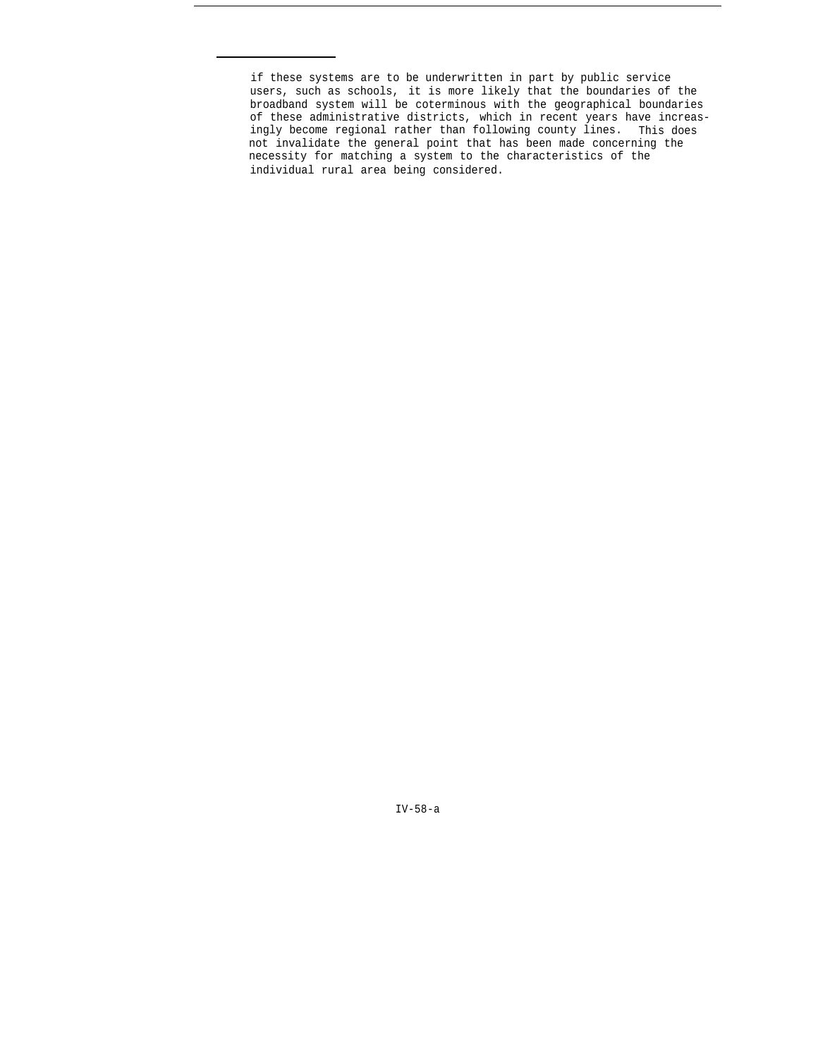if these systems are to be underwritten in part by public service users, such as schools, it is more likely that the boundaries of the broadband system will be coterminous with the geographical boundaries of these administrative districts, which in recent years have increasingly become regional rather than following county lines. This does not invalidate the general point that has been made concerning the necessity for matching a system to the characteristics of the individual rural area being considered.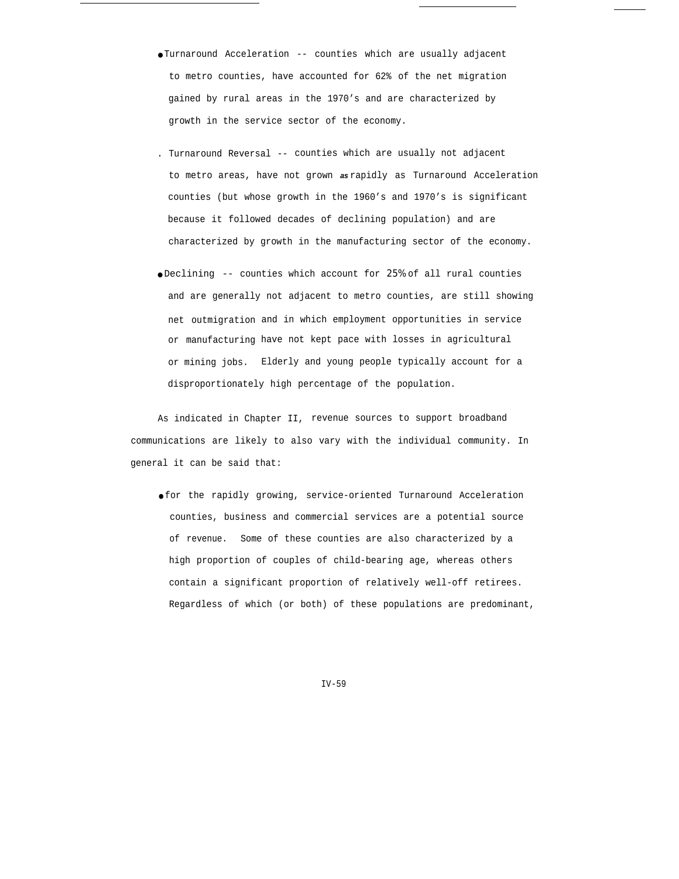- Turnaround Acceleration -- counties which are usually adjacent to metro counties, have accounted for 62% of the net migration gained by rural areas in the 1970's and are characterized by growth in the service sector of the economy.

- Turnaround Reversal -- counties which are usually not adjacent to metro areas, have not grown as rapidly as Turnaround Acceleration counties (but whose growth in the 1960's and 1970's is significant because it followed decades of declining population) and are characterized by growth in the manufacturing sector of the economy.

- Declining -- counties which account for 25% of all rural counties and are generally not adjacent to metro counties, are still showing net outmigration and in which employment opportunities in service or manufacturing have not kept pace with losses in agricultural or mining jobs. Elderly and young people typically account for a disproportionately high percentage of the population.

As indicated in Chapter II, revenue sources to support broadband communications are likely to also vary with the individual community. In general it can be said that:

- for the rapidly growing, service-oriented Turnaround Acceleration counties, business and commercial services are a potential source of revenue. Some of these counties are also characterized by a high proportion of couples of child-bearing age, whereas others contain a significant proportion of relatively well-off retirees. Regardless of which (or both) of these populations are predominant,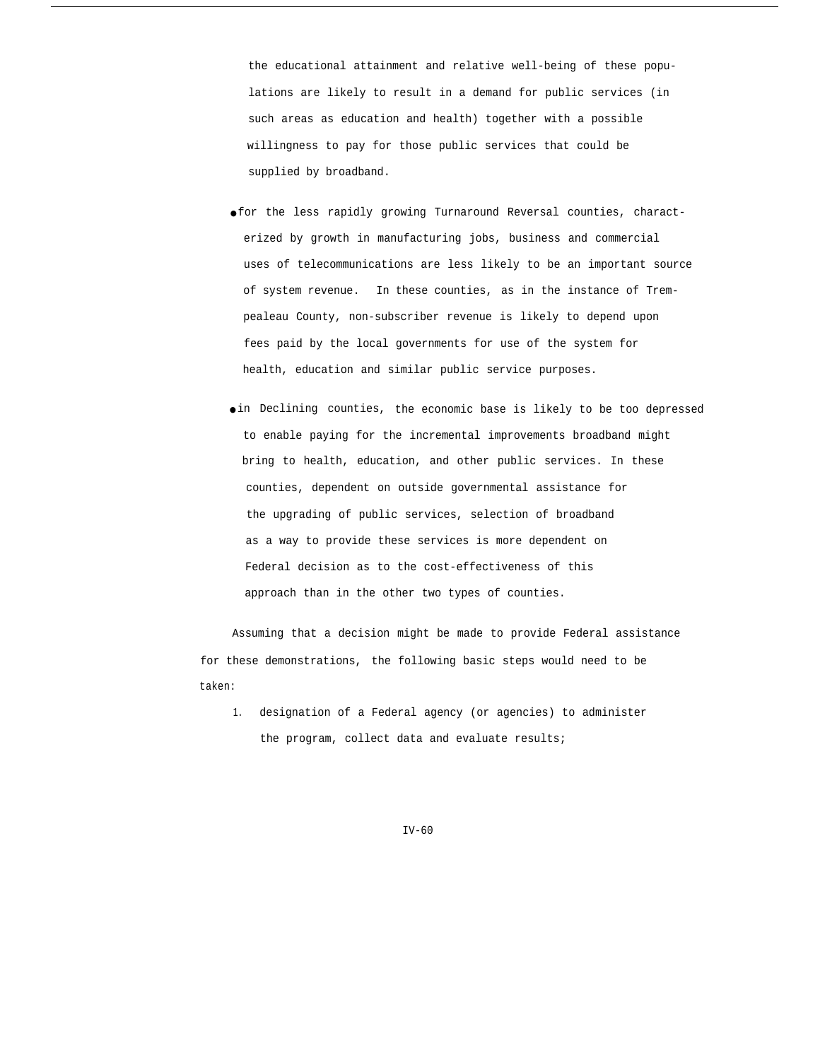the educational attainment and relative well-being of these populations are likely to result in a demand for public services (in such areas as education and health) together with a possible willingness to pay for those public services that could be supplied by broadband.

- for the less rapidly growing Turnaround Reversal counties, characterized by growth in manufacturing jobs, business and commercial uses of telecommunications are less likely to be an important source of system revenue. In these counties, as in the instance of Trempealeau County, non-subscriber revenue is likely to depend upon fees paid by the local governments for use of the system for health, education and similar public service purposes.

- in Declining counties, the economic base is likely to be too depressed to enable paying for the incremental improvements broadband might bring to health, education, and other public services. In these counties, dependent on outside governmental assistance for the upgrading of public services, selection of broadband as a way to provide these services is more dependent on Federal decision as to the cost-effectiveness of this approach than in the other two types of counties.

Assuming that a decision might be made to provide Federal assistance for these demonstrations, the following basic steps would need to be taken:

1. designation of a Federal agency (or agencies) to administer the program, collect data and evaluate results;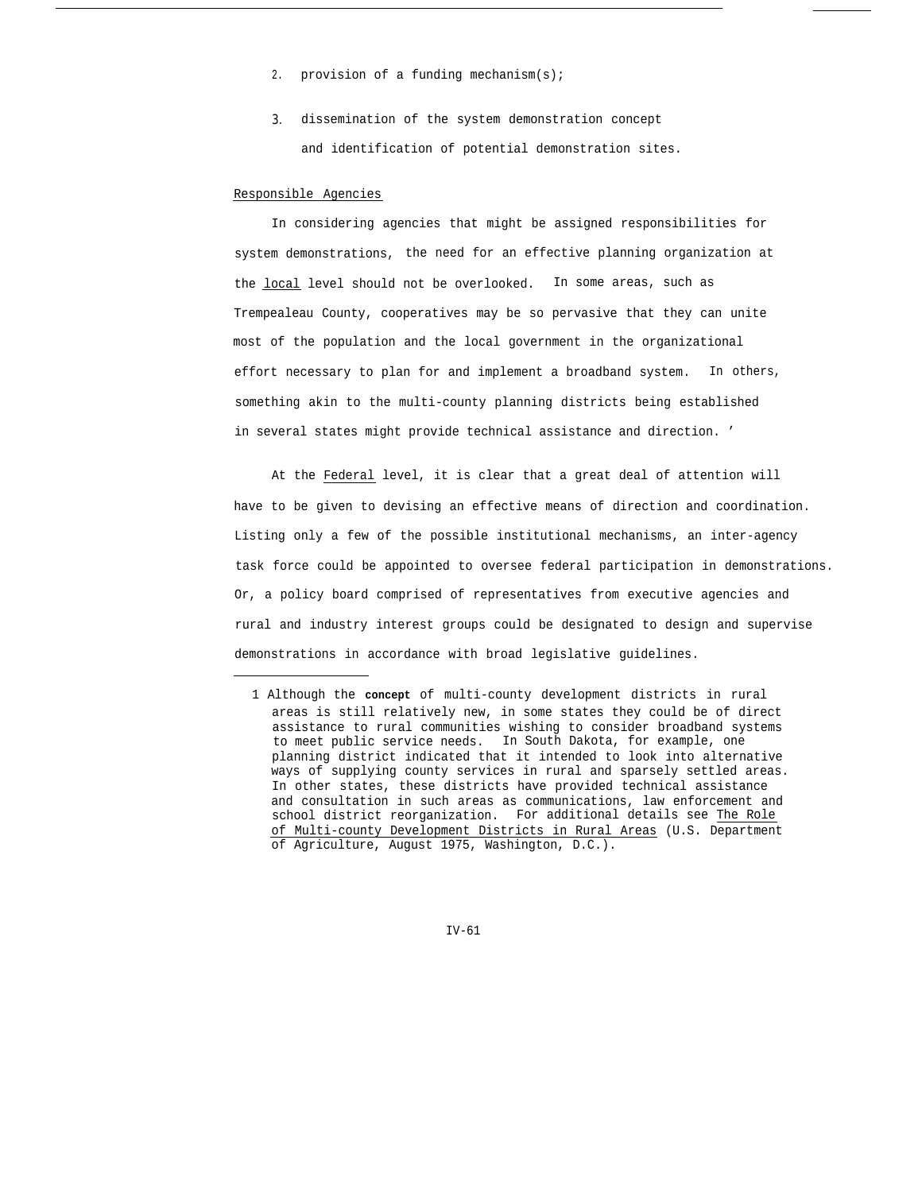2. provision of a funding mechanism(s);

3. dissemination of the system demonstration concept and identification of potential demonstration sites.

Responsible Agencies

In considering agencies that might be assigned responsibilities for system demonstrations, the need for an effective planning organization at the local level should not be overlooked. In some areas, such as Trempealeau County, cooperatives may be so pervasive that they can unite most of the population and the local government in the organizational effort necessary to plan for and implement a broadband system. In others, something akin to the multi-county planning districts being established in several states might provide technical assistance and direction.[1]

At the Federal level, it is clear that a great deal of attention will have to be given to devising an effective means of direction and coordination. Listing only a few of the possible institutional mechanisms, an inter-agency task force could be appointed to oversee federal participation in demonstrations. Or, a policy board comprised of representatives from executive agencies and rural and industry interest groups could be designated to design and supervise demonstrations in accordance with broad legislative guidelines.

---

1 Although the concept of multi-county development districts in rural areas is still relatively new, in some states they could be of direct assistance to rural communities wishing to consider broadband systems to meet public service needs. In South Dakota, for example, one planning district indicated that it intended to look into alternative ways of supplying county services in rural and sparsely settled areas. In other states, these districts have provided technical assistance and consultation in such areas as communications, law enforcement and school district reorganization. For additional details see The Role of Multi-county Development Districts in Rural Areas (U.S. Department of Agriculture, August 1975, Washington, D.C.).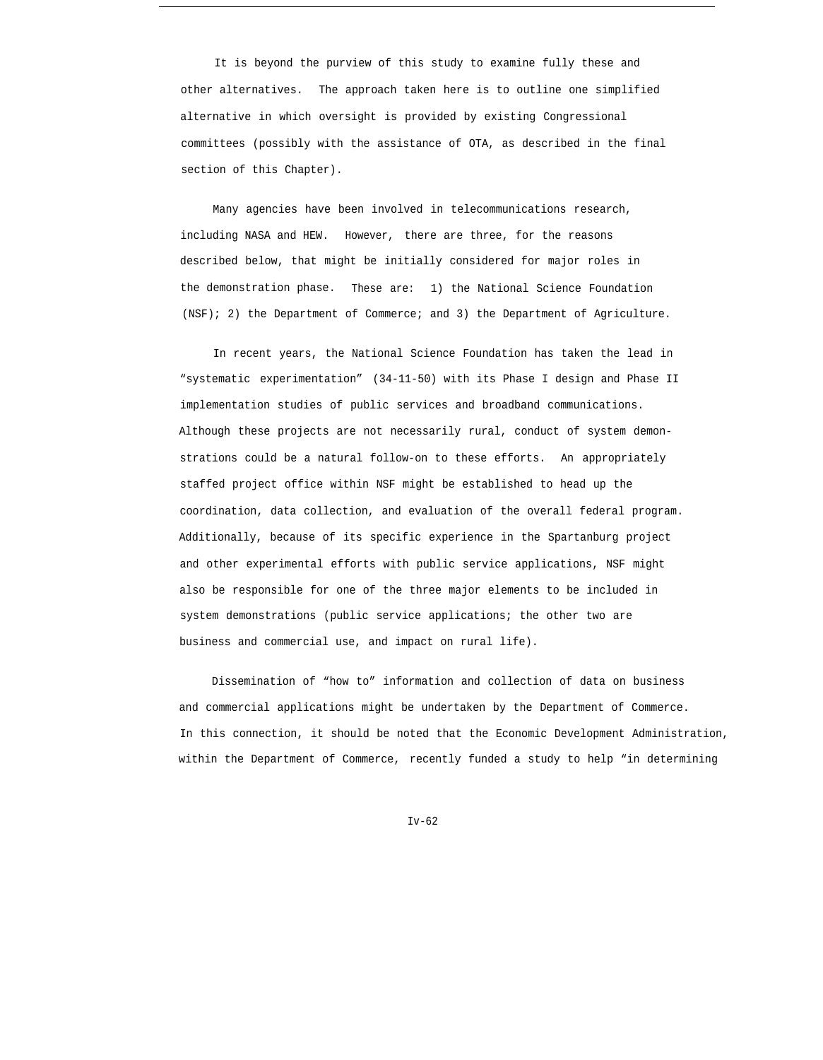It is beyond the purview of this study to examine fully these and other alternatives. The approach taken here is to outline one simplified alternative in which oversight is provided by existing Congressional committees (possibly with the assistance of OTA, as described in the final section of this Chapter).

Many agencies have been involved in telecommunications research, including NASA and HEW. However, there are three, for the reasons described below, that might be initially considered for major roles in the demonstration phase. These are: 1) the National Science Foundation (NSF); 2) the Department of Commerce; and 3) the Department of Agriculture.

In recent years, the National Science Foundation has taken the lead in "systematic experimentation" (34-11-50) with its Phase I design and Phase II implementation studies of public services and broadband communications. Although these projects are not necessarily rural, conduct of system demonstrations could be a natural follow-on to these efforts. An appropriately staffed project office within NSF might be established to head up the coordination, data collection, and evaluation of the overall federal program. Additionally, because of its specific experience in the Spartanburg project and other experimental efforts with public service applications, NSF might also be responsible for one of the three major elements to be included in system demonstrations (public service applications; the other two are business and commercial use, and impact on rural life).

Dissemination of "how to" information and collection of data on business and commercial applications might be undertaken by the Department of Commerce. In this connection, it should be noted that the Economic Development Administration, within the Department of Commerce, recently funded a study to help "in determining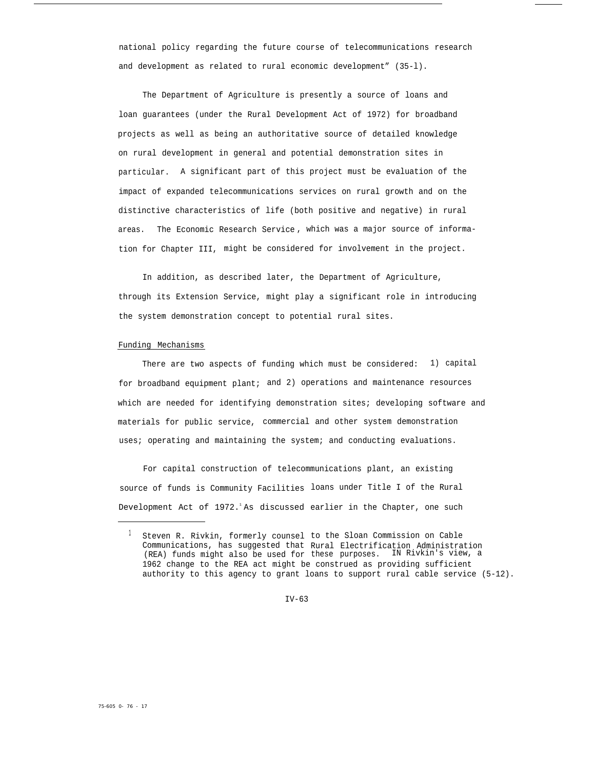national policy regarding the future course of telecommunications research and development as related to rural economic development" (35-l).

The Department of Agriculture is presently a source of loans and loan guarantees (under the Rural Development Act of 1972) for broadband projects as well as being an authoritative source of detailed knowledge on rural development in general and potential demonstration sites in particular. A significant part of this project must be evaluation of the impact of expanded telecommunications services on rural growth and on the distinctive characteristics of life (both positive and negative) in rural areas. The Economic Research Service, which was a major source of information for Chapter III, might be considered for involvement in the project.

In addition, as described later, the Department of Agriculture, through its Extension Service, might play a significant role in introducing the system demonstration concept to potential rural sites.

Funding Mechanisms

There are two aspects of funding which must be considered: 1) capital for broadband equipment plant; and 2) operations and maintenance resources which are needed for identifying demonstration sites; developing software and materials for public service, commercial and other system demonstration uses; operating and maintaining the system; and conducting evaluations.

For capital construction of telecommunications plant, an existing source of funds is Community Facilities loans under Title I of the Rural Development Act of 1972.[1] As discussed earlier in the Chapter, one such

[1] Steven R. Rivkin, formerly counsel to the Sloan Commission on Cable Communications, has suggested that Rural Electrification Administration (REA) funds might also be used for these purposes. IN Rivkin's view, a 1962 change to the REA act might be construed as providing sufficient authority to this agency to grant loans to support rural cable service (5-12).

75-605 O- 76 - 17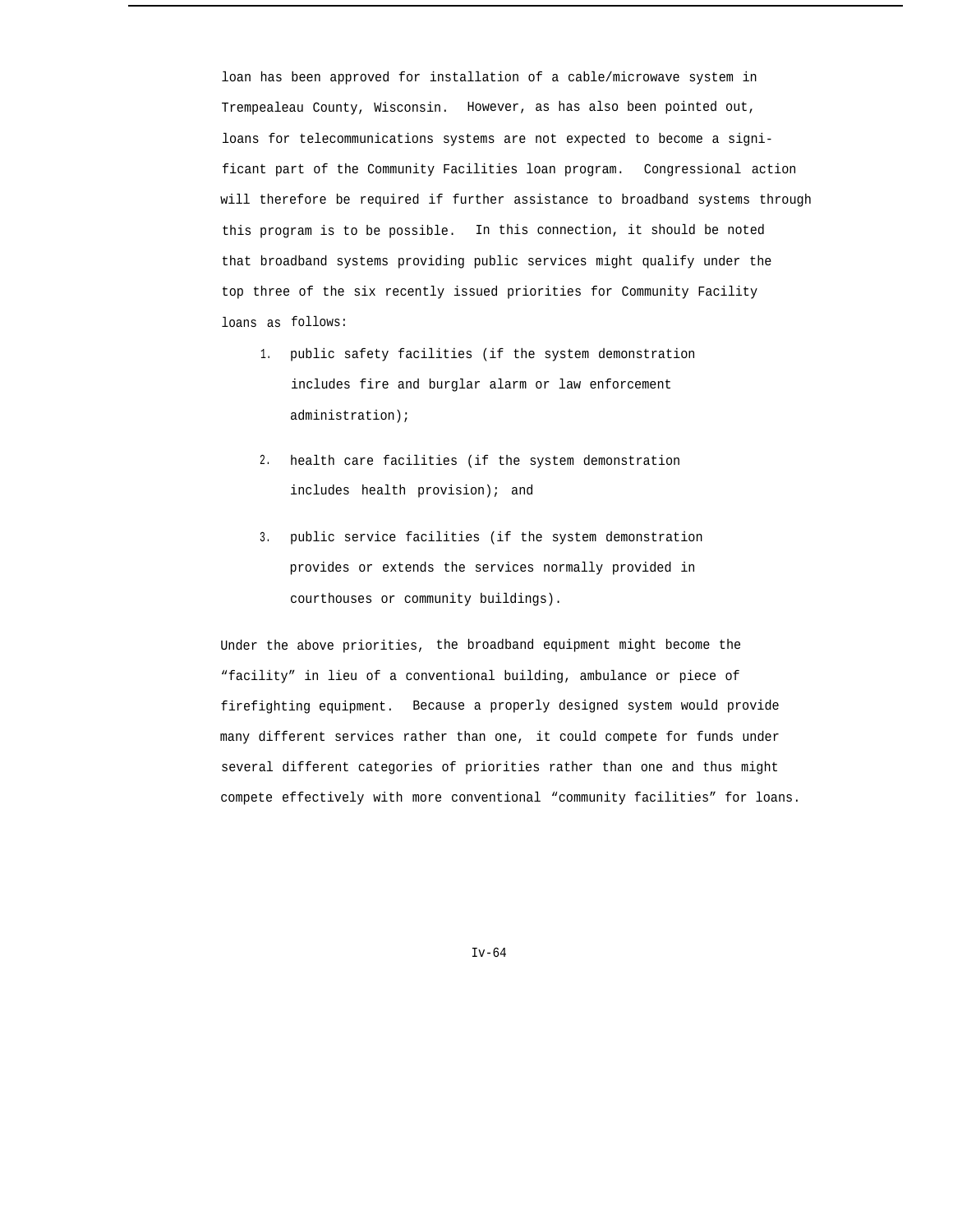loan has been approved for installation of a cable/microwave system in Trempealeau County, Wisconsin. However, as has also been pointed out, loans for telecommunications systems are not expected to become a significant part of the Community Facilities loan program. Congressional action will therefore be required if further assistance to broadband systems through this program is to be possible. In this connection, it should be noted that broadband systems providing public services might qualify under the top three of the six recently issued priorities for Community Facility loans as follows:

1. public safety facilities (if the system demonstration includes fire and burglar alarm or law enforcement administration);

2. health care facilities (if the system demonstration includes health provision); and

3. public service facilities (if the system demonstration provides or extends the services normally provided in courthouses or community buildings).

Under the above priorities, the broadband equipment might become the "facility" in lieu of a conventional building, ambulance or piece of firefighting equipment. Because a properly designed system would provide many different services rather than one, it could compete for funds under several different categories of priorities rather than one and thus might compete effectively with more conventional "community facilities" for loans.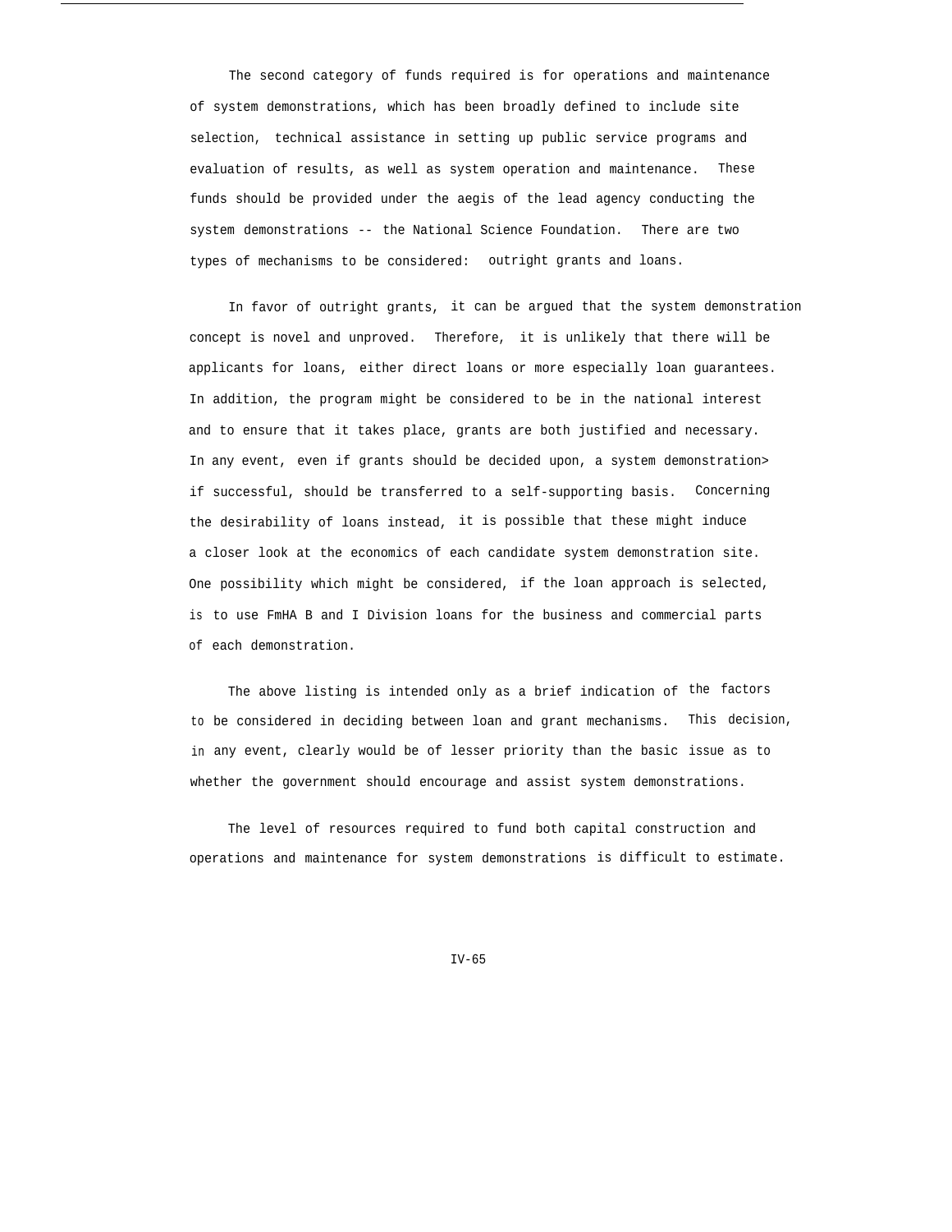The second category of funds required is for operations and maintenance of system demonstrations, which has been broadly defined to include site selection, technical assistance in setting up public service programs and evaluation of results, as well as system operation and maintenance. These funds should be provided under the aegis of the lead agency conducting the system demonstrations -- the National Science Foundation. There are two types of mechanisms to be considered: outright grants and loans.

In favor of outright grants, it can be argued that the system demonstration concept is novel and unproved. Therefore, it is unlikely that there will be applicants for loans, either direct loans or more especially loan guarantees. In addition, the program might be considered to be in the national interest and to ensure that it takes place, grants are both justified and necessary. In any event, even if grants should be decided upon, a system demonstration> if successful, should be transferred to a self-supporting basis. Concerning the desirability of loans instead, it is possible that these might induce a closer look at the economics of each candidate system demonstration site. One possibility which might be considered, if the loan approach is selected, is to use FmHA B and I Division loans for the business and commercial parts of each demonstration.

The above listing is intended only as a brief indication of the factors to be considered in deciding between loan and grant mechanisms. This decision, in any event, clearly would be of lesser priority than the basic issue as to whether the government should encourage and assist system demonstrations.

The level of resources required to fund both capital construction and operations and maintenance for system demonstrations is difficult to estimate.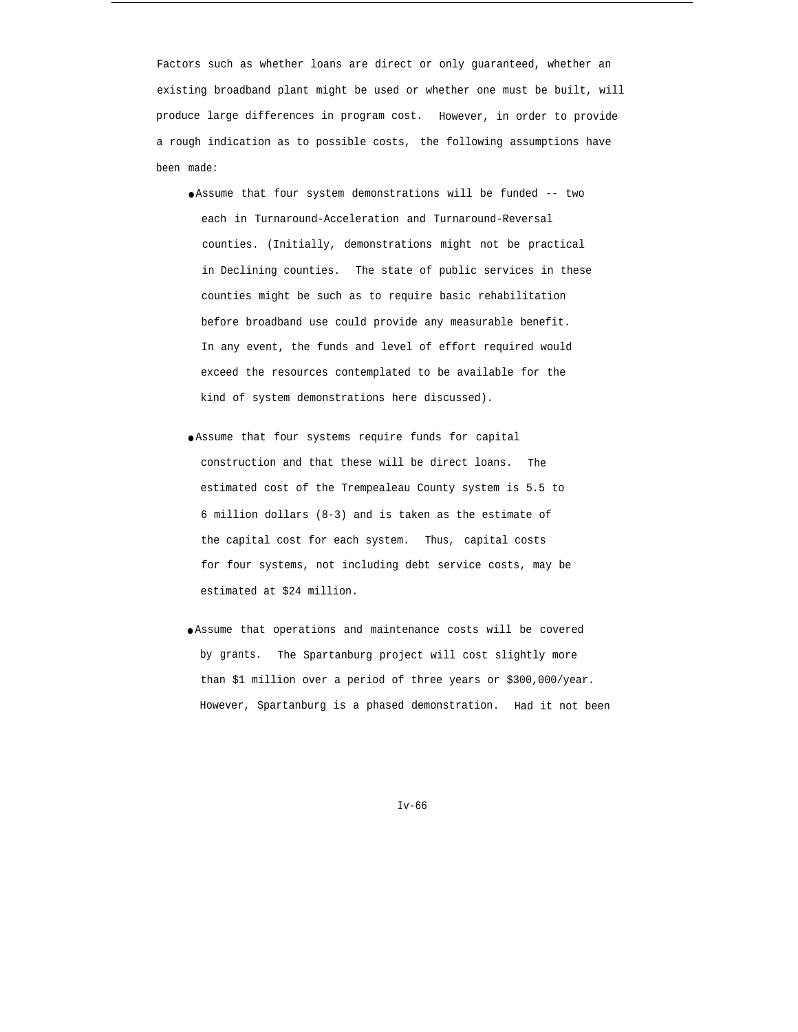Factors such as whether loans are direct or only guaranteed, whether an existing broadband plant might be used or whether one must be built, will produce large differences in program cost. However, in order to provide a rough indication as to possible costs, the following assumptions have been made:

- Assume that four system demonstrations will be funded -- two each in Turnaround-Acceleration and Turnaround-Reversal counties. (Initially, demonstrations might not be practical in Declining counties. The state of public services in these counties might be such as to require basic rehabilitation before broadband use could provide any measurable benefit. In any event, the funds and level of effort required would exceed the resources contemplated to be available for the kind of system demonstrations here discussed).

- Assume that four systems require funds for capital construction and that these will be direct loans. The estimated cost of the Trempealeau County system is 5.5 to 6 million dollars (8-3) and is taken as the estimate of the capital cost for each system. Thus, capital costs for four systems, not including debt service costs, may be estimated at $24 million.

- Assume that operations and maintenance costs will be covered by grants. The Spartanburg project will cost slightly more than $1 million over a period of three years or $300,000/year. However, Spartanburg is a phased demonstration. Had it not been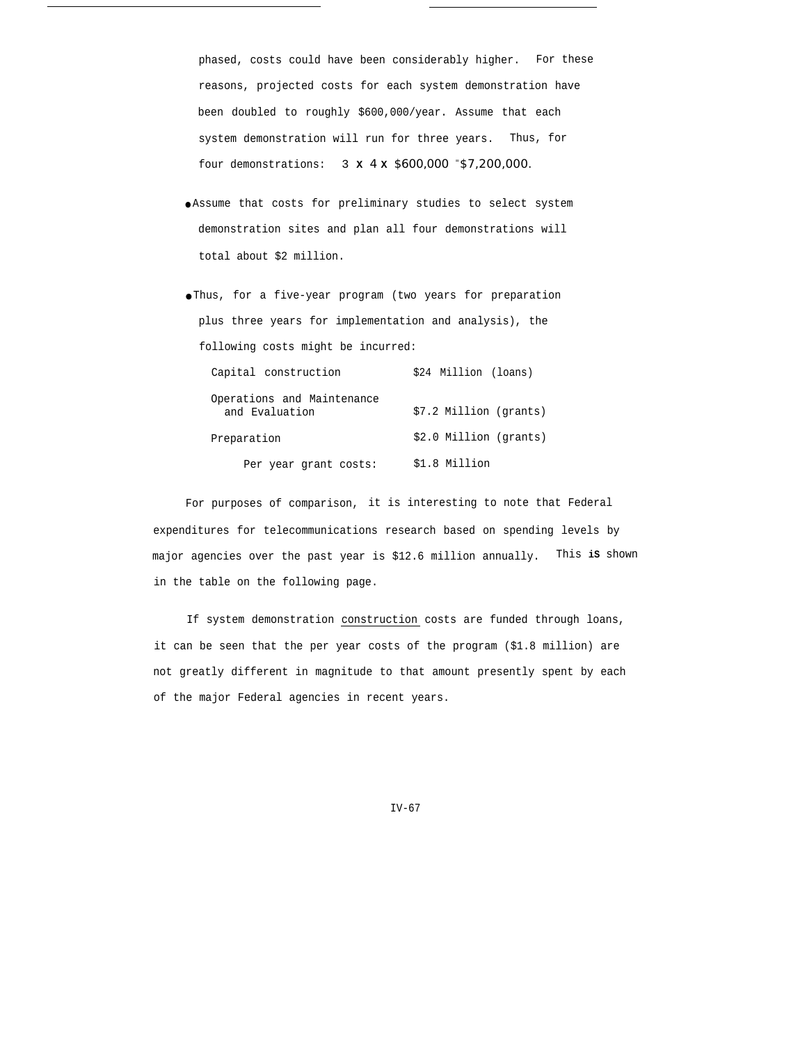phased, costs could have been considerably higher. For these reasons, projected costs for each system demonstration have been doubled to roughly $600,000/year. Assume that each system demonstration will run for three years. Thus, for four demonstrations: 3 x 4 x $600,000 = $7,200,000.

- Assume that costs for preliminary studies to select system demonstration sites and plan all four demonstrations will total about $2 million.

- Thus, for a five-year program (two years for preparation plus three years for implementation and analysis), the following costs might be incurred:

| | |
|---|---|
| Capital construction | $24 Million (loans) |
| Operations and Maintenance and Evaluation | $7.2 Million (grants) |
| Preparation | $2.0 Million (grants) |
| Per year grant costs: | $1.8 Million |

For purposes of comparison, it is interesting to note that Federal expenditures for telecommunications research based on spending levels by major agencies over the past year is $12.6 million annually. This is shown in the table on the following page.

If system demonstration <u>construction</u> costs are funded through loans, it can be seen that the per year costs of the program ($1.8 million) are not greatly different in magnitude to that amount presently spent by each of the major Federal agencies in recent years.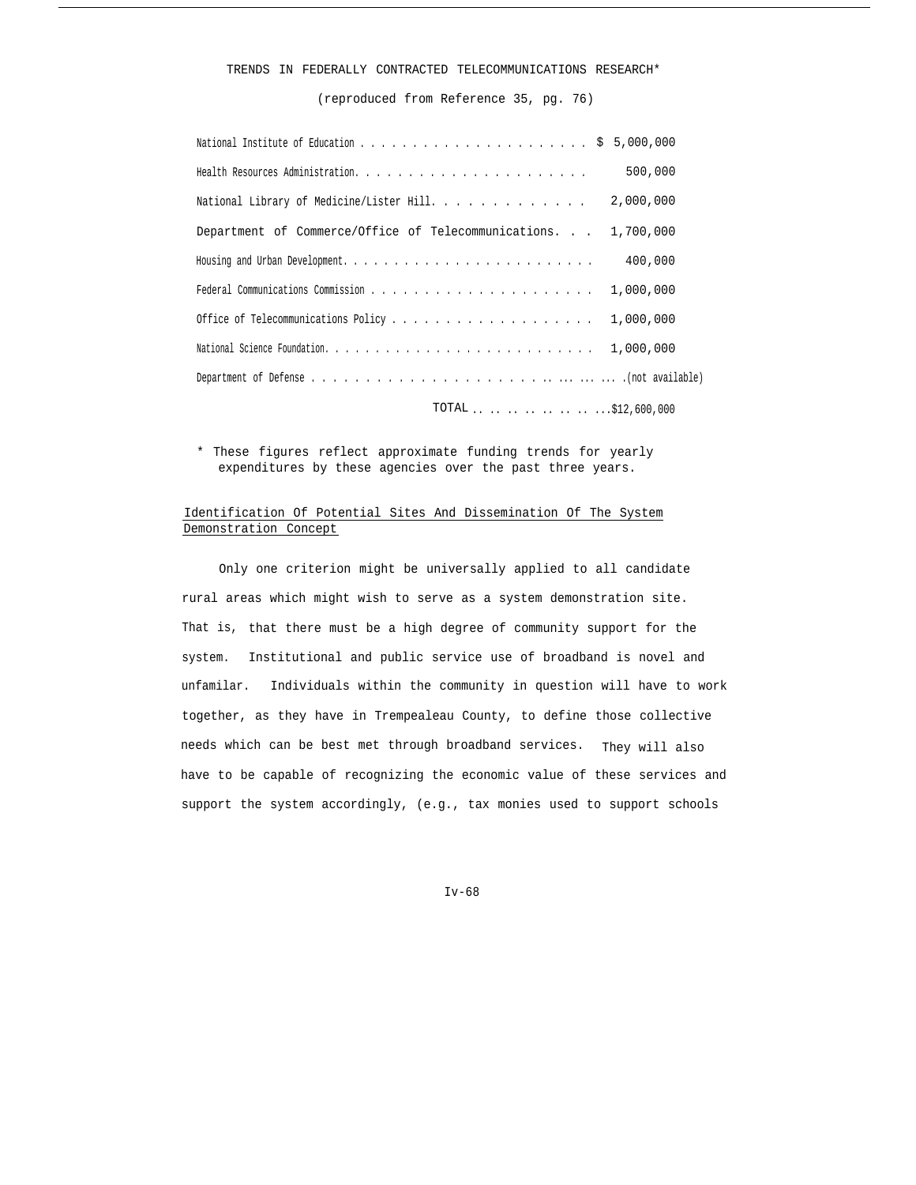TRENDS IN FEDERALLY CONTRACTED TELECOMMUNICATIONS RESEARCH*

(reproduced from Reference 35, pg. 76)

| Agency | Amount |
|---|---|
| National Institute of Education | $ 5,000,000 |
| Health Resources Administration | 500,000 |
| National Library of Medicine/Lister Hill | 2,000,000 |
| Department of Commerce/Office of Telecommunications | 1,700,000 |
| Housing and Urban Development | 400,000 |
| Federal Communications Commission | 1,000,000 |
| Office of Telecommunications Policy | 1,000,000 |
| National Science Foundation | 1,000,000 |
| Department of Defense | (not available) |
| TOTAL | $12,600,000 |

\* These figures reflect approximate funding trends for yearly expenditures by these agencies over the past three years.

## Identification Of Potential Sites And Dissemination Of The System Demonstration Concept

Only one criterion might be universally applied to all candidate rural areas which might wish to serve as a system demonstration site. That is, that there must be a high degree of community support for the system. Institutional and public service use of broadband is novel and unfamilar. Individuals within the community in question will have to work together, as they have in Trempealeau County, to define those collective needs which can be best met through broadband services. They will also have to be capable of recognizing the economic value of these services and support the system accordingly, (e.g., tax monies used to support schools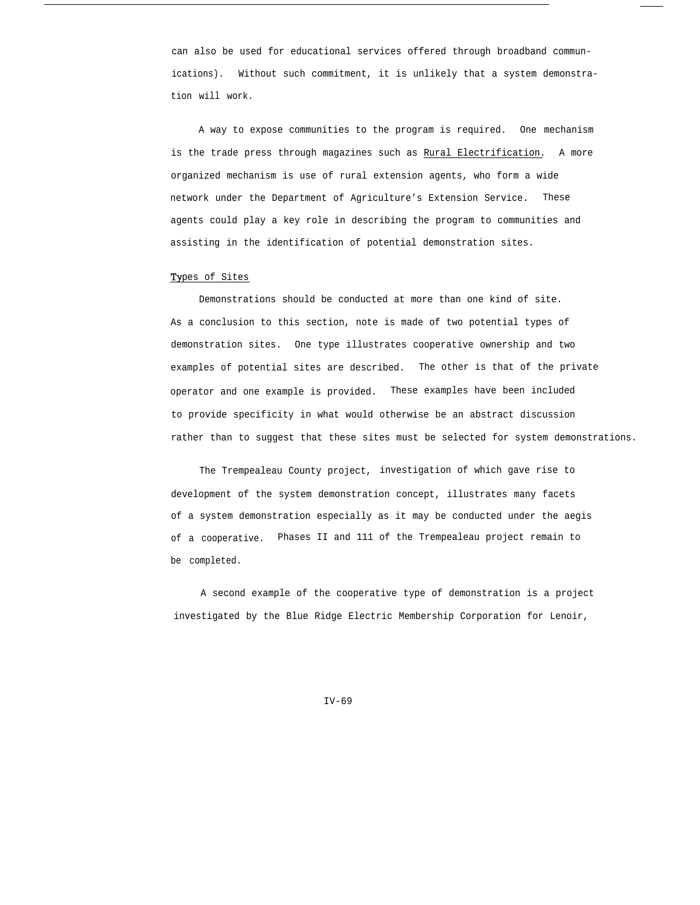can also be used for educational services offered through broadband communications). Without such commitment, it is unlikely that a system demonstration will work.

A way to expose communities to the program is required. One mechanism is the trade press through magazines such as Rural Electrification. A more organized mechanism is use of rural extension agents, who form a wide network under the Department of Agriculture's Extension Service. These agents could play a key role in describing the program to communities and assisting in the identification of potential demonstration sites.

### Types of Sites

Demonstrations should be conducted at more than one kind of site. As a conclusion to this section, note is made of two potential types of demonstration sites. One type illustrates cooperative ownership and two examples of potential sites are described. The other is that of the private operator and one example is provided. These examples have been included to provide specificity in what would otherwise be an abstract discussion rather than to suggest that these sites must be selected for system demonstrations.

The Trempealeau County project, investigation of which gave rise to development of the system demonstration concept, illustrates many facets of a system demonstration especially as it may be conducted under the aegis of a cooperative. Phases II and 111 of the Trempealeau project remain to be completed.

A second example of the cooperative type of demonstration is a project investigated by the Blue Ridge Electric Membership Corporation for Lenoir,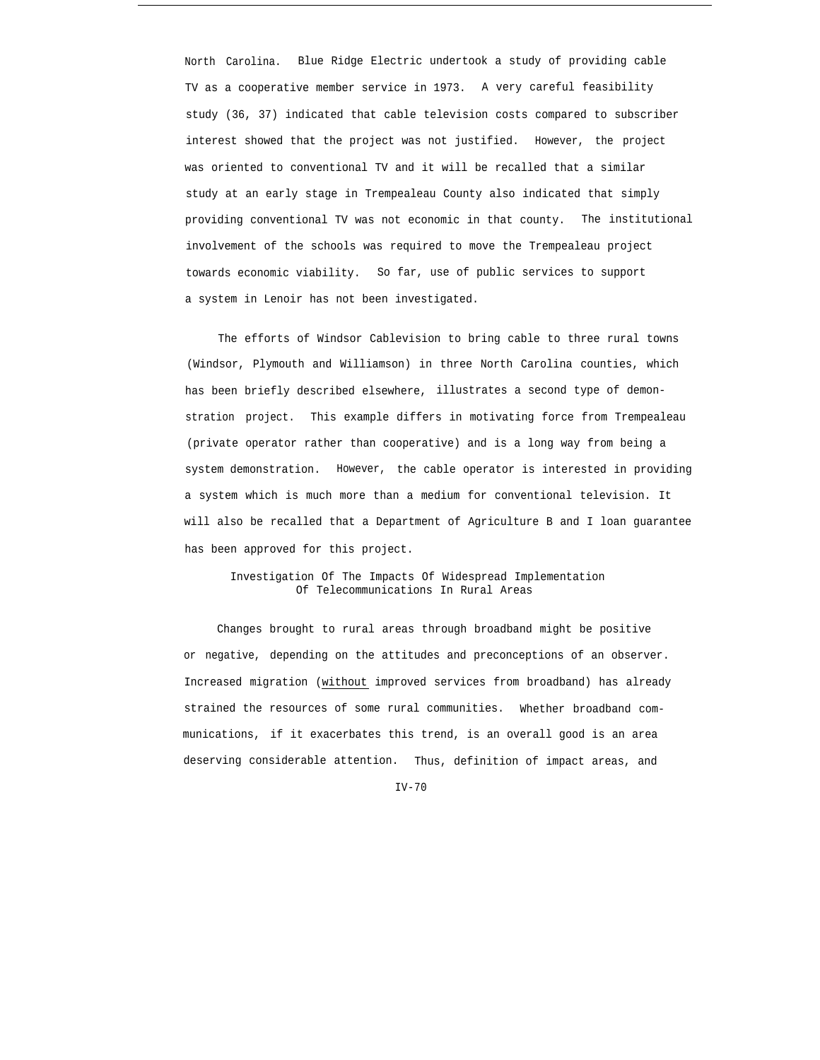North Carolina. Blue Ridge Electric undertook a study of providing cable TV as a cooperative member service in 1973. A very careful feasibility study (36, 37) indicated that cable television costs compared to subscriber interest showed that the project was not justified. However, the project was oriented to conventional TV and it will be recalled that a similar study at an early stage in Trempealeau County also indicated that simply providing conventional TV was not economic in that county. The institutional involvement of the schools was required to move the Trempealeau project towards economic viability. So far, use of public services to support a system in Lenoir has not been investigated.

The efforts of Windsor Cablevision to bring cable to three rural towns (Windsor, Plymouth and Williamson) in three North Carolina counties, which has been briefly described elsewhere, illustrates a second type of demonstration project. This example differs in motivating force from Trempealeau (private operator rather than cooperative) and is a long way from being a system demonstration. However, the cable operator is interested in providing a system which is much more than a medium for conventional television. It will also be recalled that a Department of Agriculture B and I loan guarantee has been approved for this project.

## Investigation Of The Impacts Of Widespread Implementation Of Telecommunications In Rural Areas

Changes brought to rural areas through broadband might be positive or negative, depending on the attitudes and preconceptions of an observer. Increased migration (<u>without</u> improved services from broadband) has already strained the resources of some rural communities. Whether broadband communications, if it exacerbates this trend, is an overall good is an area deserving considerable attention. Thus, definition of impact areas, and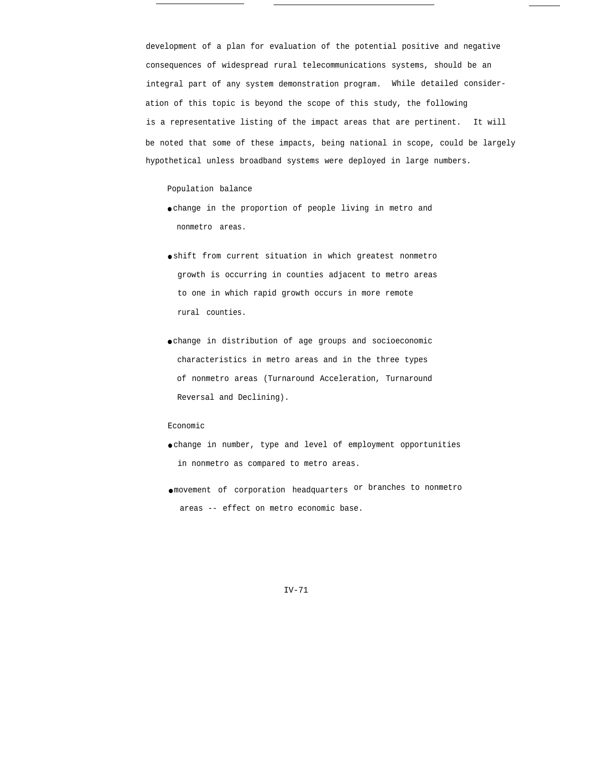development of a plan for evaluation of the potential positive and negative consequences of widespread rural telecommunications systems, should be an integral part of any system demonstration program. While detailed consideration of this topic is beyond the scope of this study, the following is a representative listing of the impact areas that are pertinent. It will be noted that some of these impacts, being national in scope, could be largely hypothetical unless broadband systems were deployed in large numbers.

Population balance

- change in the proportion of people living in metro and nonmetro areas.

- shift from current situation in which greatest nonmetro growth is occurring in counties adjacent to metro areas to one in which rapid growth occurs in more remote rural counties.

- change in distribution of age groups and socioeconomic characteristics in metro areas and in the three types of nonmetro areas (Turnaround Acceleration, Turnaround Reversal and Declining).

Economic

- change in number, type and level of employment opportunities in nonmetro as compared to metro areas.

- movement of corporation headquarters or branches to nonmetro areas -- effect on metro economic base.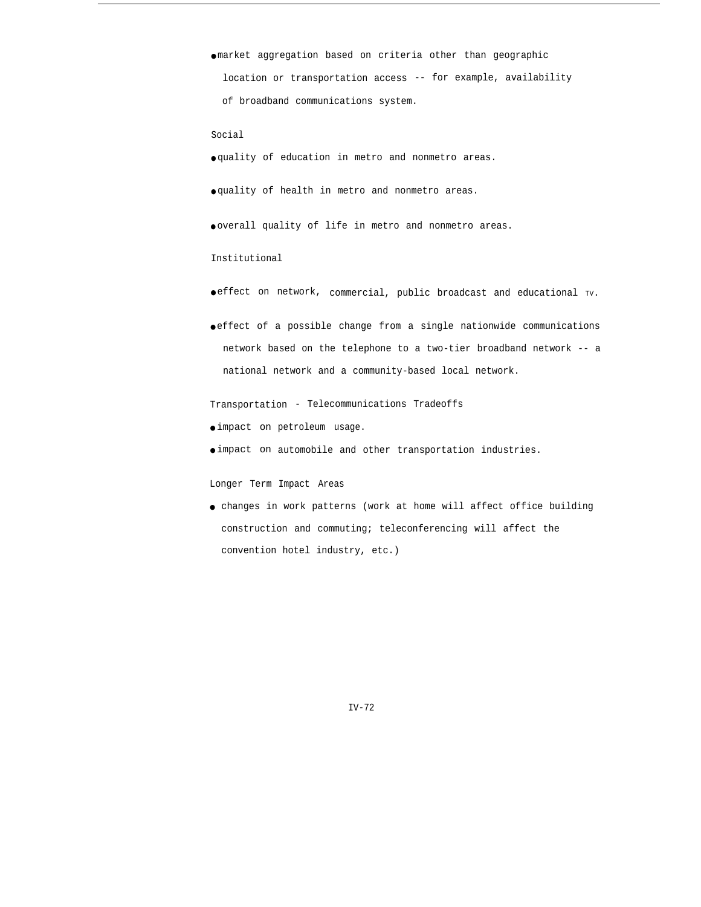- market aggregation based on criteria other than geographic location or transportation access -- for example, availability of broadband communications system.

Social

- quality of education in metro and nonmetro areas.
- quality of health in metro and nonmetro areas.
- overall quality of life in metro and nonmetro areas.

Institutional

- effect on network, commercial, public broadcast and educational TV.
- effect of a possible change from a single nationwide communications network based on the telephone to a two-tier broadband network -- a national network and a community-based local network.

Transportation - Telecommunications Tradeoffs

- impact on petroleum usage.
- impact on automobile and other transportation industries.

Longer Term Impact Areas

- changes in work patterns (work at home will affect office building construction and commuting; teleconferencing will affect the convention hotel industry, etc.)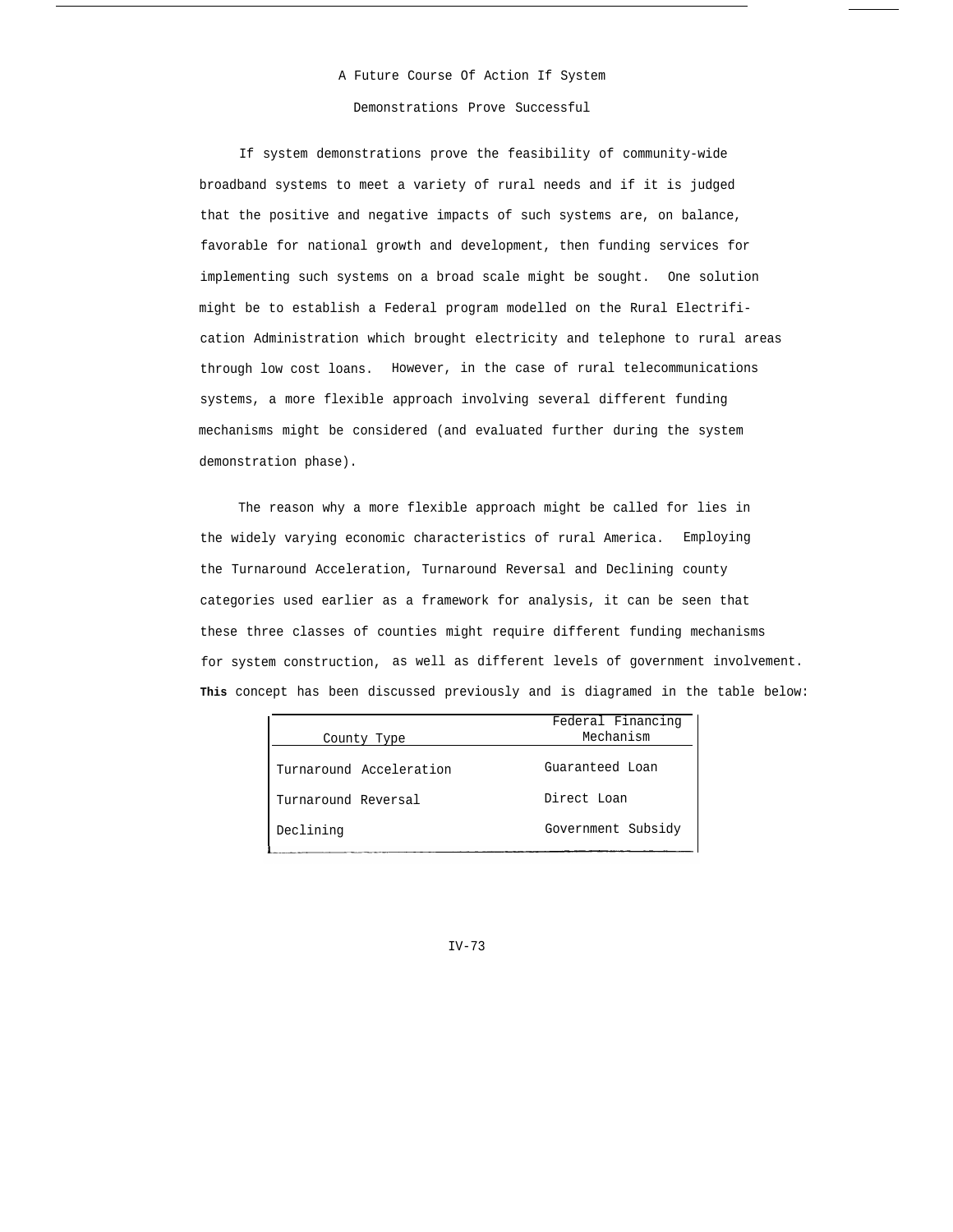## A Future Course Of Action If System Demonstrations Prove Successful

If system demonstrations prove the feasibility of community-wide broadband systems to meet a variety of rural needs and if it is judged that the positive and negative impacts of such systems are, on balance, favorable for national growth and development, then funding services for implementing such systems on a broad scale might be sought. One solution might be to establish a Federal program modelled on the Rural Electrification Administration which brought electricity and telephone to rural areas through low cost loans. However, in the case of rural telecommunications systems, a more flexible approach involving several different funding mechanisms might be considered (and evaluated further during the system demonstration phase).

The reason why a more flexible approach might be called for lies in the widely varying economic characteristics of rural America. Employing the Turnaround Acceleration, Turnaround Reversal and Declining county categories used earlier as a framework for analysis, it can be seen that these three classes of counties might require different funding mechanisms for system construction, as well as different levels of government involvement. This concept has been discussed previously and is diagramed in the table below:

| County Type | Federal Financing Mechanism |
|---|---|
| Turnaround Acceleration | Guaranteed Loan |
| Turnaround Reversal | Direct Loan |
| Declining | Government Subsidy |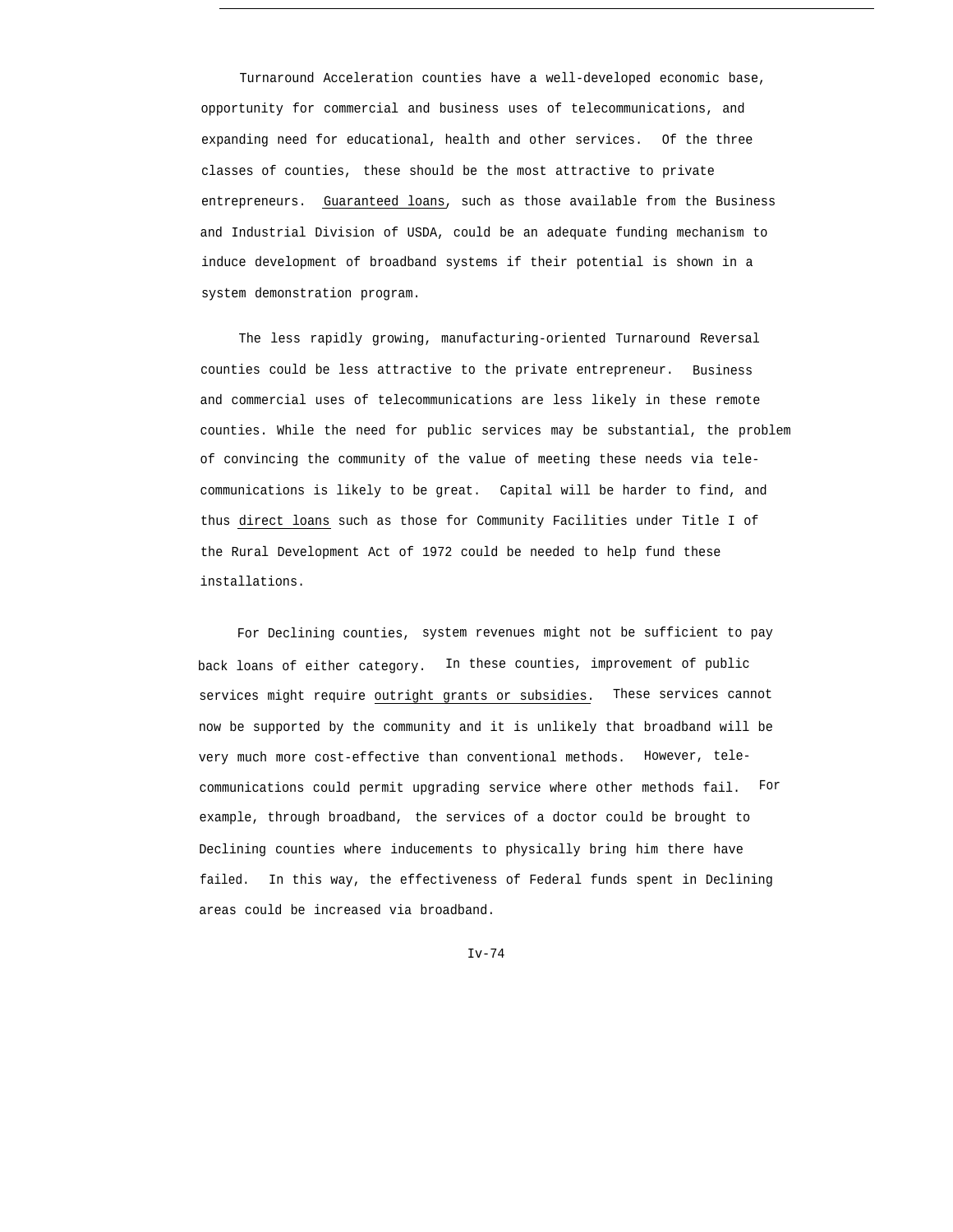Turnaround Acceleration counties have a well-developed economic base, opportunity for commercial and business uses of telecommunications, and expanding need for educational, health and other services. Of the three classes of counties, these should be the most attractive to private entrepreneurs. Guaranteed loans, such as those available from the Business and Industrial Division of USDA, could be an adequate funding mechanism to induce development of broadband systems if their potential is shown in a system demonstration program.

The less rapidly growing, manufacturing-oriented Turnaround Reversal counties could be less attractive to the private entrepreneur. Business and commercial uses of telecommunications are less likely in these remote counties. While the need for public services may be substantial, the problem of convincing the community of the value of meeting these needs via telecommunications is likely to be great. Capital will be harder to find, and thus direct loans such as those for Community Facilities under Title I of the Rural Development Act of 1972 could be needed to help fund these installations.

For Declining counties, system revenues might not be sufficient to pay back loans of either category. In these counties, improvement of public services might require outright grants or subsidies. These services cannot now be supported by the community and it is unlikely that broadband will be very much more cost-effective than conventional methods. However, telecommunications could permit upgrading service where other methods fail. For example, through broadband, the services of a doctor could be brought to Declining counties where inducements to physically bring him there have failed. In this way, the effectiveness of Federal funds spent in Declining areas could be increased via broadband.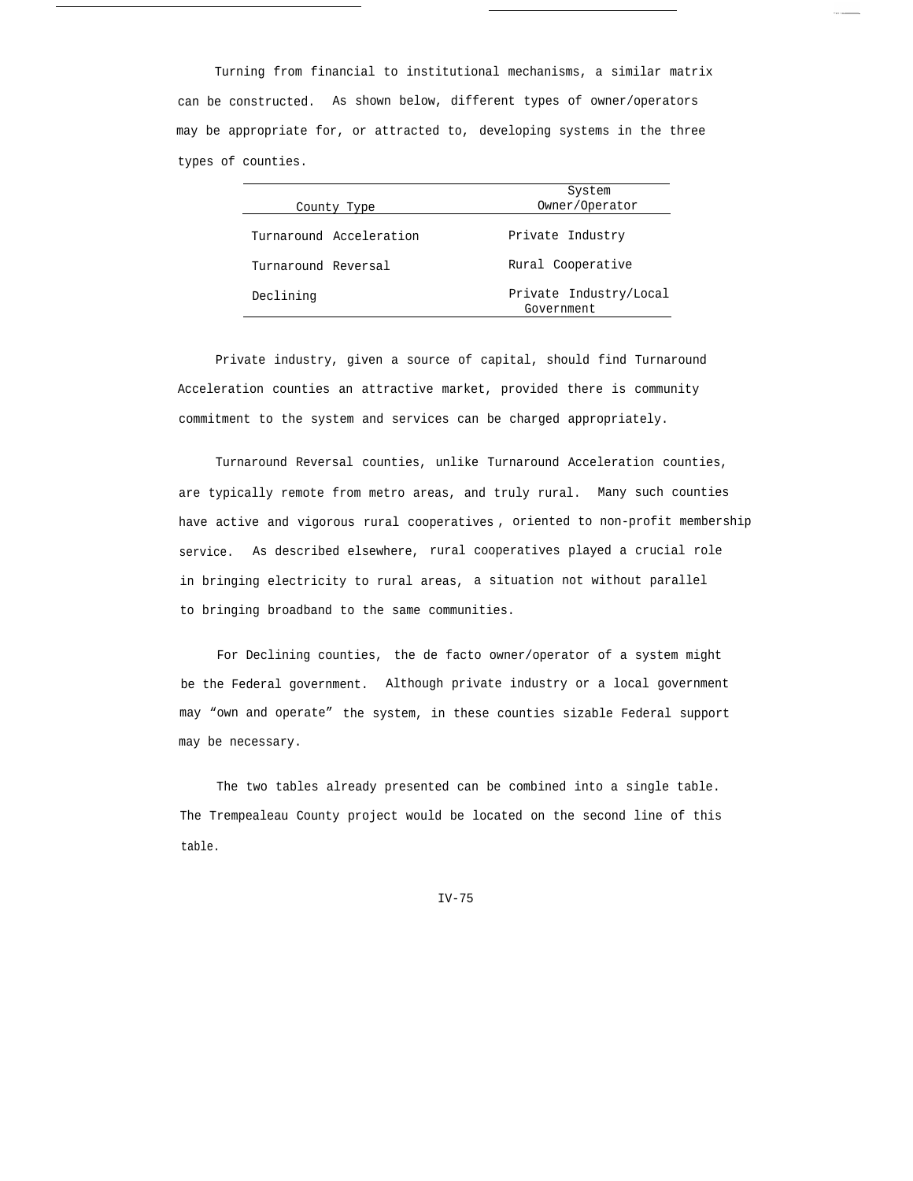Turning from financial to institutional mechanisms, a similar matrix can be constructed. As shown below, different types of owner/operators may be appropriate for, or attracted to, developing systems in the three types of counties.

| County Type | System Owner/Operator |
|---|---|
| Turnaround Acceleration | Private Industry |
| Turnaround Reversal | Rural Cooperative |
| Declining | Private Industry/Local Government |

Private industry, given a source of capital, should find Turnaround Acceleration counties an attractive market, provided there is community commitment to the system and services can be charged appropriately.

Turnaround Reversal counties, unlike Turnaround Acceleration counties, are typically remote from metro areas, and truly rural. Many such counties have active and vigorous rural cooperatives, oriented to non-profit membership service. As described elsewhere, rural cooperatives played a crucial role in bringing electricity to rural areas, a situation not without parallel to bringing broadband to the same communities.

For Declining counties, the de facto owner/operator of a system might be the Federal government. Although private industry or a local government may "own and operate" the system, in these counties sizable Federal support may be necessary.

The two tables already presented can be combined into a single table. The Trempealeau County project would be located on the second line of this table.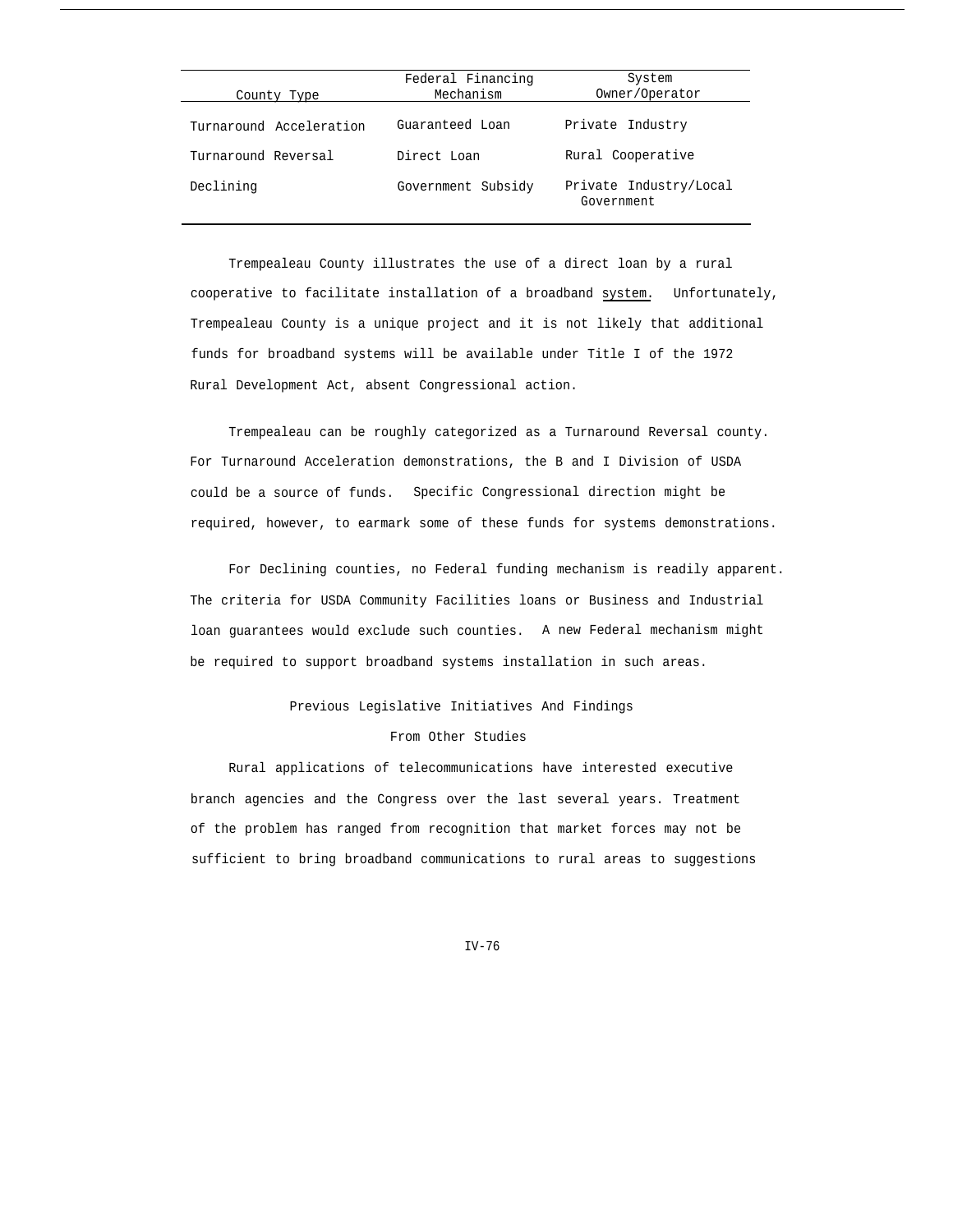| County Type | Federal Financing Mechanism | System Owner/Operator |
|---|---|---|
| Turnaround Acceleration | Guaranteed Loan | Private Industry |
| Turnaround Reversal | Direct Loan | Rural Cooperative |
| Declining | Government Subsidy | Private Industry/Local Government |

Trempealeau County illustrates the use of a direct loan by a rural cooperative to facilitate installation of a broadband system. Unfortunately, Trempealeau County is a unique project and it is not likely that additional funds for broadband systems will be available under Title I of the 1972 Rural Development Act, absent Congressional action.

Trempealeau can be roughly categorized as a Turnaround Reversal county. For Turnaround Acceleration demonstrations, the B and I Division of USDA could be a source of funds. Specific Congressional direction might be required, however, to earmark some of these funds for systems demonstrations.

For Declining counties, no Federal funding mechanism is readily apparent. The criteria for USDA Community Facilities loans or Business and Industrial loan guarantees would exclude such counties. A new Federal mechanism might be required to support broadband systems installation in such areas.

## Previous Legislative Initiatives And Findings From Other Studies

Rural applications of telecommunications have interested executive branch agencies and the Congress over the last several years. Treatment of the problem has ranged from recognition that market forces may not be sufficient to bring broadband communications to rural areas to suggestions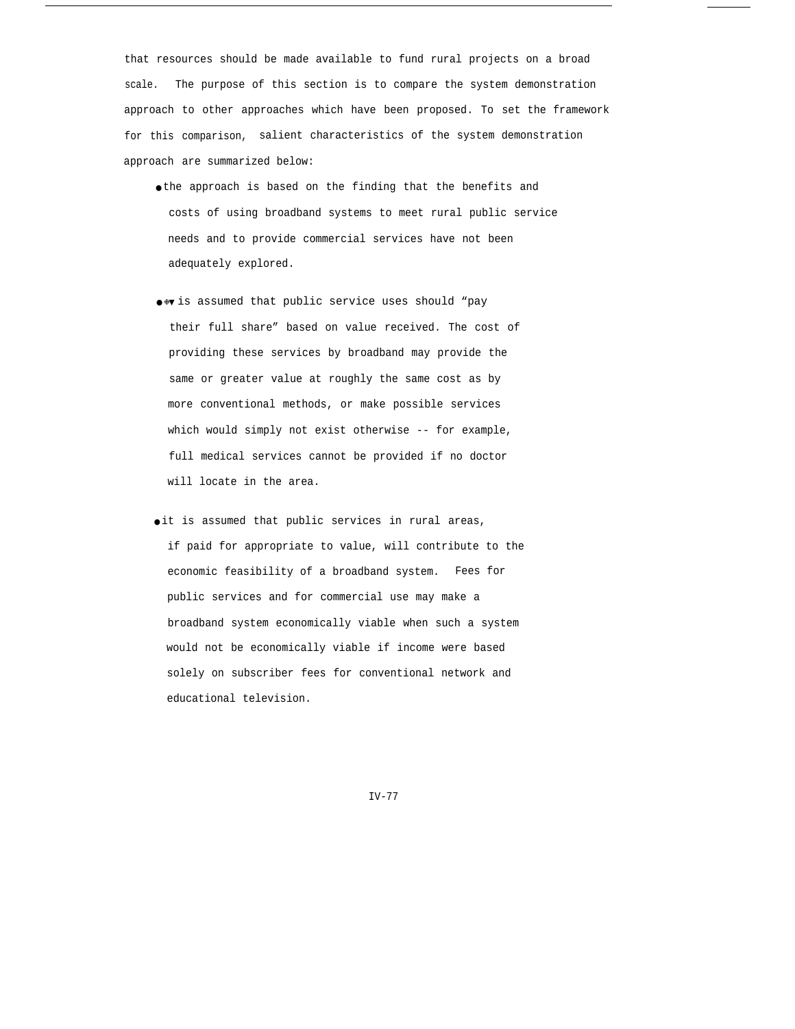that resources should be made available to fund rural projects on a broad scale. The purpose of this section is to compare the system demonstration approach to other approaches which have been proposed. To set the framework for this comparison, salient characteristics of the system demonstration approach are summarized below:

- the approach is based on the finding that the benefits and costs of using broadband systems to meet rural public service needs and to provide commercial services have not been adequately explored.

- it is assumed that public service uses should "pay their full share" based on value received. The cost of providing these services by broadband may provide the same or greater value at roughly the same cost as by more conventional methods, or make possible services which would simply not exist otherwise -- for example, full medical services cannot be provided if no doctor will locate in the area.

- it is assumed that public services in rural areas, if paid for appropriate to value, will contribute to the economic feasibility of a broadband system. Fees for public services and for commercial use may make a broadband system economically viable when such a system would not be economically viable if income were based solely on subscriber fees for conventional network and educational television.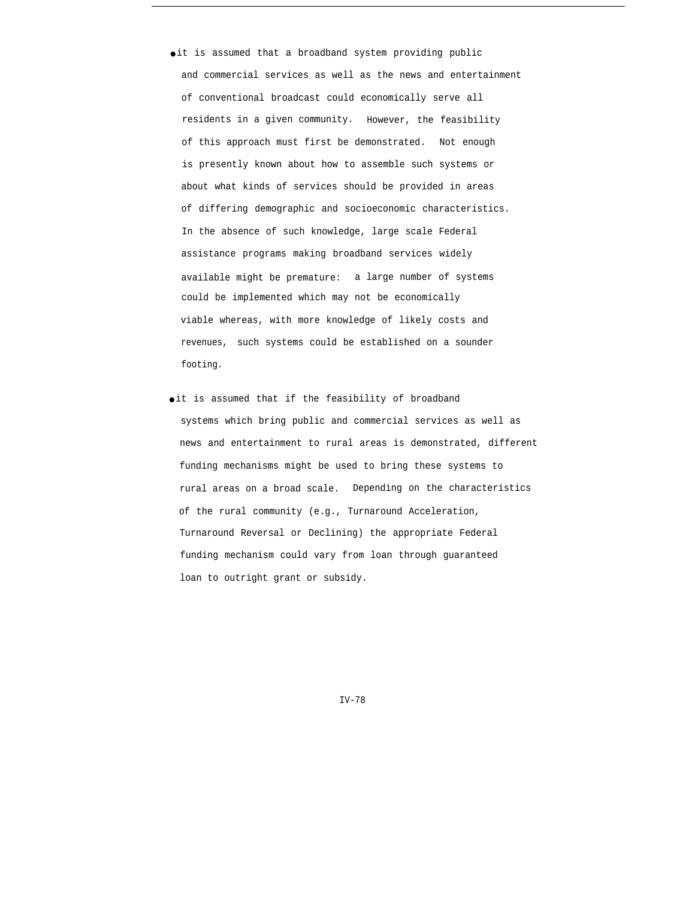- it is assumed that a broadband system providing public and commercial services as well as the news and entertainment of conventional broadcast could economically serve all residents in a given community. However, the feasibility of this approach must first be demonstrated. Not enough is presently known about how to assemble such systems or about what kinds of services should be provided in areas of differing demographic and socioeconomic characteristics. In the absence of such knowledge, large scale Federal assistance programs making broadband services widely available might be premature: a large number of systems could be implemented which may not be economically viable whereas, with more knowledge of likely costs and revenues, such systems could be established on a sounder footing.

- it is assumed that if the feasibility of broadband systems which bring public and commercial services as well as news and entertainment to rural areas is demonstrated, different funding mechanisms might be used to bring these systems to rural areas on a broad scale. Depending on the characteristics of the rural community (e.g., Turnaround Acceleration, Turnaround Reversal or Declining) the appropriate Federal funding mechanism could vary from loan through guaranteed loan to outright grant or subsidy.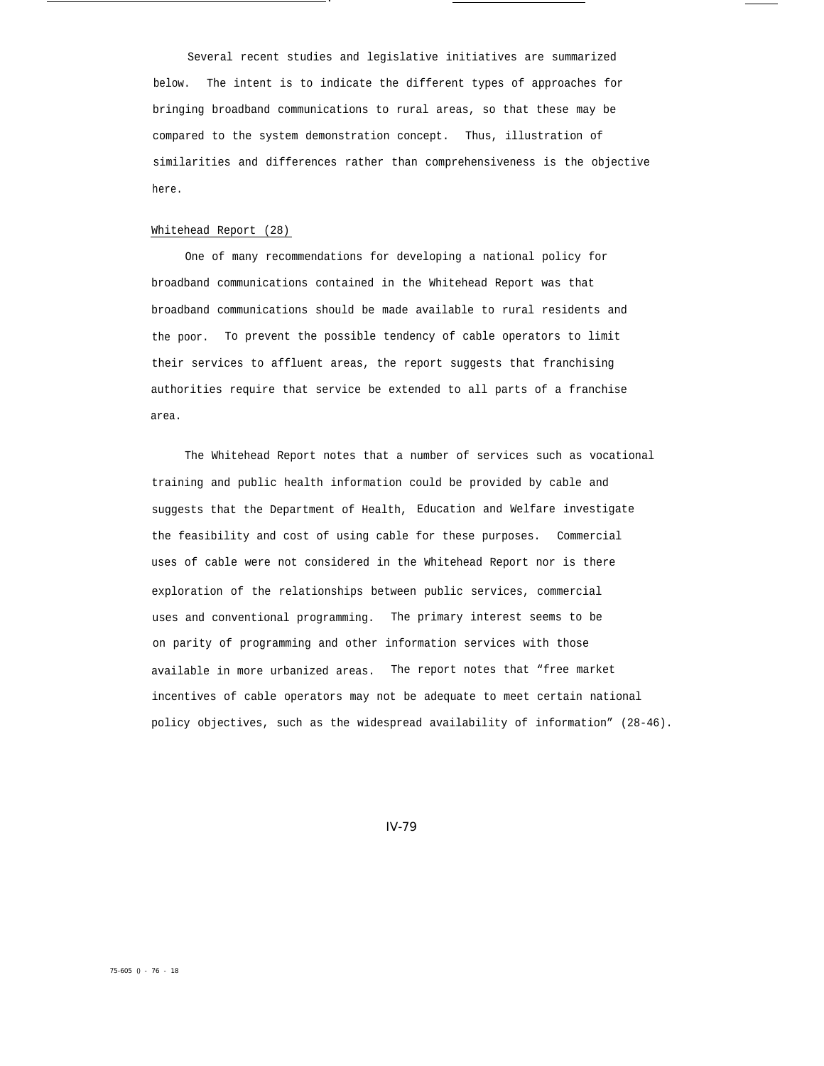Several recent studies and legislative initiatives are summarized below. The intent is to indicate the different types of approaches for bringing broadband communications to rural areas, so that these may be compared to the system demonstration concept. Thus, illustration of similarities and differences rather than comprehensiveness is the objective here.

Whitehead Report (28)

One of many recommendations for developing a national policy for broadband communications contained in the Whitehead Report was that broadband communications should be made available to rural residents and the poor. To prevent the possible tendency of cable operators to limit their services to affluent areas, the report suggests that franchising authorities require that service be extended to all parts of a franchise area.

The Whitehead Report notes that a number of services such as vocational training and public health information could be provided by cable and suggests that the Department of Health, Education and Welfare investigate the feasibility and cost of using cable for these purposes. Commercial uses of cable were not considered in the Whitehead Report nor is there exploration of the relationships between public services, commercial uses and conventional programming. The primary interest seems to be on parity of programming and other information services with those available in more urbanized areas. The report notes that "free market incentives of cable operators may not be adequate to meet certain national policy objectives, such as the widespread availability of information" (28-46).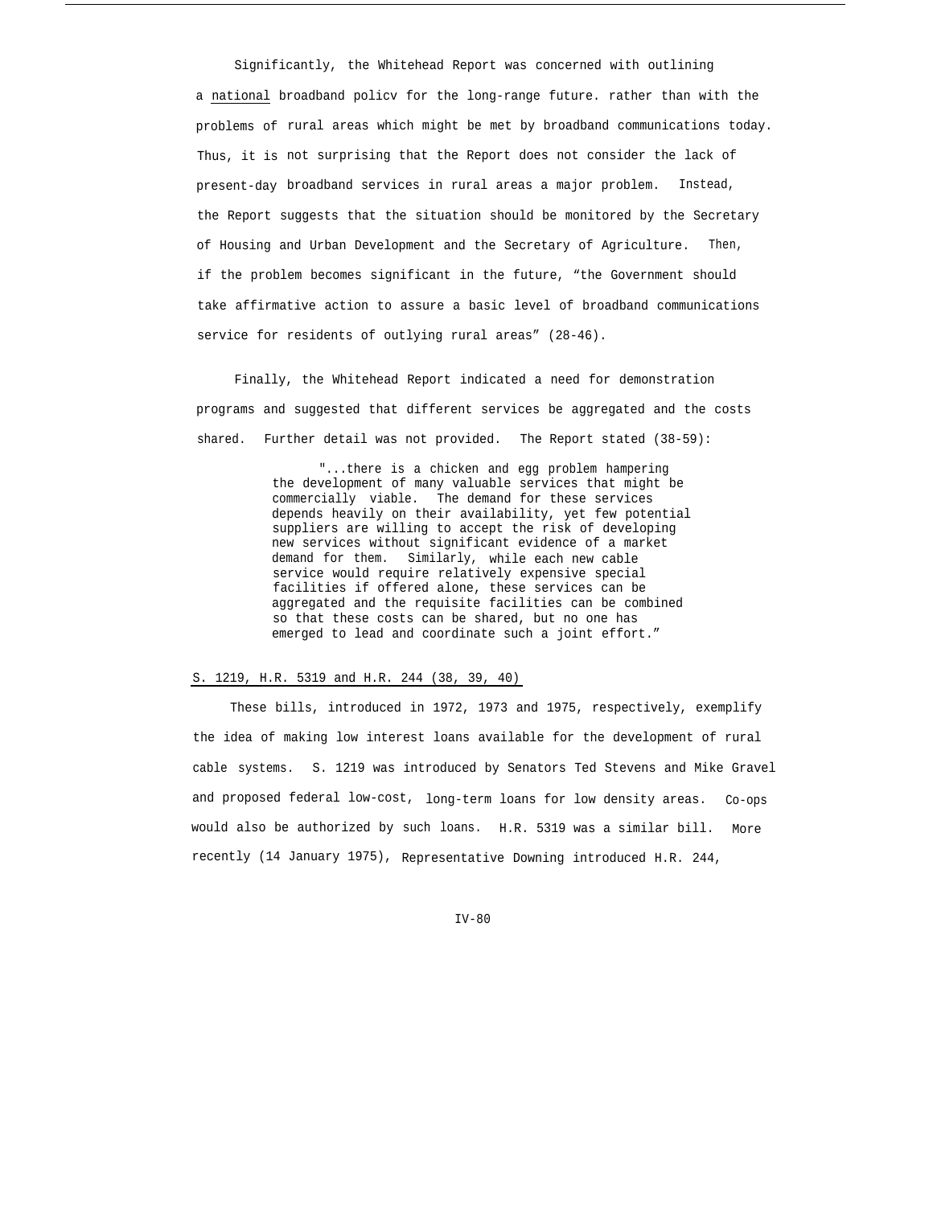Significantly, the Whitehead Report was concerned with outlining a national broadband policv for the long-range future. rather than with the problems of rural areas which might be met by broadband communications today. Thus, it is not surprising that the Report does not consider the lack of present-day broadband services in rural areas a major problem. Instead, the Report suggests that the situation should be monitored by the Secretary of Housing and Urban Development and the Secretary of Agriculture. Then, if the problem becomes significant in the future, "the Government should take affirmative action to assure a basic level of broadband communications service for residents of outlying rural areas" (28-46).

Finally, the Whitehead Report indicated a need for demonstration programs and suggested that different services be aggregated and the costs shared. Further detail was not provided. The Report stated (38-59):

> "...there is a chicken and egg problem hampering the development of many valuable services that might be commercially viable. The demand for these services depends heavily on their availability, yet few potential suppliers are willing to accept the risk of developing new services without significant evidence of a market demand for them. Similarly, while each new cable service would require relatively expensive special facilities if offered alone, these services can be aggregated and the requisite facilities can be combined so that these costs can be shared, but no one has emerged to lead and coordinate such a joint effort."

S. 1219, H.R. 5319 and H.R. 244 (38, 39, 40)

These bills, introduced in 1972, 1973 and 1975, respectively, exemplify the idea of making low interest loans available for the development of rural cable systems. S. 1219 was introduced by Senators Ted Stevens and Mike Gravel and proposed federal low-cost, long-term loans for low density areas. Co-ops would also be authorized by such loans. H.R. 5319 was a similar bill. More recently (14 January 1975), Representative Downing introduced H.R. 244,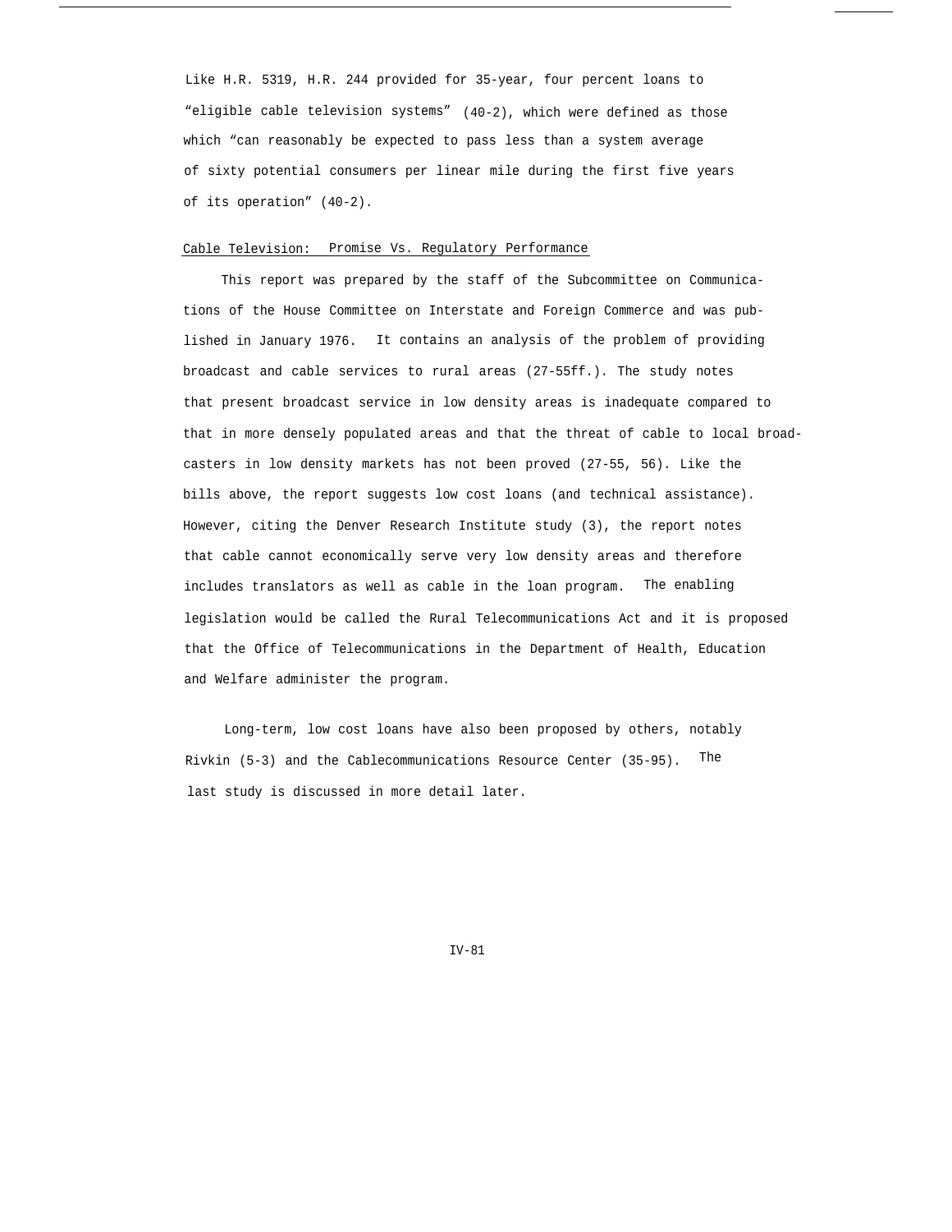Like H.R. 5319, H.R. 244 provided for 35-year, four percent loans to "eligible cable television systems" (40-2), which were defined as those which "can reasonably be expected to pass less than a system average of sixty potential consumers per linear mile during the first five years of its operation" (40-2).

Cable Television: Promise Vs. Regulatory Performance

This report was prepared by the staff of the Subcommittee on Communications of the House Committee on Interstate and Foreign Commerce and was published in January 1976. It contains an analysis of the problem of providing broadcast and cable services to rural areas (27-55ff.). The study notes that present broadcast service in low density areas is inadequate compared to that in more densely populated areas and that the threat of cable to local broadcasters in low density markets has not been proved (27-55, 56). Like the bills above, the report suggests low cost loans (and technical assistance). However, citing the Denver Research Institute study (3), the report notes that cable cannot economically serve very low density areas and therefore includes translators as well as cable in the loan program. The enabling legislation would be called the Rural Telecommunications Act and it is proposed that the Office of Telecommunications in the Department of Health, Education and Welfare administer the program.

Long-term, low cost loans have also been proposed by others, notably Rivkin (5-3) and the Cablecommunications Resource Center (35-95). The last study is discussed in more detail later.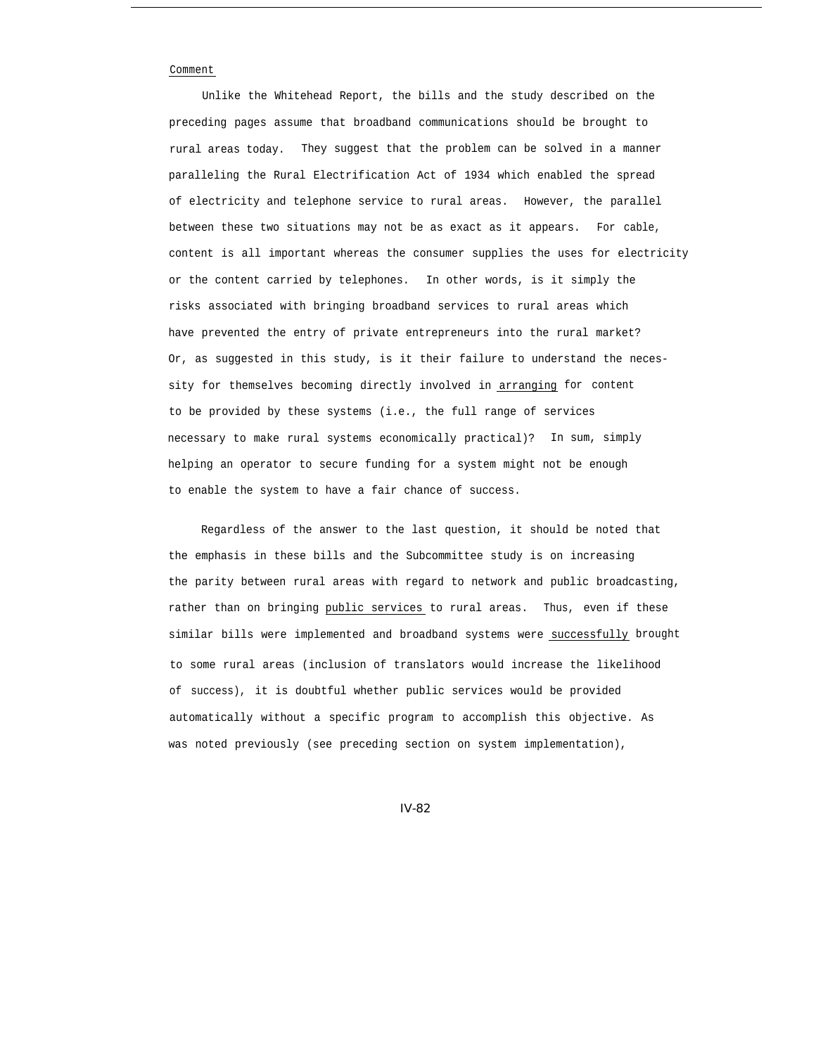<u>Comment</u>

Unlike the Whitehead Report, the bills and the study described on the preceding pages assume that broadband communications should be brought to rural areas today. They suggest that the problem can be solved in a manner paralleling the Rural Electrification Act of 1934 which enabled the spread of electricity and telephone service to rural areas. However, the parallel between these two situations may not be as exact as it appears. For cable, content is all important whereas the consumer supplies the uses for electricity or the content carried by telephones. In other words, is it simply the risks associated with bringing broadband services to rural areas which have prevented the entry of private entrepreneurs into the rural market? Or, as suggested in this study, is it their failure to understand the necessity for themselves becoming directly involved in <u>arranging</u> for content to be provided by these systems (i.e., the full range of services necessary to make rural systems economically practical)? In sum, simply helping an operator to secure funding for a system might not be enough to enable the system to have a fair chance of success.

Regardless of the answer to the last question, it should be noted that the emphasis in these bills and the Subcommittee study is on increasing the parity between rural areas with regard to network and public broadcasting, rather than on bringing <u>public services</u> to rural areas. Thus, even if these similar bills were implemented and broadband systems were <u>successfully</u> brought to some rural areas (inclusion of translators would increase the likelihood of success), it is doubtful whether public services would be provided automatically without a specific program to accomplish this objective. As was noted previously (see preceding section on system implementation),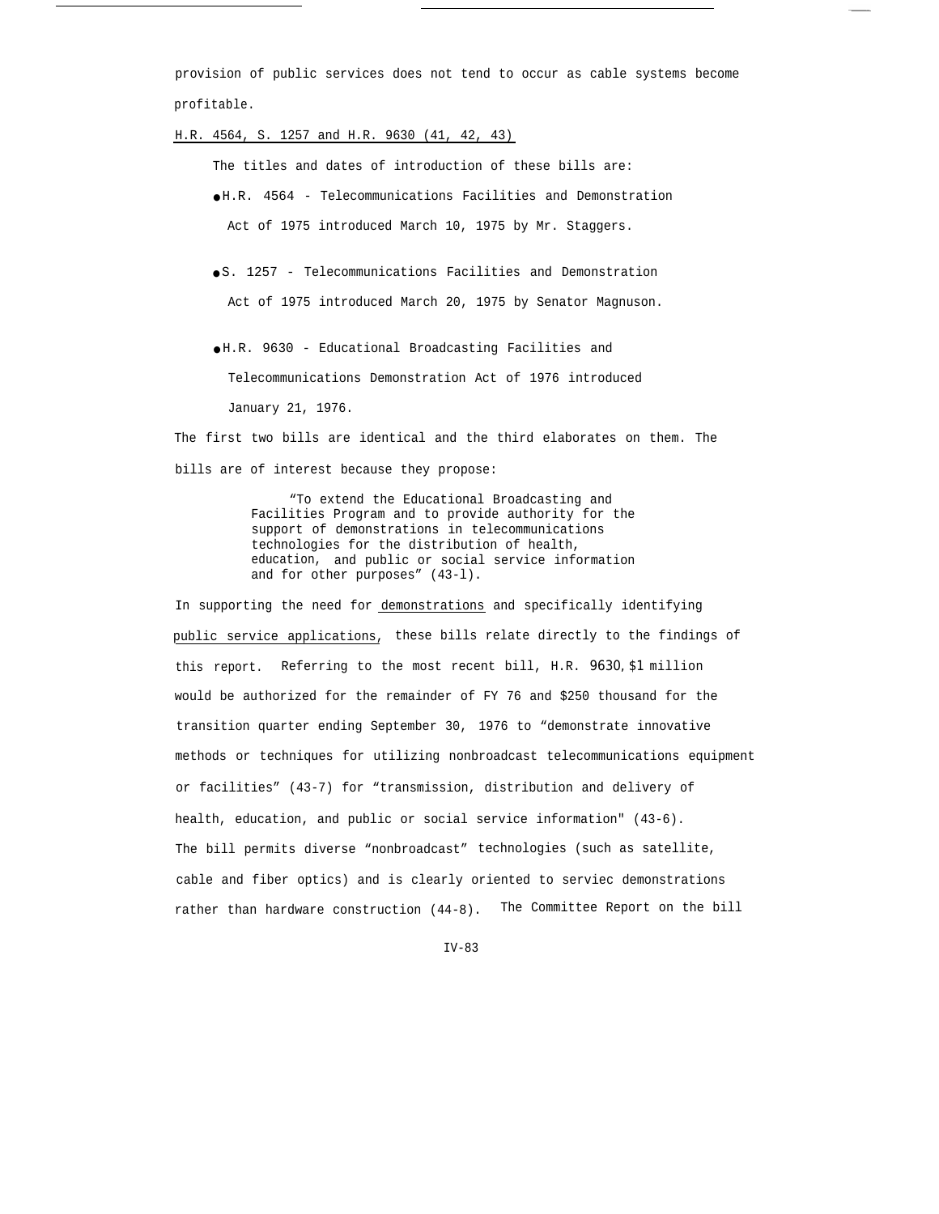provision of public services does not tend to occur as cable systems become profitable.

H.R. 4564, S. 1257 and H.R. 9630 (41, 42, 43)

The titles and dates of introduction of these bills are:

- H.R. 4564 - Telecommunications Facilities and Demonstration Act of 1975 introduced March 10, 1975 by Mr. Staggers.
- S. 1257 - Telecommunications Facilities and Demonstration Act of 1975 introduced March 20, 1975 by Senator Magnuson.
- H.R. 9630 - Educational Broadcasting Facilities and Telecommunications Demonstration Act of 1976 introduced January 21, 1976.

The first two bills are identical and the third elaborates on them. The bills are of interest because they propose:

> "To extend the Educational Broadcasting and Facilities Program and to provide authority for the support of demonstrations in telecommunications technologies for the distribution of health, education, and public or social service information and for other purposes" (43-l).

In supporting the need for demonstrations and specifically identifying public service applications, these bills relate directly to the findings of this report. Referring to the most recent bill, H.R. 9630, $1 million would be authorized for the remainder of FY 76 and $250 thousand for the transition quarter ending September 30, 1976 to "demonstrate innovative methods or techniques for utilizing nonbroadcast telecommunications equipment or facilities" (43-7) for "transmission, distribution and delivery of health, education, and public or social service information" (43-6). The bill permits diverse "nonbroadcast" technologies (such as satellite, cable and fiber optics) and is clearly oriented to serviec demonstrations rather than hardware construction (44-8). The Committee Report on the bill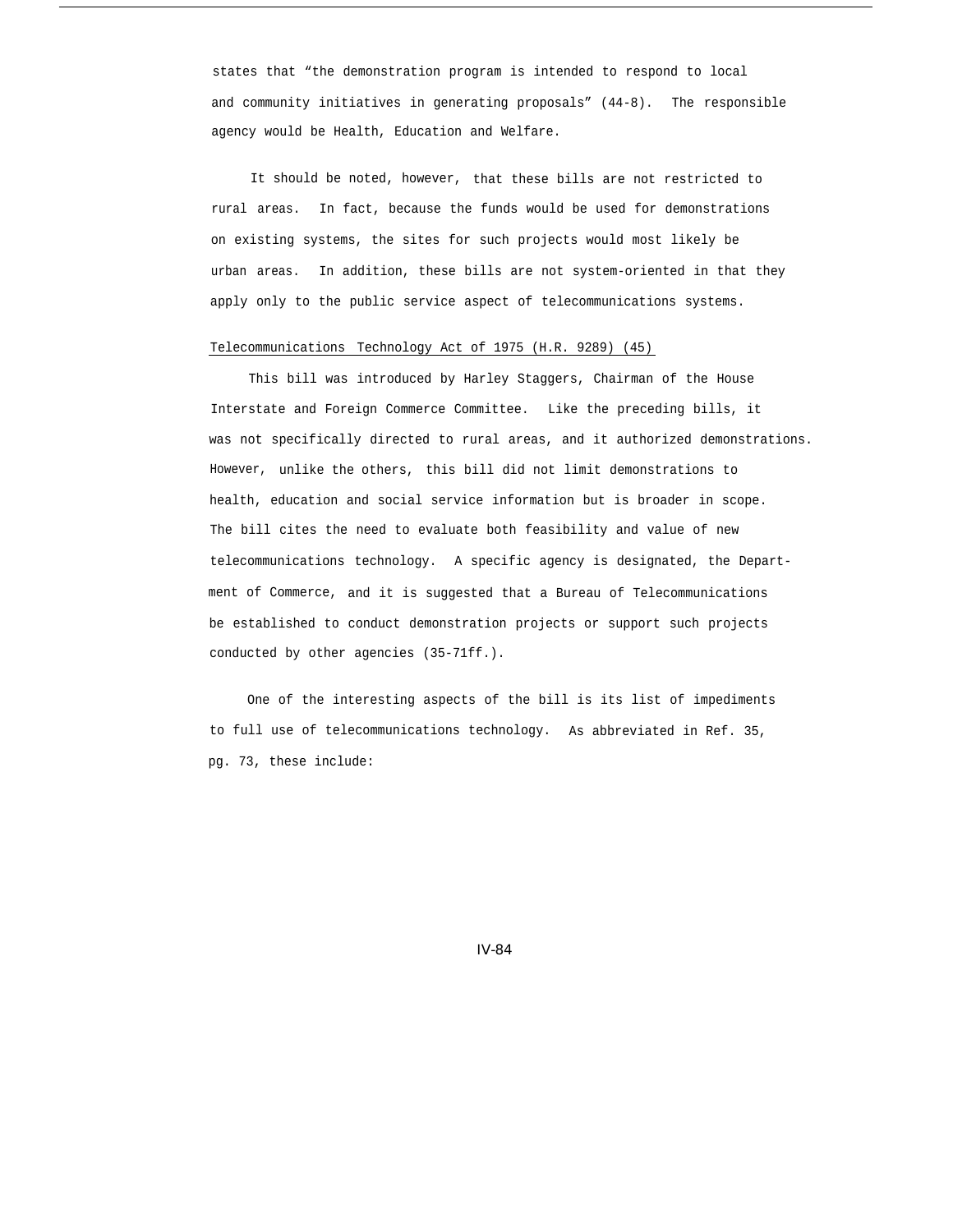states that "the demonstration program is intended to respond to local and community initiatives in generating proposals" (44-8). The responsible agency would be Health, Education and Welfare.

It should be noted, however, that these bills are not restricted to rural areas. In fact, because the funds would be used for demonstrations on existing systems, the sites for such projects would most likely be urban areas. In addition, these bills are not system-oriented in that they apply only to the public service aspect of telecommunications systems.

Telecommunications Technology Act of 1975 (H.R. 9289) (45)

This bill was introduced by Harley Staggers, Chairman of the House Interstate and Foreign Commerce Committee. Like the preceding bills, it was not specifically directed to rural areas, and it authorized demonstrations. However, unlike the others, this bill did not limit demonstrations to health, education and social service information but is broader in scope. The bill cites the need to evaluate both feasibility and value of new telecommunications technology. A specific agency is designated, the Department of Commerce, and it is suggested that a Bureau of Telecommunications be established to conduct demonstration projects or support such projects conducted by other agencies (35-71ff.).

One of the interesting aspects of the bill is its list of impediments to full use of telecommunications technology. As abbreviated in Ref. 35, pg. 73, these include: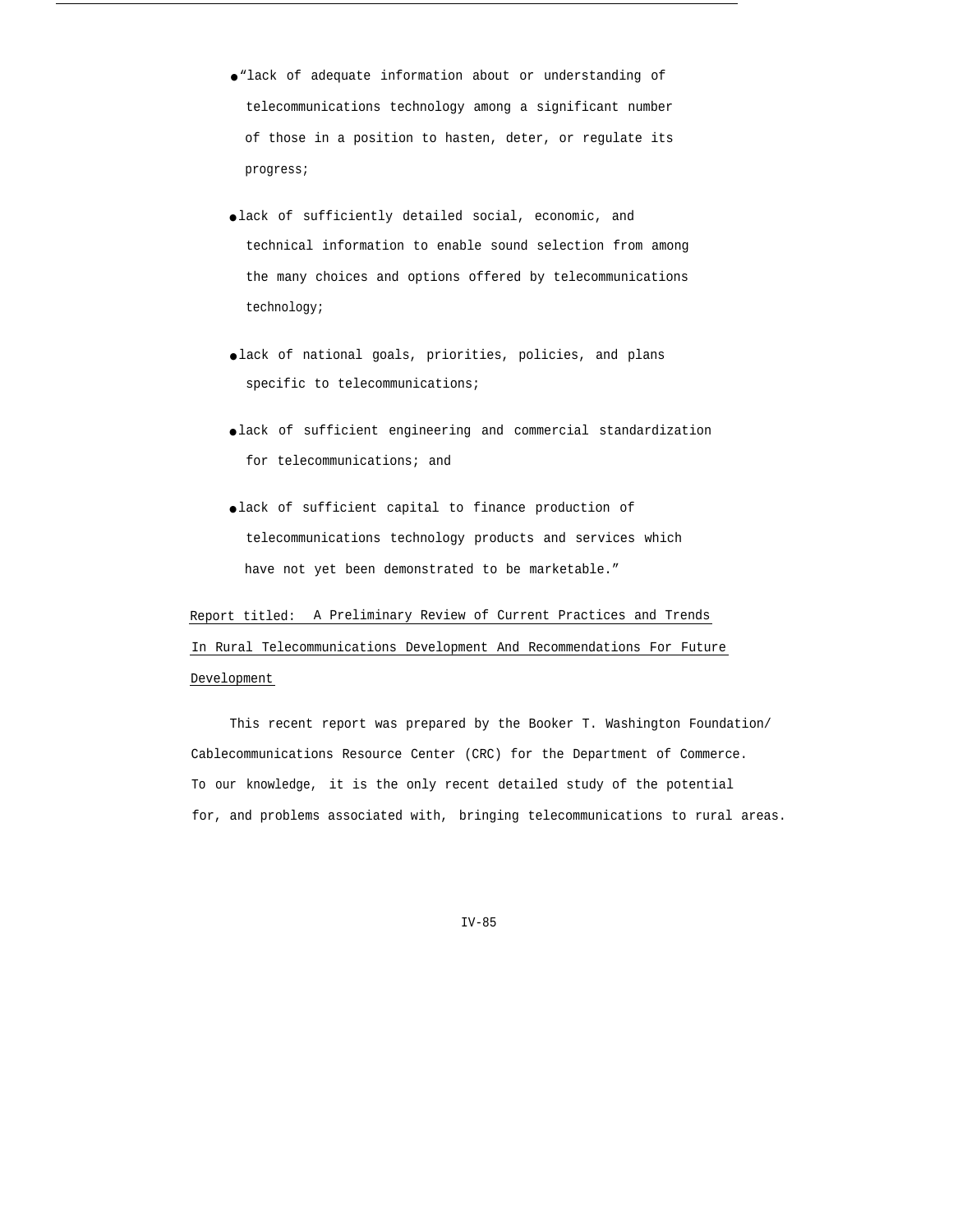- "lack of adequate information about or understanding of telecommunications technology among a significant number of those in a position to hasten, deter, or regulate its progress;

- lack of sufficiently detailed social, economic, and technical information to enable sound selection from among the many choices and options offered by telecommunications technology;

- lack of national goals, priorities, policies, and plans specific to telecommunications;

- lack of sufficient engineering and commercial standardization for telecommunications; and

- lack of sufficient capital to finance production of telecommunications technology products and services which have not yet been demonstrated to be marketable."

Report titled: A Preliminary Review of Current Practices and Trends In Rural Telecommunications Development And Recommendations For Future Development

This recent report was prepared by the Booker T. Washington Foundation/ Cablecommunications Resource Center (CRC) for the Department of Commerce. To our knowledge, it is the only recent detailed study of the potential for, and problems associated with, bringing telecommunications to rural areas.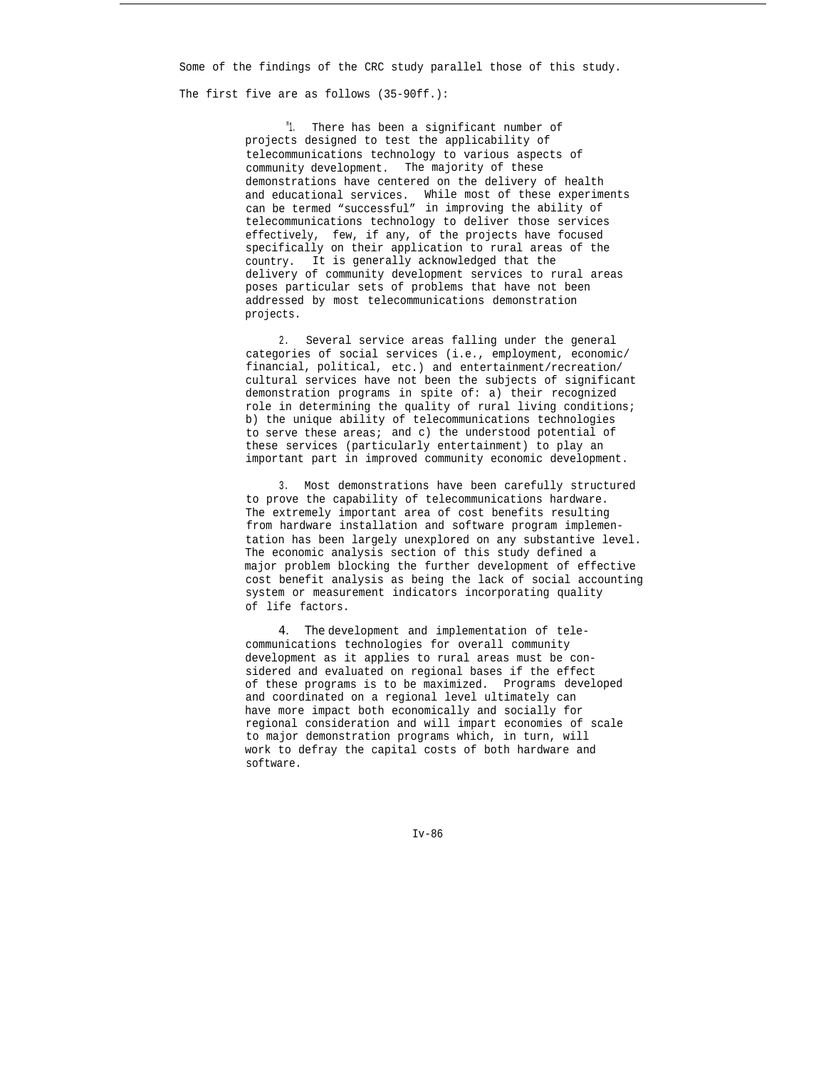Some of the findings of the CRC study parallel those of this study.

The first five are as follows (35-90ff.):

> "1. There has been a significant number of projects designed to test the applicability of telecommunications technology to various aspects of community development. The majority of these demonstrations have centered on the delivery of health and educational services. While most of these experiments can be termed "successful" in improving the ability of telecommunications technology to deliver those services effectively, few, if any, of the projects have focused specifically on their application to rural areas of the country. It is generally acknowledged that the delivery of community development services to rural areas poses particular sets of problems that have not been addressed by most telecommunications demonstration projects.
>
> 2. Several service areas falling under the general categories of social services (i.e., employment, economic/financial, political, etc.) and entertainment/recreation/cultural services have not been the subjects of significant demonstration programs in spite of: a) their recognized role in determining the quality of rural living conditions; b) the unique ability of telecommunications technologies to serve these areas; and c) the understood potential of these services (particularly entertainment) to play an important part in improved community economic development.
>
> 3. Most demonstrations have been carefully structured to prove the capability of telecommunications hardware. The extremely important area of cost benefits resulting from hardware installation and software program implementation has been largely unexplored on any substantive level. The economic analysis section of this study defined a major problem blocking the further development of effective cost benefit analysis as being the lack of social accounting system or measurement indicators incorporating quality of life factors.
>
> 4. The development and implementation of telecommunications technologies for overall community development as it applies to rural areas must be considered and evaluated on regional bases if the effect of these programs is to be maximized. Programs developed and coordinated on a regional level ultimately can have more impact both economically and socially for regional consideration and will impart economies of scale to major demonstration programs which, in turn, will work to defray the capital costs of both hardware and software.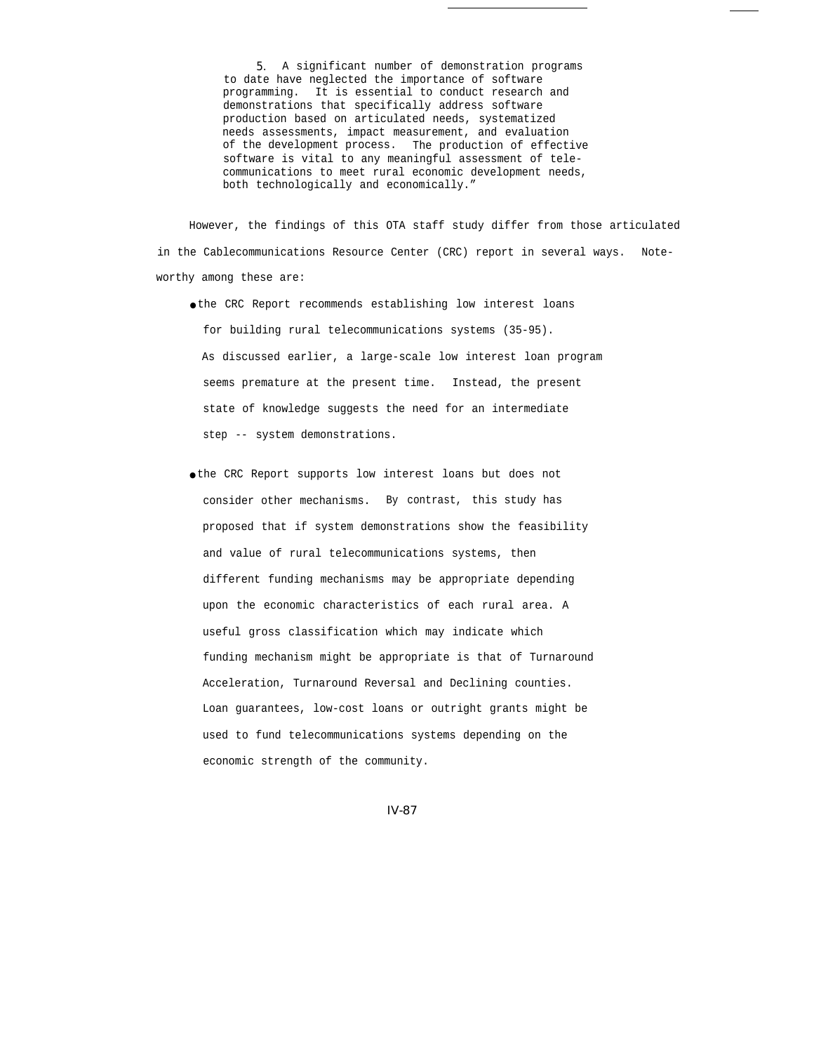5. A significant number of demonstration programs to date have neglected the importance of software programming. It is essential to conduct research and demonstrations that specifically address software production based on articulated needs, systematized needs assessments, impact measurement, and evaluation of the development process. The production of effective software is vital to any meaningful assessment of telecommunications to meet rural economic development needs, both technologically and economically."

However, the findings of this OTA staff study differ from those articulated in the Cablecommunications Resource Center (CRC) report in several ways. Noteworthy among these are:

- the CRC Report recommends establishing low interest loans for building rural telecommunications systems (35-95). As discussed earlier, a large-scale low interest loan program seems premature at the present time. Instead, the present state of knowledge suggests the need for an intermediate step -- system demonstrations.

- the CRC Report supports low interest loans but does not consider other mechanisms. By contrast, this study has proposed that if system demonstrations show the feasibility and value of rural telecommunications systems, then different funding mechanisms may be appropriate depending upon the economic characteristics of each rural area. A useful gross classification which may indicate which funding mechanism might be appropriate is that of Turnaround Acceleration, Turnaround Reversal and Declining counties. Loan guarantees, low-cost loans or outright grants might be used to fund telecommunications systems depending on the economic strength of the community.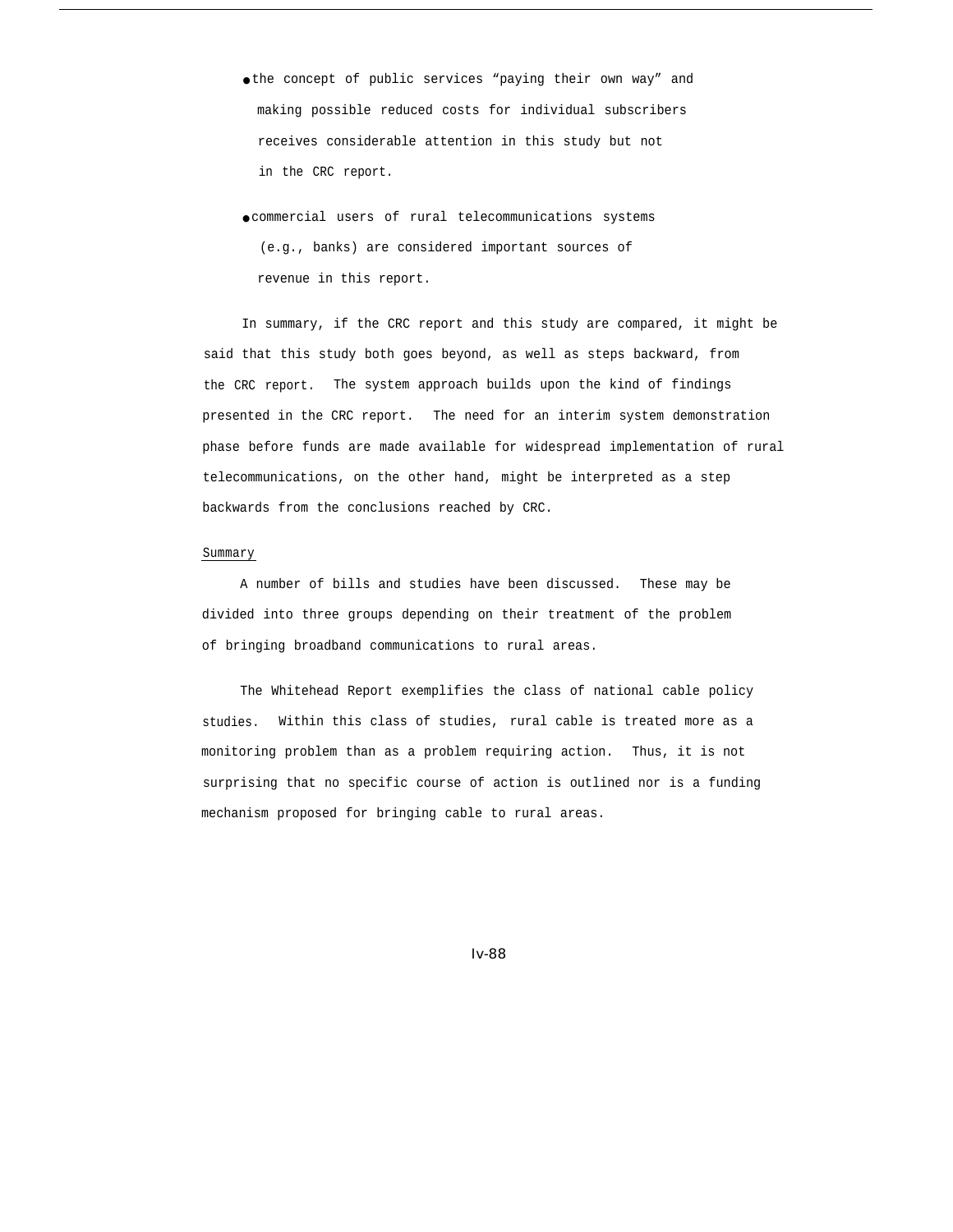- the concept of public services "paying their own way" and making possible reduced costs for individual subscribers receives considerable attention in this study but not in the CRC report.

- commercial users of rural telecommunications systems (e.g., banks) are considered important sources of revenue in this report.

In summary, if the CRC report and this study are compared, it might be said that this study both goes beyond, as well as steps backward, from the CRC report. The system approach builds upon the kind of findings presented in the CRC report. The need for an interim system demonstration phase before funds are made available for widespread implementation of rural telecommunications, on the other hand, might be interpreted as a step backwards from the conclusions reached by CRC.

## Summary

A number of bills and studies have been discussed. These may be divided into three groups depending on their treatment of the problem of bringing broadband communications to rural areas.

The Whitehead Report exemplifies the class of national cable policy studies. Within this class of studies, rural cable is treated more as a monitoring problem than as a problem requiring action. Thus, it is not surprising that no specific course of action is outlined nor is a funding mechanism proposed for bringing cable to rural areas.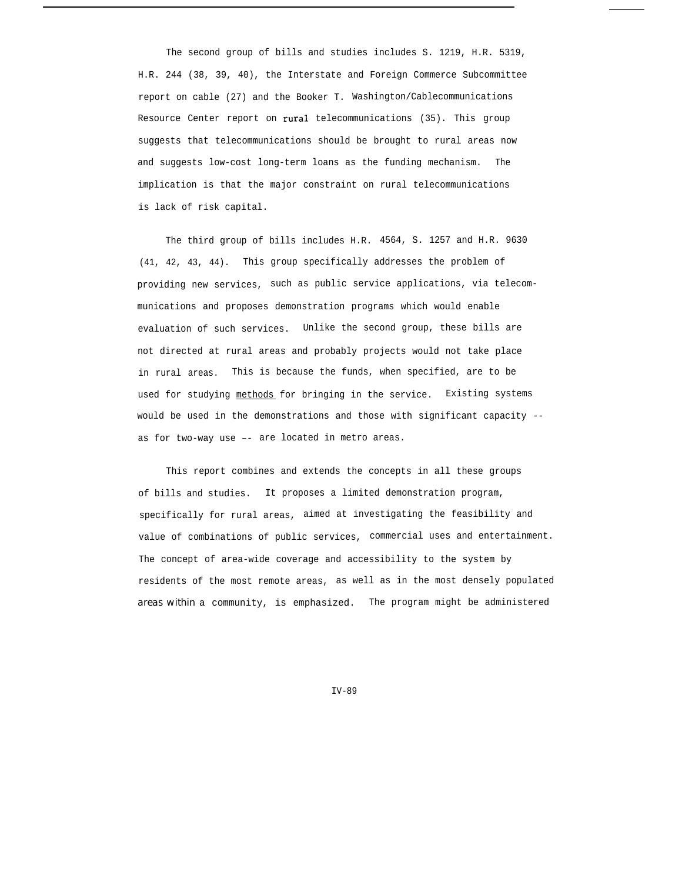The second group of bills and studies includes S. 1219, H.R. 5319, H.R. 244 (38, 39, 40), the Interstate and Foreign Commerce Subcommittee report on cable (27) and the Booker T. Washington/Cablecommunications Resource Center report on rural telecommunications (35). This group suggests that telecommunications should be brought to rural areas now and suggests low-cost long-term loans as the funding mechanism. The implication is that the major constraint on rural telecommunications is lack of risk capital.

The third group of bills includes H.R. 4564, S. 1257 and H.R. 9630 (41, 42, 43, 44). This group specifically addresses the problem of providing new services, such as public service applications, via telecommunications and proposes demonstration programs which would enable evaluation of such services. Unlike the second group, these bills are not directed at rural areas and probably projects would not take place in rural areas. This is because the funds, when specified, are to be used for studying methods for bringing in the service. Existing systems would be used in the demonstrations and those with significant capacity -- as for two-way use -- are located in metro areas.

This report combines and extends the concepts in all these groups of bills and studies. It proposes a limited demonstration program, specifically for rural areas, aimed at investigating the feasibility and value of combinations of public services, commercial uses and entertainment. The concept of area-wide coverage and accessibility to the system by residents of the most remote areas, as well as in the most densely populated areas within a community, is emphasized. The program might be administered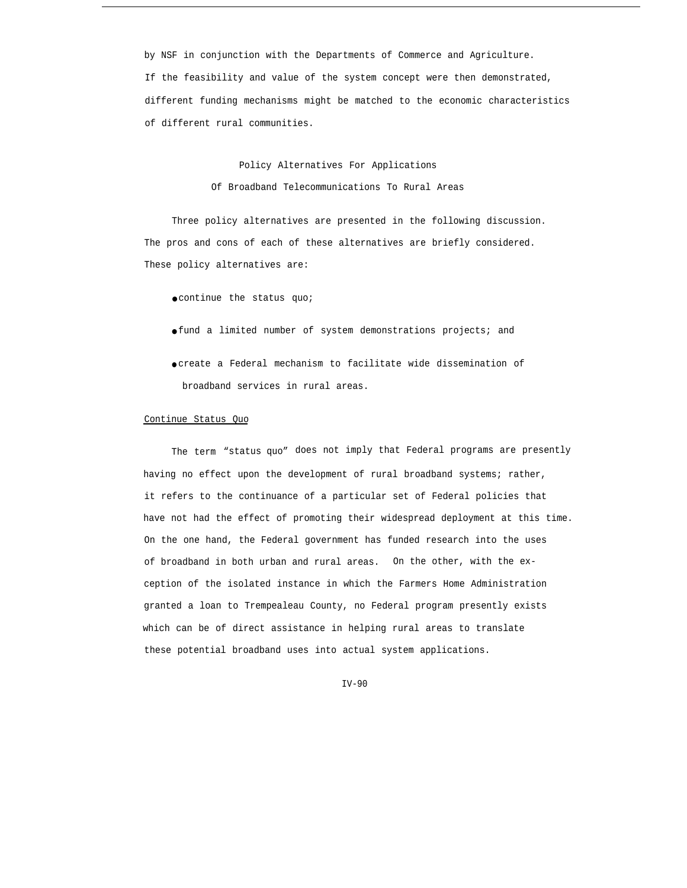by NSF in conjunction with the Departments of Commerce and Agriculture. If the feasibility and value of the system concept were then demonstrated, different funding mechanisms might be matched to the economic characteristics of different rural communities.

## Policy Alternatives For Applications Of Broadband Telecommunications To Rural Areas

Three policy alternatives are presented in the following discussion. The pros and cons of each of these alternatives are briefly considered. These policy alternatives are:

- continue the status quo;
- fund a limited number of system demonstrations projects; and
- create a Federal mechanism to facilitate wide dissemination of broadband services in rural areas.

### Continue Status Quo

The term "status quo" does not imply that Federal programs are presently having no effect upon the development of rural broadband systems; rather, it refers to the continuance of a particular set of Federal policies that have not had the effect of promoting their widespread deployment at this time. On the one hand, the Federal government has funded research into the uses of broadband in both urban and rural areas. On the other, with the exception of the isolated instance in which the Farmers Home Administration granted a loan to Trempealeau County, no Federal program presently exists which can be of direct assistance in helping rural areas to translate these potential broadband uses into actual system applications.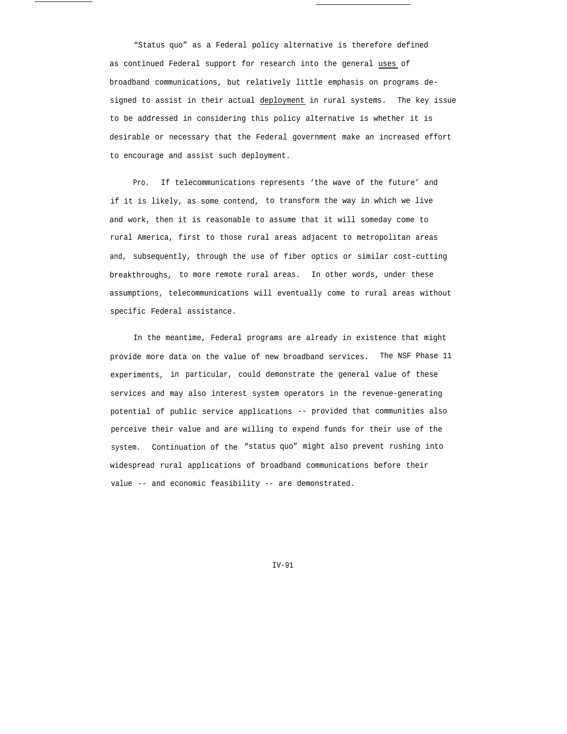"Status quo" as a Federal policy alternative is therefore defined as continued Federal support for research into the general <u>uses</u> of broadband communications, but relatively little emphasis on programs designed to assist in their actual <u>deployment</u> in rural systems. The key issue to be addressed in considering this policy alternative is whether it is desirable or necessary that the Federal government make an increased effort to encourage and assist such deployment.

Pro. If telecommunications represents 'the wave of the future' and if it is likely, as some contend, to transform the way in which we live and work, then it is reasonable to assume that it will someday come to rural America, first to those rural areas adjacent to metropolitan areas and, subsequently, through the use of fiber optics or similar cost-cutting breakthroughs, to more remote rural areas. In other words, under these assumptions, telecommunications will eventually come to rural areas without specific Federal assistance.

In the meantime, Federal programs are already in existence that might provide more data on the value of new broadband services. The NSF Phase 11 experiments, in particular, could demonstrate the general value of these services and may also interest system operators in the revenue-generating potential of public service applications -- provided that communities also perceive their value and are willing to expend funds for their use of the system. Continuation of the "status quo" might also prevent rushing into widespread rural applications of broadband communications before their value -- and economic feasibility -- are demonstrated.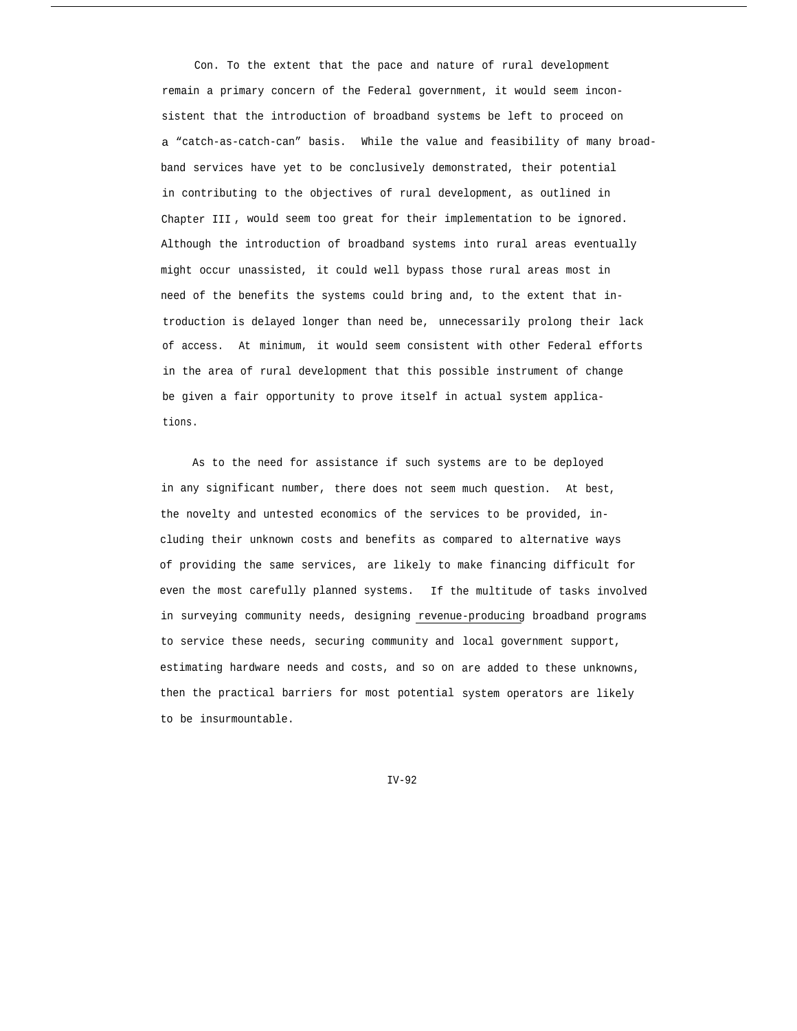Con. To the extent that the pace and nature of rural development remain a primary concern of the Federal government, it would seem inconsistent that the introduction of broadband systems be left to proceed on a "catch-as-catch-can" basis. While the value and feasibility of many broadband services have yet to be conclusively demonstrated, their potential in contributing to the objectives of rural development, as outlined in Chapter III, would seem too great for their implementation to be ignored. Although the introduction of broadband systems into rural areas eventually might occur unassisted, it could well bypass those rural areas most in need of the benefits the systems could bring and, to the extent that introduction is delayed longer than need be, unnecessarily prolong their lack of access. At minimum, it would seem consistent with other Federal efforts in the area of rural development that this possible instrument of change be given a fair opportunity to prove itself in actual system applications.

As to the need for assistance if such systems are to be deployed in any significant number, there does not seem much question. At best, the novelty and untested economics of the services to be provided, including their unknown costs and benefits as compared to alternative ways of providing the same services, are likely to make financing difficult for even the most carefully planned systems. If the multitude of tasks involved in surveying community needs, designing <u>revenue-producing</u> broadband programs to service these needs, securing community and local government support, estimating hardware needs and costs, and so on are added to these unknowns, then the practical barriers for most potential system operators are likely to be insurmountable.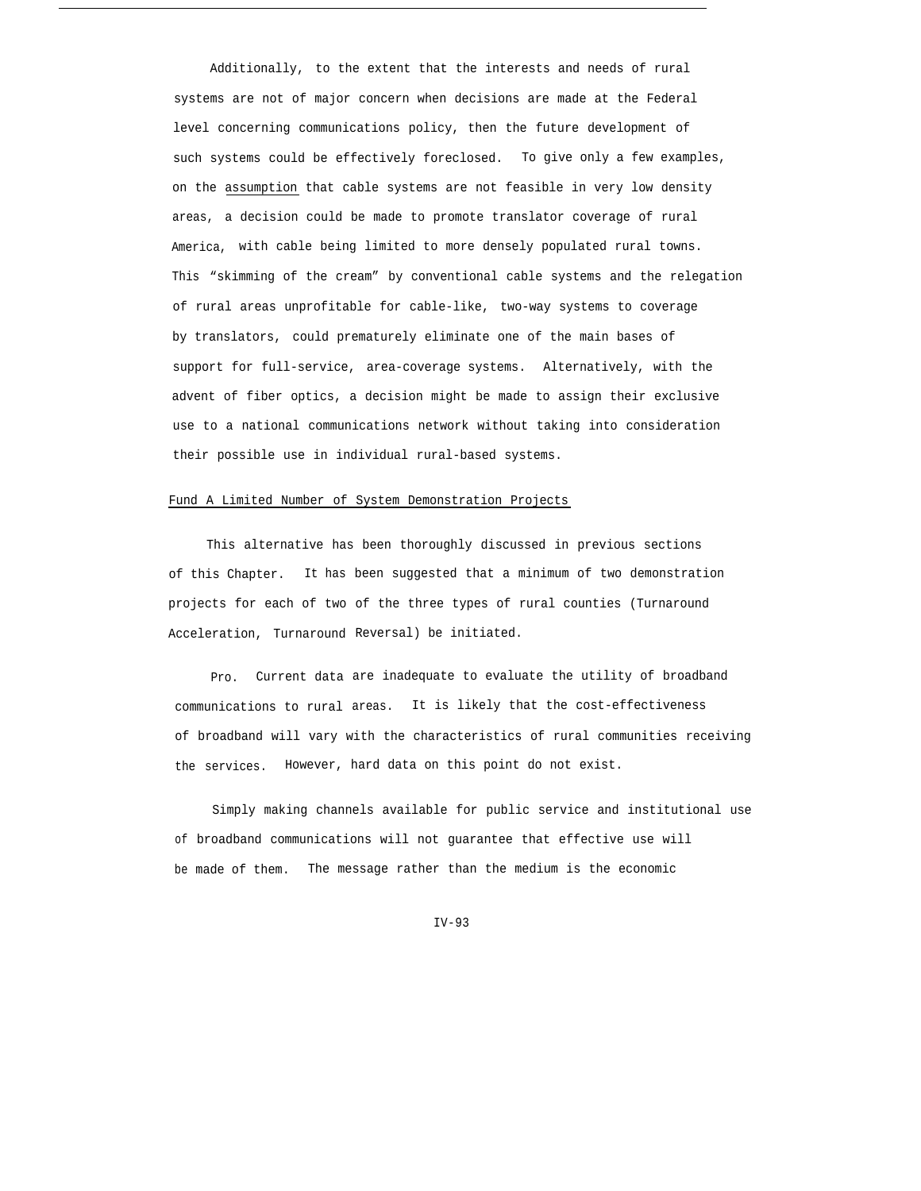Additionally, to the extent that the interests and needs of rural systems are not of major concern when decisions are made at the Federal level concerning communications policy, then the future development of such systems could be effectively foreclosed. To give only a few examples, on the assumption that cable systems are not feasible in very low density areas, a decision could be made to promote translator coverage of rural America, with cable being limited to more densely populated rural towns. This "skimming of the cream" by conventional cable systems and the relegation of rural areas unprofitable for cable-like, two-way systems to coverage by translators, could prematurely eliminate one of the main bases of support for full-service, area-coverage systems. Alternatively, with the advent of fiber optics, a decision might be made to assign their exclusive use to a national communications network without taking into consideration their possible use in individual rural-based systems.

Fund A Limited Number of System Demonstration Projects

This alternative has been thoroughly discussed in previous sections of this Chapter. It has been suggested that a minimum of two demonstration projects for each of two of the three types of rural counties (Turnaround Acceleration, Turnaround Reversal) be initiated.

Pro. Current data are inadequate to evaluate the utility of broadband communications to rural areas. It is likely that the cost-effectiveness of broadband will vary with the characteristics of rural communities receiving the services. However, hard data on this point do not exist.

Simply making channels available for public service and institutional use of broadband communications will not guarantee that effective use will be made of them. The message rather than the medium is the economic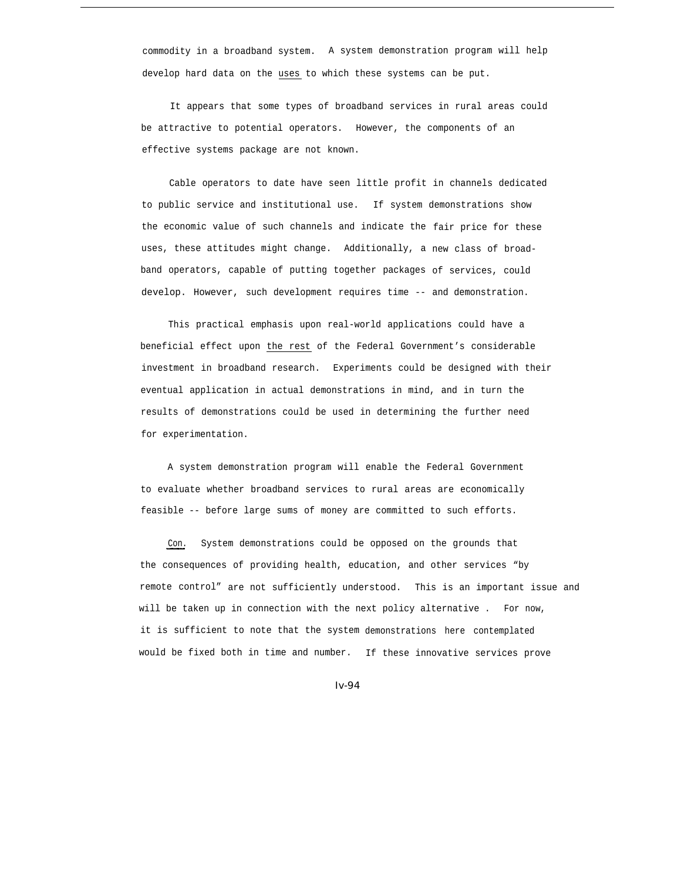commodity in a broadband system. A system demonstration program will help develop hard data on the <u>uses</u> to which these systems can be put.

It appears that some types of broadband services in rural areas could be attractive to potential operators. However, the components of an effective systems package are not known.

Cable operators to date have seen little profit in channels dedicated to public service and institutional use. If system demonstrations show the economic value of such channels and indicate the fair price for these uses, these attitudes might change. Additionally, a new class of broadband operators, capable of putting together packages of services, could develop. However, such development requires time -- and demonstration.

This practical emphasis upon real-world applications could have a beneficial effect upon <u>the rest</u> of the Federal Government's considerable investment in broadband research. Experiments could be designed with their eventual application in actual demonstrations in mind, and in turn the results of demonstrations could be used in determining the further need for experimentation.

A system demonstration program will enable the Federal Government to evaluate whether broadband services to rural areas are economically feasible -- before large sums of money are committed to such efforts.

<u>Con.</u> System demonstrations could be opposed on the grounds that the consequences of providing health, education, and other services "by remote control" are not sufficiently understood. This is an important issue and will be taken up in connection with the next policy alternative . For now, it is sufficient to note that the system demonstrations here contemplated would be fixed both in time and number. If these innovative services prove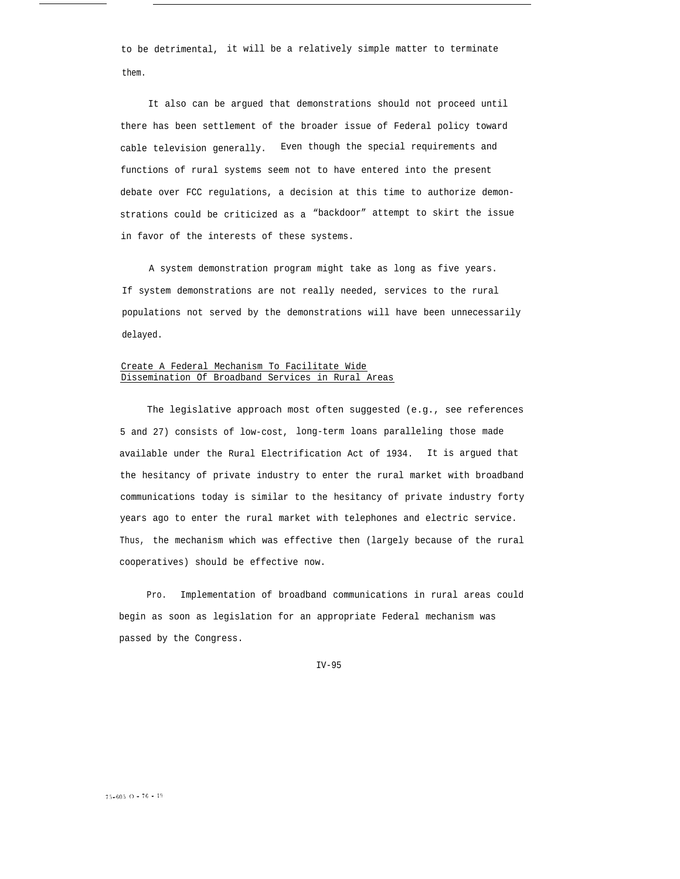to be detrimental, it will be a relatively simple matter to terminate them.

It also can be argued that demonstrations should not proceed until there has been settlement of the broader issue of Federal policy toward cable television generally. Even though the special requirements and functions of rural systems seem not to have entered into the present debate over FCC regulations, a decision at this time to authorize demonstrations could be criticized as a "backdoor" attempt to skirt the issue in favor of the interests of these systems.

A system demonstration program might take as long as five years. If system demonstrations are not really needed, services to the rural populations not served by the demonstrations will have been unnecessarily delayed.

### Create A Federal Mechanism To Facilitate Wide Dissemination Of Broadband Services in Rural Areas

The legislative approach most often suggested (e.g., see references 5 and 27) consists of low-cost, long-term loans paralleling those made available under the Rural Electrification Act of 1934. It is argued that the hesitancy of private industry to enter the rural market with broadband communications today is similar to the hesitancy of private industry forty years ago to enter the rural market with telephones and electric service. Thus, the mechanism which was effective then (largely because of the rural cooperatives) should be effective now.

Pro. Implementation of broadband communications in rural areas could begin as soon as legislation for an appropriate Federal mechanism was passed by the Congress.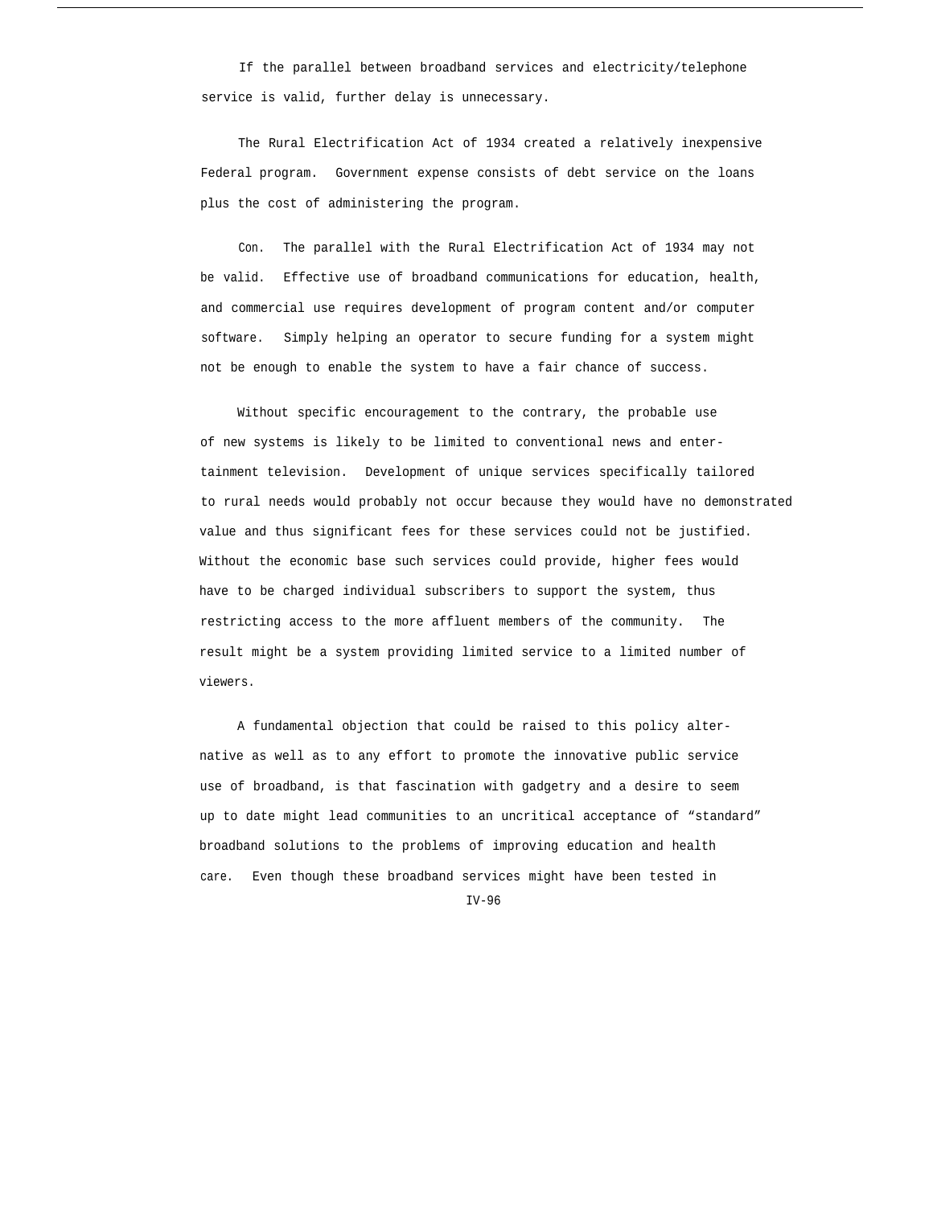If the parallel between broadband services and electricity/telephone service is valid, further delay is unnecessary.

The Rural Electrification Act of 1934 created a relatively inexpensive Federal program. Government expense consists of debt service on the loans plus the cost of administering the program.

Con. The parallel with the Rural Electrification Act of 1934 may not be valid. Effective use of broadband communications for education, health, and commercial use requires development of program content and/or computer software. Simply helping an operator to secure funding for a system might not be enough to enable the system to have a fair chance of success.

Without specific encouragement to the contrary, the probable use of new systems is likely to be limited to conventional news and entertainment television. Development of unique services specifically tailored to rural needs would probably not occur because they would have no demonstrated value and thus significant fees for these services could not be justified. Without the economic base such services could provide, higher fees would have to be charged individual subscribers to support the system, thus restricting access to the more affluent members of the community. The result might be a system providing limited service to a limited number of viewers.

A fundamental objection that could be raised to this policy alternative as well as to any effort to promote the innovative public service use of broadband, is that fascination with gadgetry and a desire to seem up to date might lead communities to an uncritical acceptance of "standard" broadband solutions to the problems of improving education and health care. Even though these broadband services might have been tested in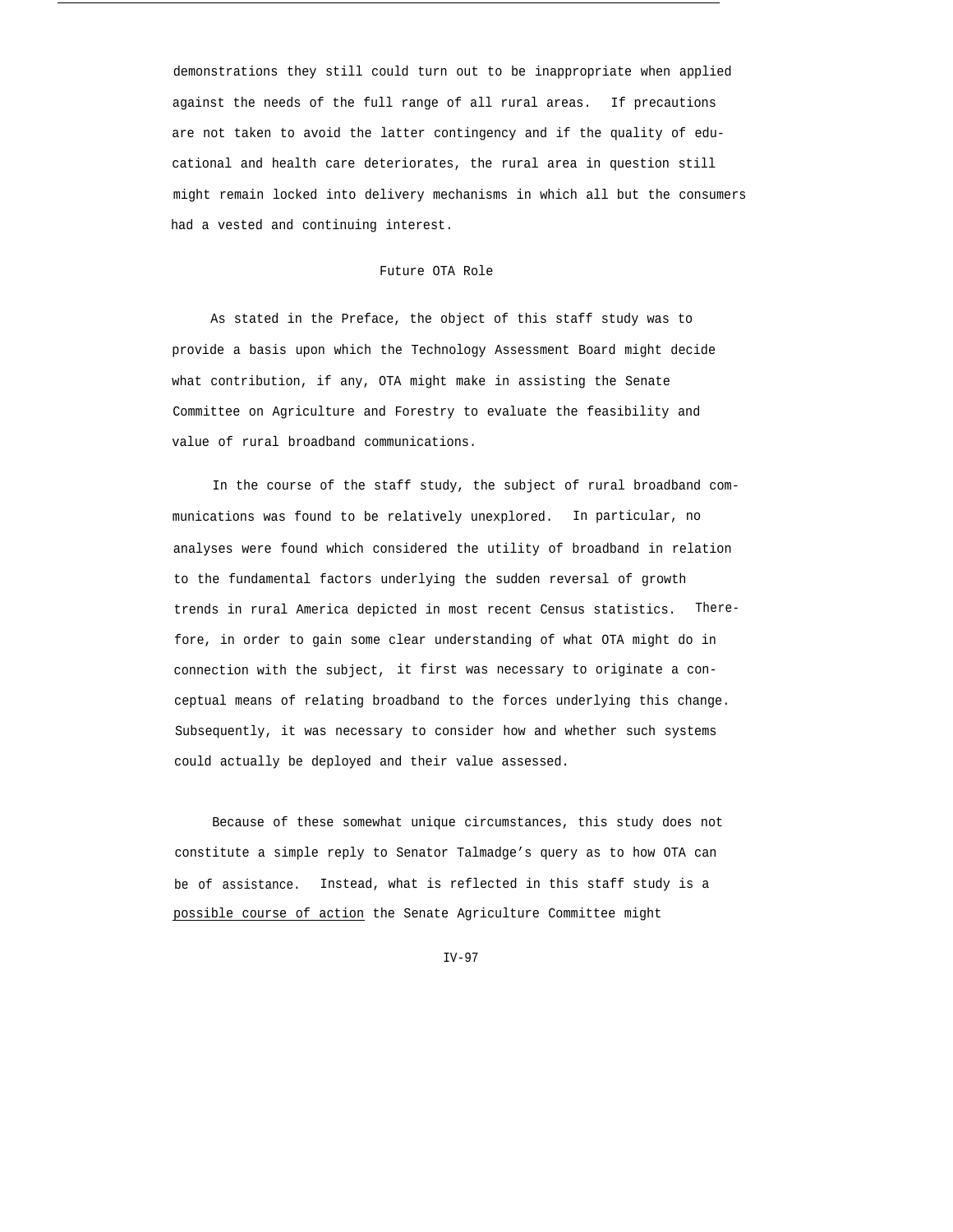demonstrations they still could turn out to be inappropriate when applied against the needs of the full range of all rural areas. If precautions are not taken to avoid the latter contingency and if the quality of educational and health care deteriorates, the rural area in question still might remain locked into delivery mechanisms in which all but the consumers had a vested and continuing interest.

## Future OTA Role

As stated in the Preface, the object of this staff study was to provide a basis upon which the Technology Assessment Board might decide what contribution, if any, OTA might make in assisting the Senate Committee on Agriculture and Forestry to evaluate the feasibility and value of rural broadband communications.

In the course of the staff study, the subject of rural broadband communications was found to be relatively unexplored. In particular, no analyses were found which considered the utility of broadband in relation to the fundamental factors underlying the sudden reversal of growth trends in rural America depicted in most recent Census statistics. Therefore, in order to gain some clear understanding of what OTA might do in connection with the subject, it first was necessary to originate a conceptual means of relating broadband to the forces underlying this change. Subsequently, it was necessary to consider how and whether such systems could actually be deployed and their value assessed.

Because of these somewhat unique circumstances, this study does not constitute a simple reply to Senator Talmadge's query as to how OTA can be of assistance. Instead, what is reflected in this staff study is a <u>possible course of action</u> the Senate Agriculture Committee might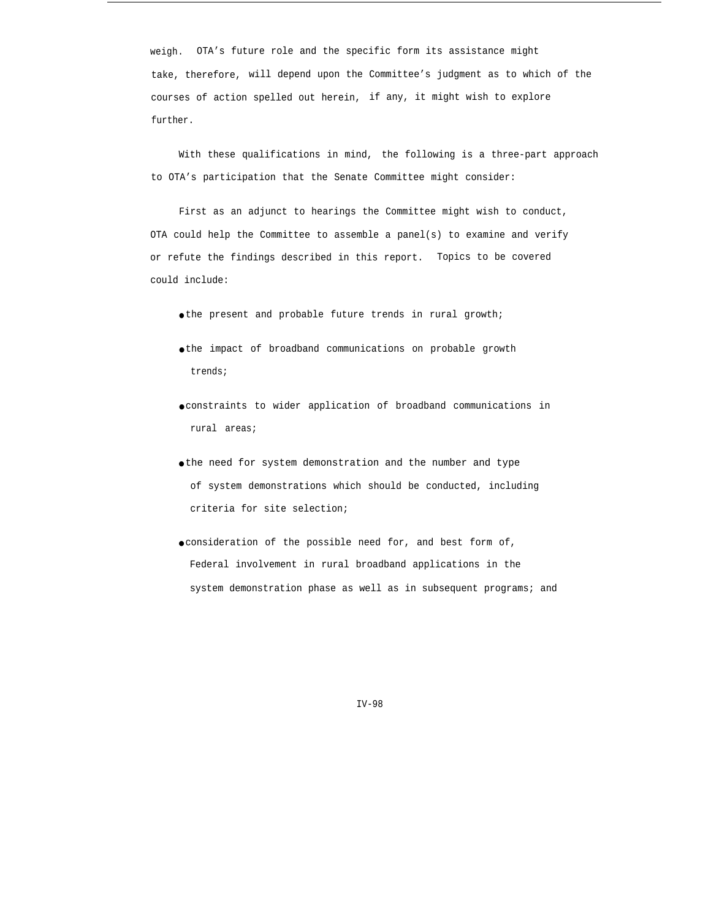weigh. OTA's future role and the specific form its assistance might take, therefore, will depend upon the Committee's judgment as to which of the courses of action spelled out herein, if any, it might wish to explore further.

With these qualifications in mind, the following is a three-part approach to OTA's participation that the Senate Committee might consider:

First as an adjunct to hearings the Committee might wish to conduct, OTA could help the Committee to assemble a panel(s) to examine and verify or refute the findings described in this report. Topics to be covered could include:

- the present and probable future trends in rural growth;
- the impact of broadband communications on probable growth trends;
- constraints to wider application of broadband communications in rural areas;
- the need for system demonstration and the number and type of system demonstrations which should be conducted, including criteria for site selection;
- consideration of the possible need for, and best form of, Federal involvement in rural broadband applications in the system demonstration phase as well as in subsequent programs; and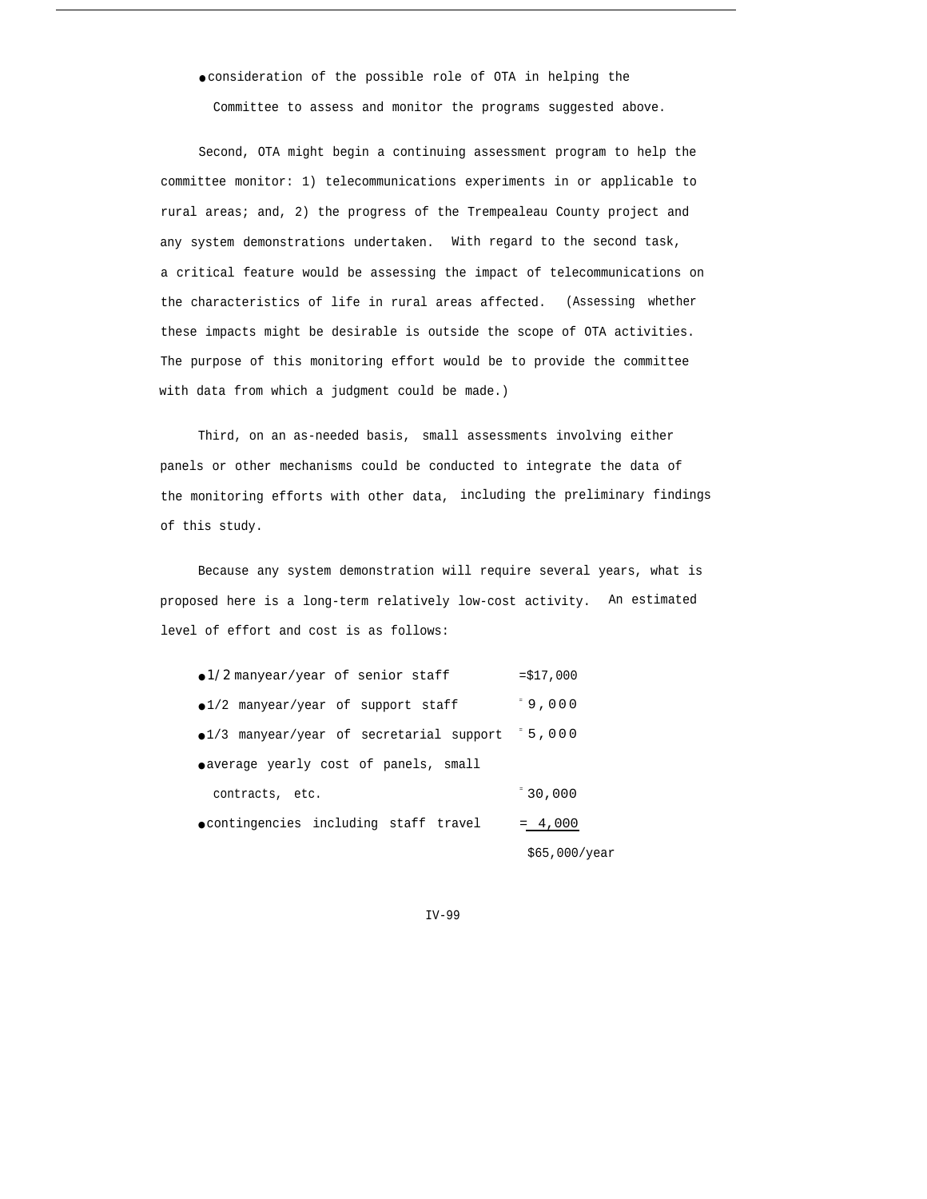- consideration of the possible role of OTA in helping the Committee to assess and monitor the programs suggested above.

Second, OTA might begin a continuing assessment program to help the committee monitor: 1) telecommunications experiments in or applicable to rural areas; and, 2) the progress of the Trempealeau County project and any system demonstrations undertaken. With regard to the second task, a critical feature would be assessing the impact of telecommunications on the characteristics of life in rural areas affected. (Assessing whether these impacts might be desirable is outside the scope of OTA activities. The purpose of this monitoring effort would be to provide the committee with data from which a judgment could be made.)

Third, on an as-needed basis, small assessments involving either panels or other mechanisms could be conducted to integrate the data of the monitoring efforts with other data, including the preliminary findings of this study.

Because any system demonstration will require several years, what is proposed here is a long-term relatively low-cost activity. An estimated level of effort and cost is as follows:

| | |
|---|---|
| • 1/2 manyear/year of senior staff | =$17,000 |
| • 1/2 manyear/year of support staff | = 9,000 |
| • 1/3 manyear/year of secretarial support | = 5,000 |
| • average yearly cost of panels, small contracts, etc. | = 30,000 |
| • contingencies including staff travel | = 4,000 |
| | $65,000/year |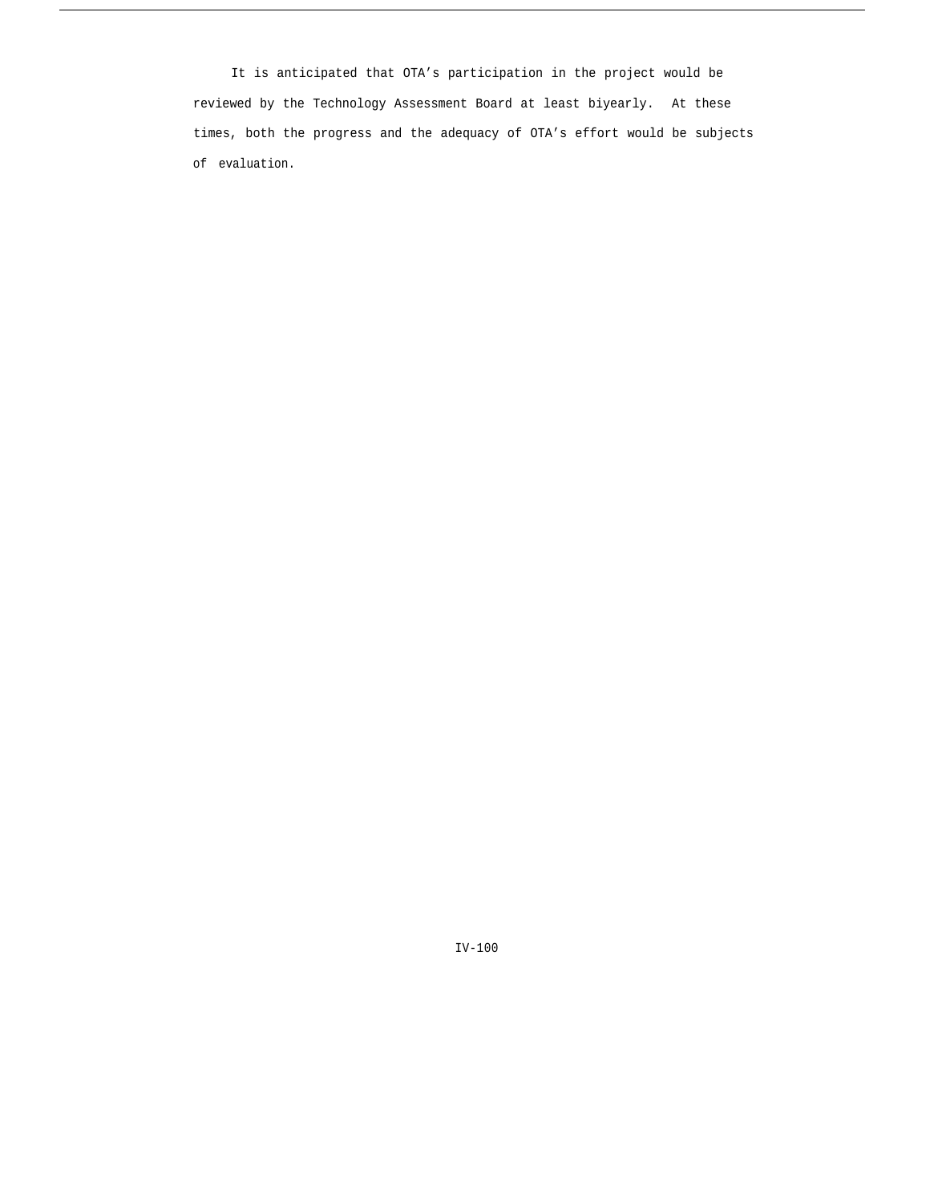It is anticipated that OTA's participation in the project would be reviewed by the Technology Assessment Board at least biyearly. At these times, both the progress and the adequacy of OTA's effort would be subjects of evaluation.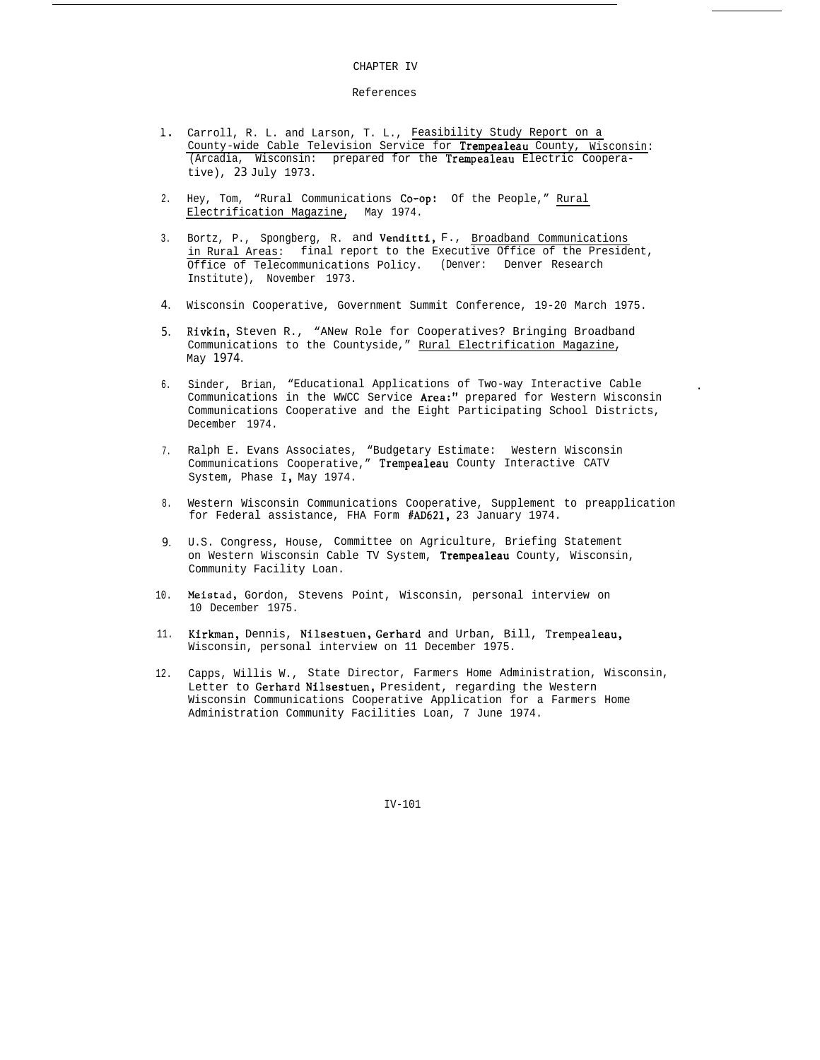# CHAPTER IV

## References

1. Carroll, R. L. and Larson, T. L., Feasibility Study Report on a County-wide Cable Television Service for Trempealeau County, Wisconsin: (Arcadia, Wisconsin: prepared for the Trempealeau Electric Cooperative), 23 July 1973.

2. Hey, Tom, "Rural Communications Co-op: Of the People," Rural Electrification Magazine, May 1974.

3. Bortz, P., Spongberg, R. and Venditti, F., Broadband Communications in Rural Areas: final report to the Executive Office of the President, Office of Telecommunications Policy. (Denver: Denver Research Institute), November 1973.

4. Wisconsin Cooperative, Government Summit Conference, 19-20 March 1975.

5. Rivkin, Steven R., "ANew Role for Cooperatives? Bringing Broadband Communications to the Countyside," Rural Electrification Magazine, May 1974.

6. Sinder, Brian, "Educational Applications of Two-way Interactive Cable Communications in the WWCC Service Area:" prepared for Western Wisconsin Communications Cooperative and the Eight Participating School Districts, December 1974.

7. Ralph E. Evans Associates, "Budgetary Estimate: Western Wisconsin Communications Cooperative," Trempealeau County Interactive CATV System, Phase I, May 1974.

8. Western Wisconsin Communications Cooperative, Supplement to preapplication for Federal assistance, FHA Form #AD621, 23 January 1974.

9. U.S. Congress, House, Committee on Agriculture, Briefing Statement on Western Wisconsin Cable TV System, Trempealeau County, Wisconsin, Community Facility Loan.

10. Meistad, Gordon, Stevens Point, Wisconsin, personal interview on 10 December 1975.

11. Kirkman, Dennis, Nilsestuen, Gerhard and Urban, Bill, Trempealeau, Wisconsin, personal interview on 11 December 1975.

12. Capps, Willis W., State Director, Farmers Home Administration, Wisconsin, Letter to Gerhard Nilsestuen, President, regarding the Western Wisconsin Communications Cooperative Application for a Farmers Home Administration Community Facilities Loan, 7 June 1974.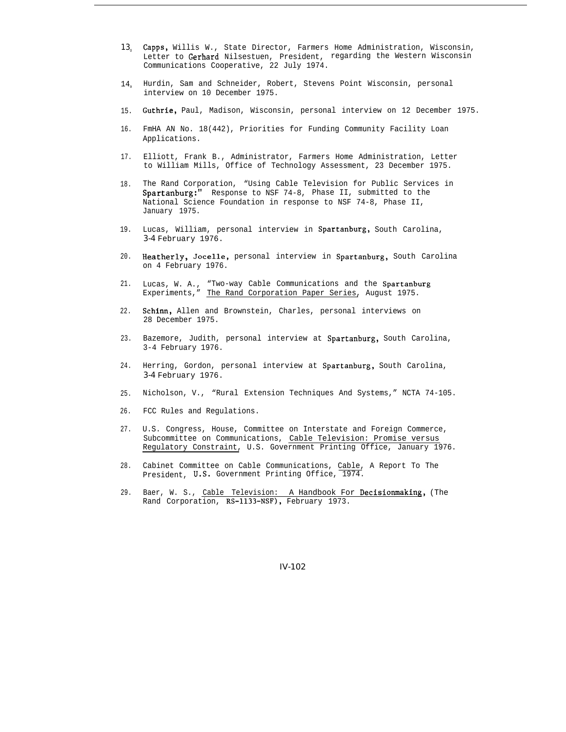13. Capps, Willis W., State Director, Farmers Home Administration, Wisconsin, Letter to Gerhard Nilsestuen, President, regarding the Western Wisconsin Communications Cooperative, 22 July 1974.

14. Hurdin, Sam and Schneider, Robert, Stevens Point Wisconsin, personal interview on 10 December 1975.

15. Guthrie, Paul, Madison, Wisconsin, personal interview on 12 December 1975.

16. FmHA AN No. 18(442), Priorities for Funding Community Facility Loan Applications.

17. Elliott, Frank B., Administrator, Farmers Home Administration, Letter to William Mills, Office of Technology Assessment, 23 December 1975.

18. The Rand Corporation, "Using Cable Television for Public Services in Spartanburg:" Response to NSF 74-8, Phase II, submitted to the National Science Foundation in response to NSF 74-8, Phase II, January 1975.

19. Lucas, William, personal interview in Spartanburg, South Carolina, 3-4 February 1976.

20. Heatherly, Jocelle, personal interview in Spartanburg, South Carolina on 4 February 1976.

21. Lucas, W. A., "Two-way Cable Communications and the Spartanburg Experiments," The Rand Corporation Paper Series, August 1975.

22. Schinn, Allen and Brownstein, Charles, personal interviews on 28 December 1975.

23. Bazemore, Judith, personal interview at Spartanburg, South Carolina, 3-4 February 1976.

24. Herring, Gordon, personal interview at Spartanburg, South Carolina, 3-4 February 1976.

25. Nicholson, V., "Rural Extension Techniques And Systems," NCTA 74-105.

26. FCC Rules and Regulations.

27. U.S. Congress, House, Committee on Interstate and Foreign Commerce, Subcommittee on Communications, Cable Television: Promise versus Regulatory Constraint, U.S. Government Printing Office, January 1976.

28. Cabinet Committee on Cable Communications, Cable, A Report To The President, U.S. Government Printing Office, 1974.

29. Baer, W. S., Cable Television: A Handbook For Decisionmaking, (The Rand Corporation, RS-1133-NSF), February 1973.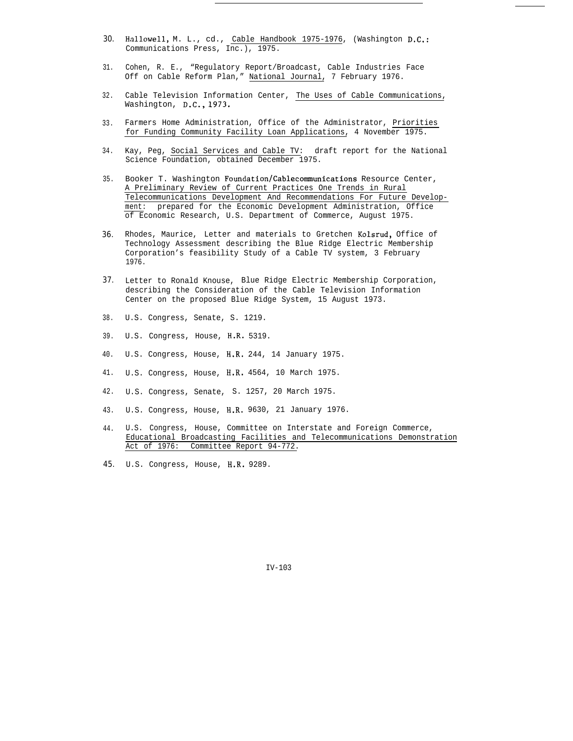30. Hallowell, M. L., cd., Cable Handbook 1975-1976, (Washington D.C.: Communications Press, Inc.), 1975.

31. Cohen, R. E., "Regulatory Report/Broadcast, Cable Industries Face Off on Cable Reform Plan," National Journal, 7 February 1976.

32. Cable Television Information Center, The Uses of Cable Communications, Washington, D.C., 1973.

33. Farmers Home Administration, Office of the Administrator, Priorities for Funding Community Facility Loan Applications, 4 November 1975.

34. Kay, Peg, Social Services and Cable TV: draft report for the National Science Foundation, obtained December 1975.

35. Booker T. Washington Foundation/Cablecommunications Resource Center, A Preliminary Review of Current Practices One Trends in Rural Telecommunications Development And Recommendations For Future Development: prepared for the Economic Development Administration, Office of Economic Research, U.S. Department of Commerce, August 1975.

36. Rhodes, Maurice, Letter and materials to Gretchen Kolsrud, Office of Technology Assessment describing the Blue Ridge Electric Membership Corporation's feasibility Study of a Cable TV system, 3 February 1976.

37. Letter to Ronald Knouse, Blue Ridge Electric Membership Corporation, describing the Consideration of the Cable Television Information Center on the proposed Blue Ridge System, 15 August 1973.

38. U.S. Congress, Senate, S. 1219.

39. U.S. Congress, House, H.R. 5319.

40. U.S. Congress, House, H.R. 244, 14 January 1975.

41. U.S. Congress, House, H.R. 4564, 10 March 1975.

42. U.S. Congress, Senate, S. 1257, 20 March 1975.

43. U.S. Congress, House, H.R. 9630, 21 January 1976.

44. U.S. Congress, House, Committee on Interstate and Foreign Commerce, Educational Broadcasting Facilities and Telecommunications Demonstration Act of 1976: Committee Report 94-772.

45. U.S. Congress, House, H.R. 9289.